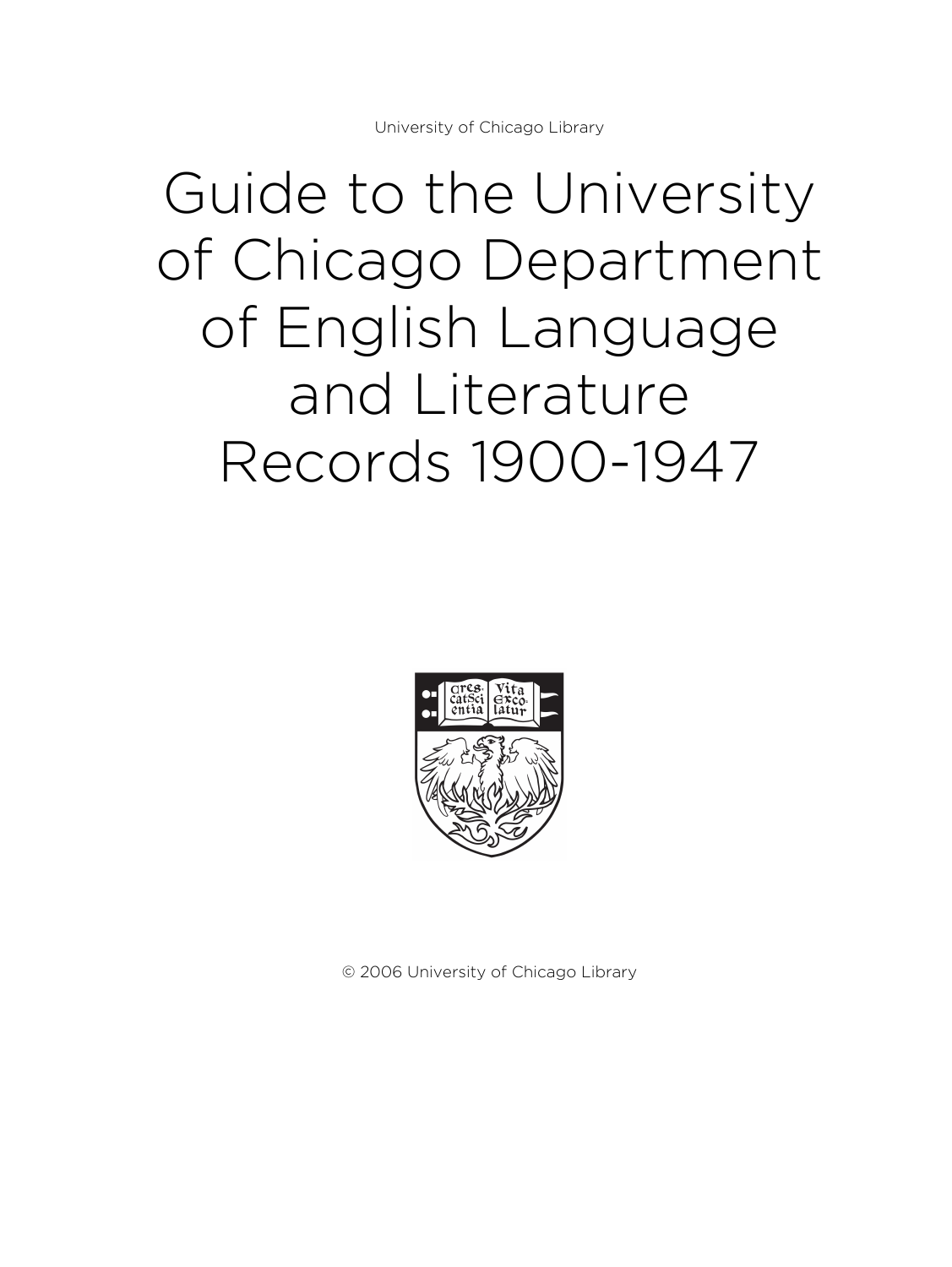University of Chicago Library

# Guide to the University of Chicago Department of English Language and Literature Records 1900-1947

© 2006 University of Chicago Library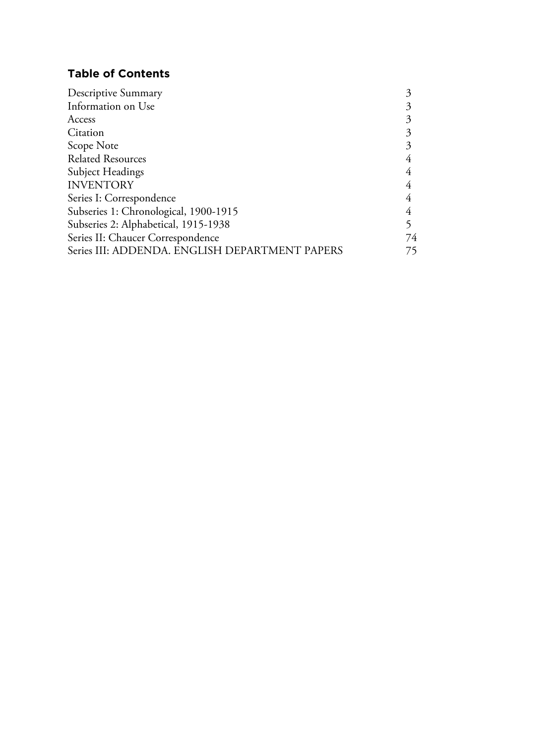## Table of Contents

| | |
|---|---|
| Descriptive Summary | 3 |
| Information on Use | 3 |
| Access | 3 |
| Citation | 3 |
| Scope Note | 3 |
| Related Resources | 4 |
| Subject Headings | 4 |
| INVENTORY | 4 |
| Series I: Correspondence | 4 |
| Subseries 1: Chronological, 1900-1915 | 4 |
| Subseries 2: Alphabetical, 1915-1938 | 5 |
| Series II: Chaucer Correspondence | 74 |
| Series III: ADDENDA. ENGLISH DEPARTMENT PAPERS | 75 |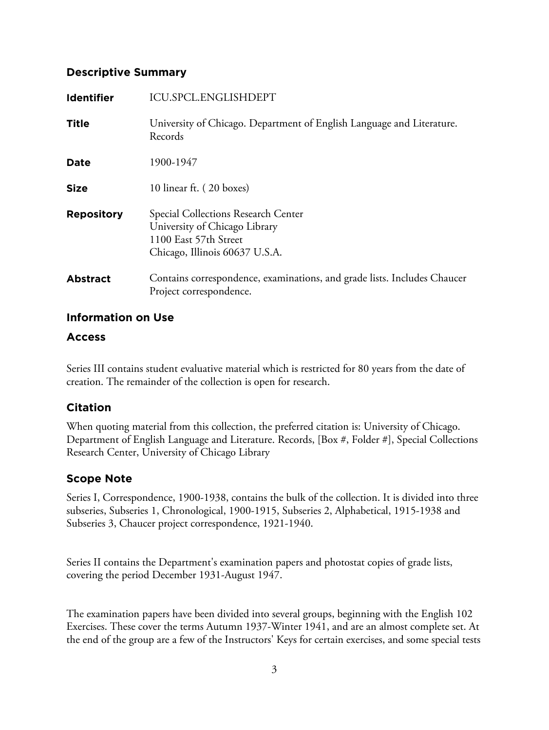## Descriptive Summary

| | |
|---|---|
| **Identifier** | ICU.SPCL.ENGLISHDEPT |
| **Title** | University of Chicago. Department of English Language and Literature. Records |
| **Date** | 1900-1947 |
| **Size** | 10 linear ft. ( 20 boxes) |
| **Repository** | Special Collections Research Center<br>University of Chicago Library<br>1100 East 57th Street<br>Chicago, Illinois 60637 U.S.A. |
| **Abstract** | Contains correspondence, examinations, and grade lists. Includes Chaucer Project correspondence. |

## Information on Use

### Access

Series III contains student evaluative material which is restricted for 80 years from the date of creation. The remainder of the collection is open for research.

### Citation

When quoting material from this collection, the preferred citation is: University of Chicago. Department of English Language and Literature. Records, [Box #, Folder #], Special Collections Research Center, University of Chicago Library

### Scope Note

Series I, Correspondence, 1900-1938, contains the bulk of the collection. It is divided into three subseries, Subseries 1, Chronological, 1900-1915, Subseries 2, Alphabetical, 1915-1938 and Subseries 3, Chaucer project correspondence, 1921-1940.

Series II contains the Department's examination papers and photostat copies of grade lists, covering the period December 1931-August 1947.

The examination papers have been divided into several groups, beginning with the English 102 Exercises. These cover the terms Autumn 1937-Winter 1941, and are an almost complete set. At the end of the group are a few of the Instructors' Keys for certain exercises, and some special tests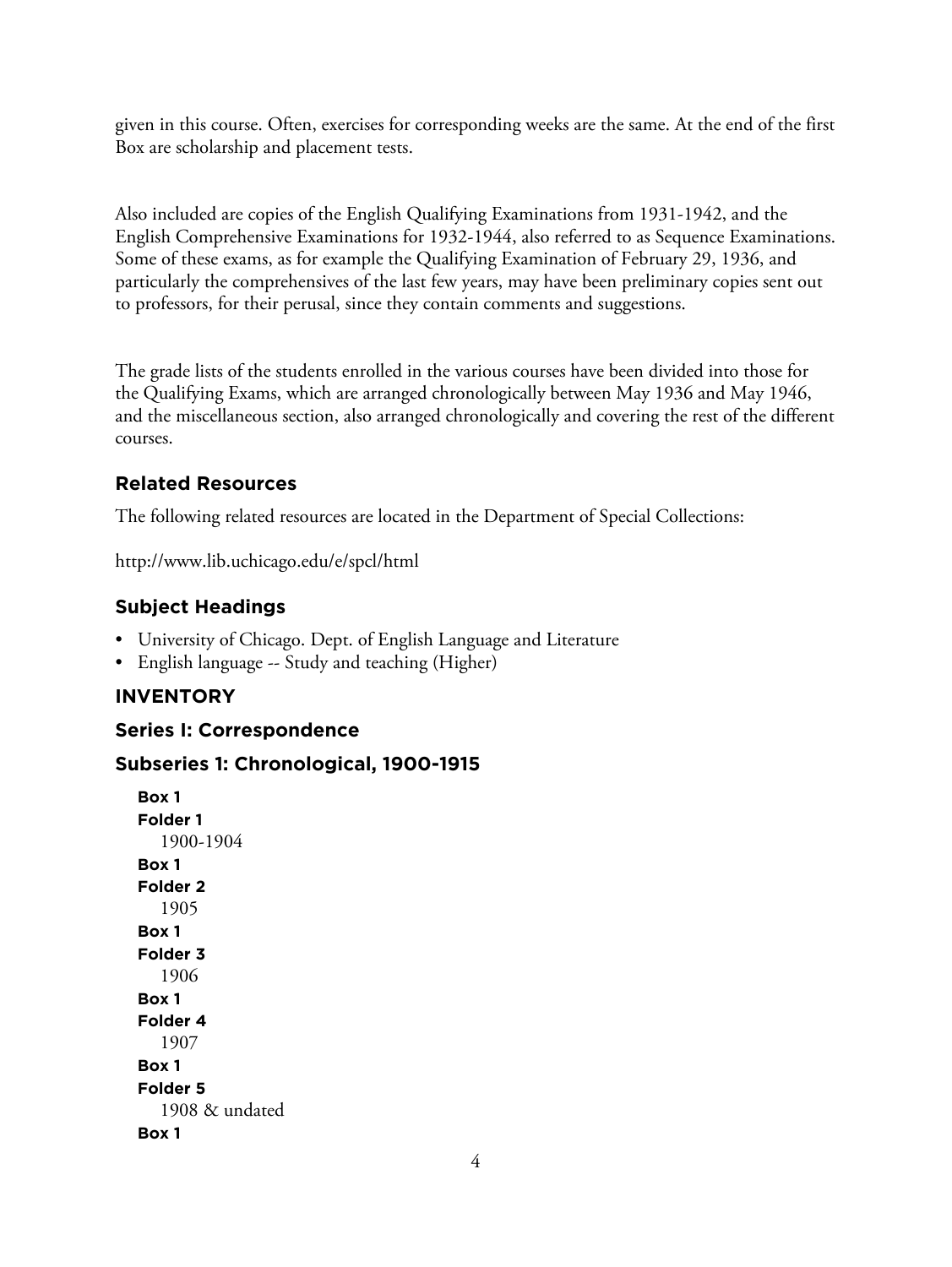given in this course. Often, exercises for corresponding weeks are the same. At the end of the first Box are scholarship and placement tests.

Also included are copies of the English Qualifying Examinations from 1931-1942, and the English Comprehensive Examinations for 1932-1944, also referred to as Sequence Examinations. Some of these exams, as for example the Qualifying Examination of February 29, 1936, and particularly the comprehensives of the last few years, may have been preliminary copies sent out to professors, for their perusal, since they contain comments and suggestions.

The grade lists of the students enrolled in the various courses have been divided into those for the Qualifying Exams, which are arranged chronologically between May 1936 and May 1946, and the miscellaneous section, also arranged chronologically and covering the rest of the different courses.

## Related Resources

The following related resources are located in the Department of Special Collections:

http://www.lib.uchicago.edu/e/spcl/html

## Subject Headings

- University of Chicago. Dept. of English Language and Literature
- English language -- Study and teaching (Higher)

## INVENTORY

## Series I: Correspondence

## Subseries 1: Chronological, 1900-1915

**Box 1**
**Folder 1**
1900-1904

**Box 1**
**Folder 2**
1905

**Box 1**
**Folder 3**
1906

**Box 1**
**Folder 4**
1907

**Box 1**
**Folder 5**
1908 & undated

**Box 1**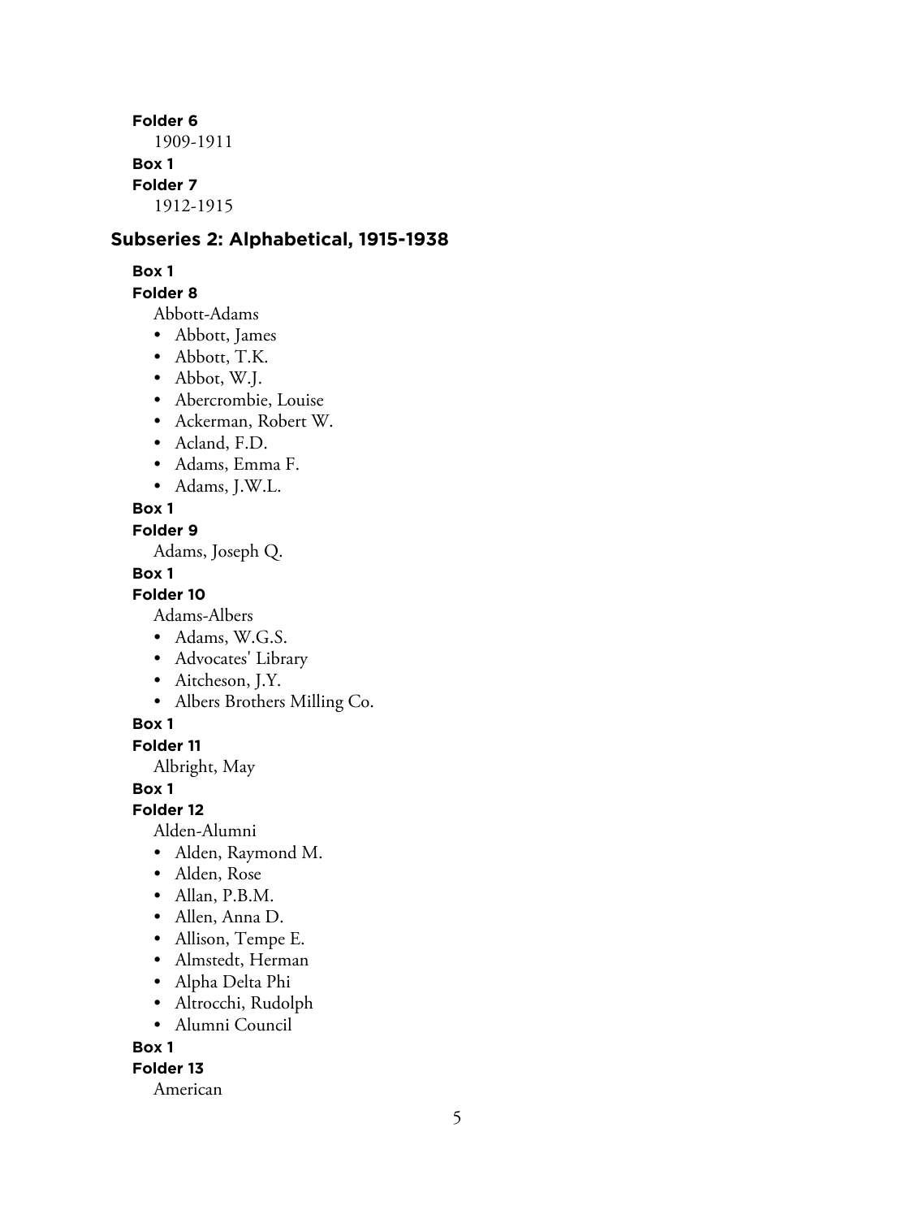**Folder 6**

1909-1911

**Box 1**

**Folder 7**

1912-1915

## Subseries 2: Alphabetical, 1915-1938

**Box 1**

**Folder 8**

Abbott-Adams

- Abbott, James
- Abbott, T.K.
- Abbot, W.J.
- Abercrombie, Louise
- Ackerman, Robert W.
- Acland, F.D.
- Adams, Emma F.
- Adams, J.W.L.

**Box 1**

**Folder 9**

Adams, Joseph Q.

**Box 1**

**Folder 10**

Adams-Albers

- Adams, W.G.S.
- Advocates' Library
- Aitcheson, J.Y.
- Albers Brothers Milling Co.

**Box 1**

**Folder 11**

Albright, May

**Box 1**

**Folder 12**

Alden-Alumni

- Alden, Raymond M.
- Alden, Rose
- Allan, P.B.M.
- Allen, Anna D.
- Allison, Tempe E.
- Almstedt, Herman
- Alpha Delta Phi
- Altrocchi, Rudolph
- Alumni Council

**Box 1**

**Folder 13**

American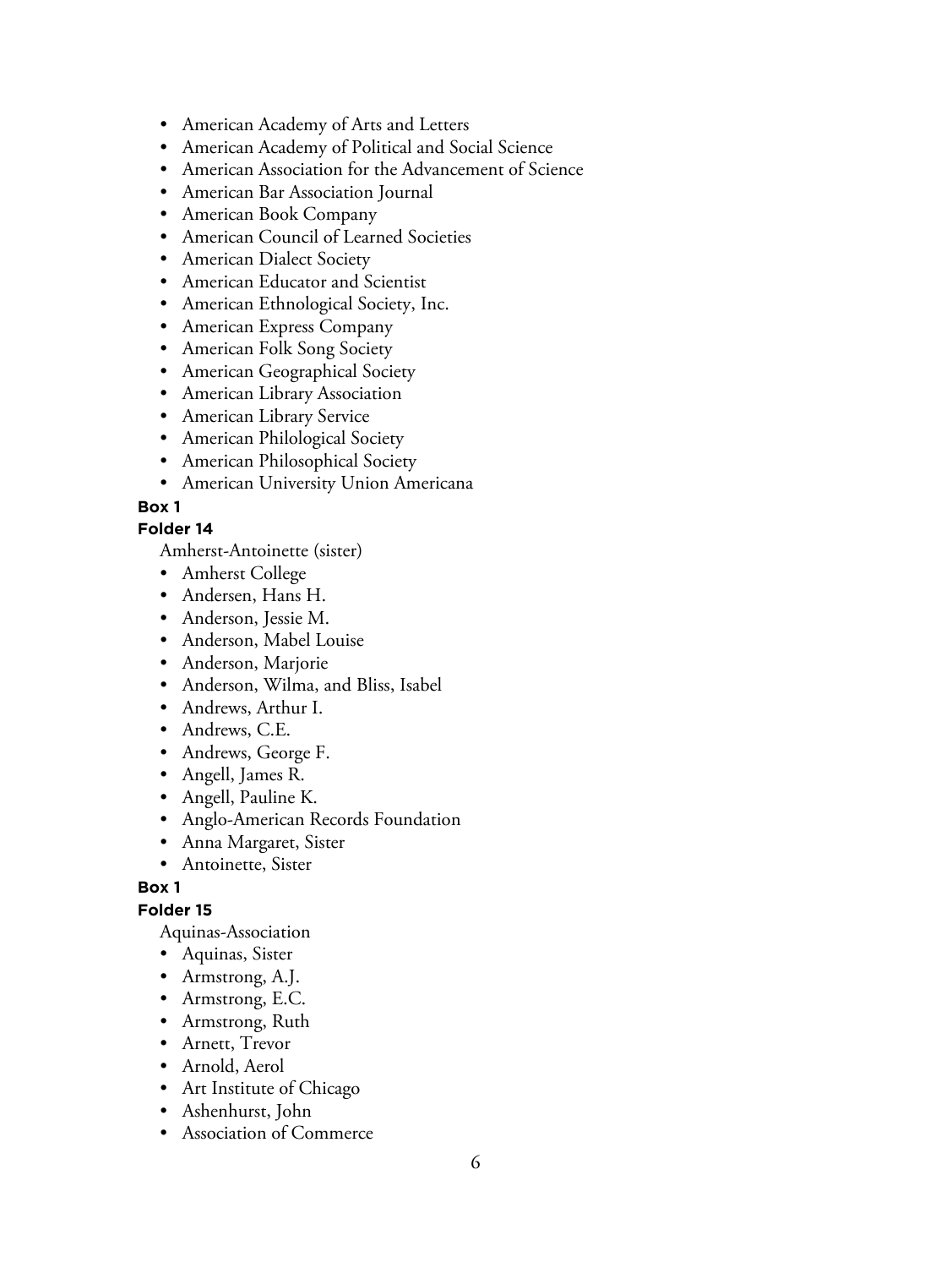- American Academy of Arts and Letters
- American Academy of Political and Social Science
- American Association for the Advancement of Science
- American Bar Association Journal
- American Book Company
- American Council of Learned Societies
- American Dialect Society
- American Educator and Scientist
- American Ethnological Society, Inc.
- American Express Company
- American Folk Song Society
- American Geographical Society
- American Library Association
- American Library Service
- American Philological Society
- American Philosophical Society
- American University Union Americana

**Box 1**

**Folder 14**

Amherst-Antoinette (sister)

- Amherst College
- Andersen, Hans H.
- Anderson, Jessie M.
- Anderson, Mabel Louise
- Anderson, Marjorie
- Anderson, Wilma, and Bliss, Isabel
- Andrews, Arthur I.
- Andrews, C.E.
- Andrews, George F.
- Angell, James R.
- Angell, Pauline K.
- Anglo-American Records Foundation
- Anna Margaret, Sister
- Antoinette, Sister

**Box 1**

**Folder 15**

Aquinas-Association

- Aquinas, Sister
- Armstrong, A.J.
- Armstrong, E.C.
- Armstrong, Ruth
- Arnett, Trevor
- Arnold, Aerol
- Art Institute of Chicago
- Ashenhurst, John
- Association of Commerce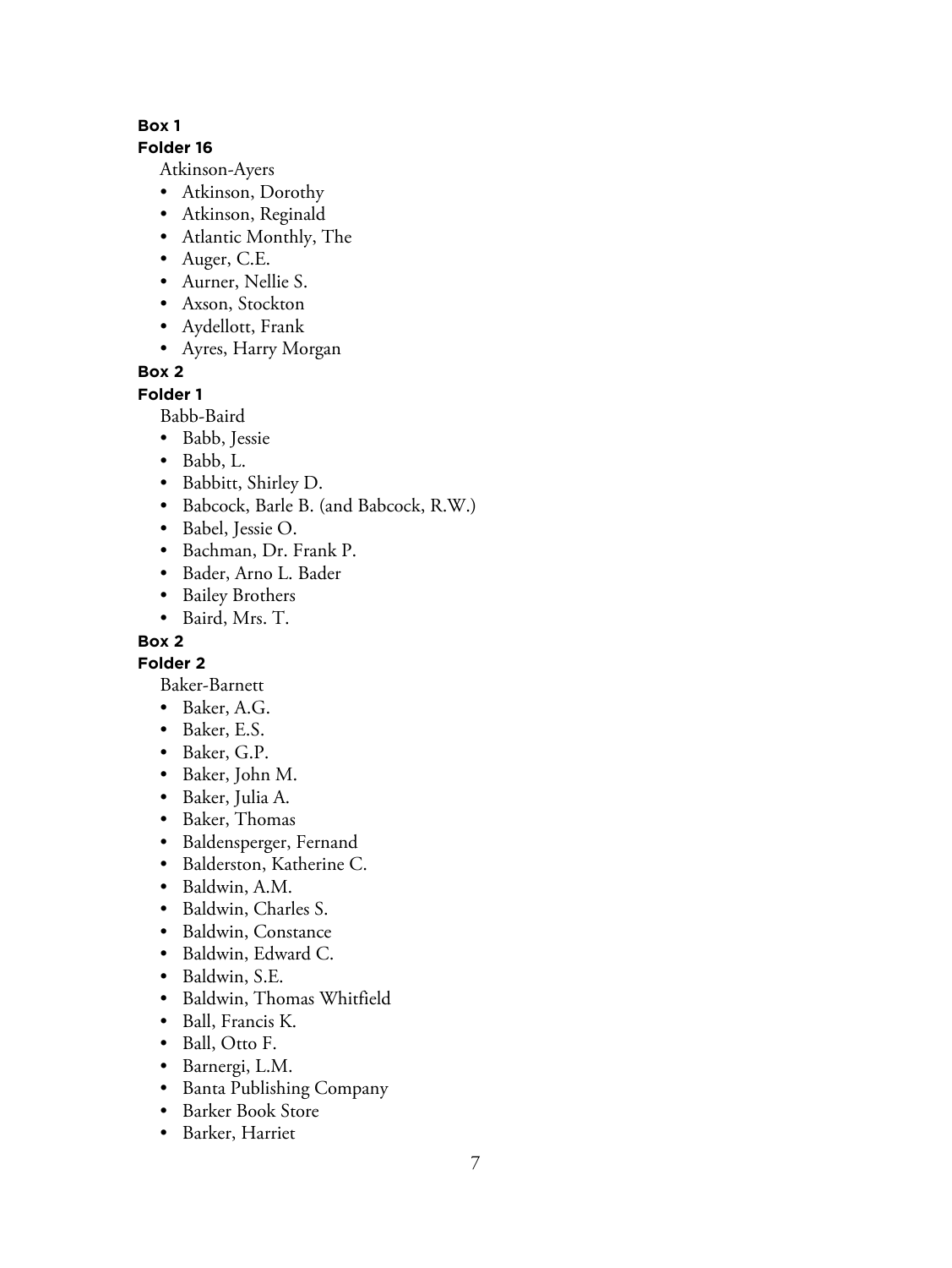**Box 1**

**Folder 16**

Atkinson-Ayers

- Atkinson, Dorothy
- Atkinson, Reginald
- Atlantic Monthly, The
- Auger, C.E.
- Aurner, Nellie S.
- Axson, Stockton
- Aydellott, Frank
- Ayres, Harry Morgan

**Box 2**

**Folder 1**

Babb-Baird

- Babb, Jessie
- Babb, L.
- Babbitt, Shirley D.
- Babcock, Barle B. (and Babcock, R.W.)
- Babel, Jessie O.
- Bachman, Dr. Frank P.
- Bader, Arno L. Bader
- Bailey Brothers
- Baird, Mrs. T.

**Box 2**

**Folder 2**

Baker-Barnett

- Baker, A.G.
- Baker, E.S.
- Baker, G.P.
- Baker, John M.
- Baker, Julia A.
- Baker, Thomas
- Baldensperger, Fernand
- Balderston, Katherine C.
- Baldwin, A.M.
- Baldwin, Charles S.
- Baldwin, Constance
- Baldwin, Edward C.
- Baldwin, S.E.
- Baldwin, Thomas Whitfield
- Ball, Francis K.
- Ball, Otto F.
- Barnergi, L.M.
- Banta Publishing Company
- Barker Book Store
- Barker, Harriet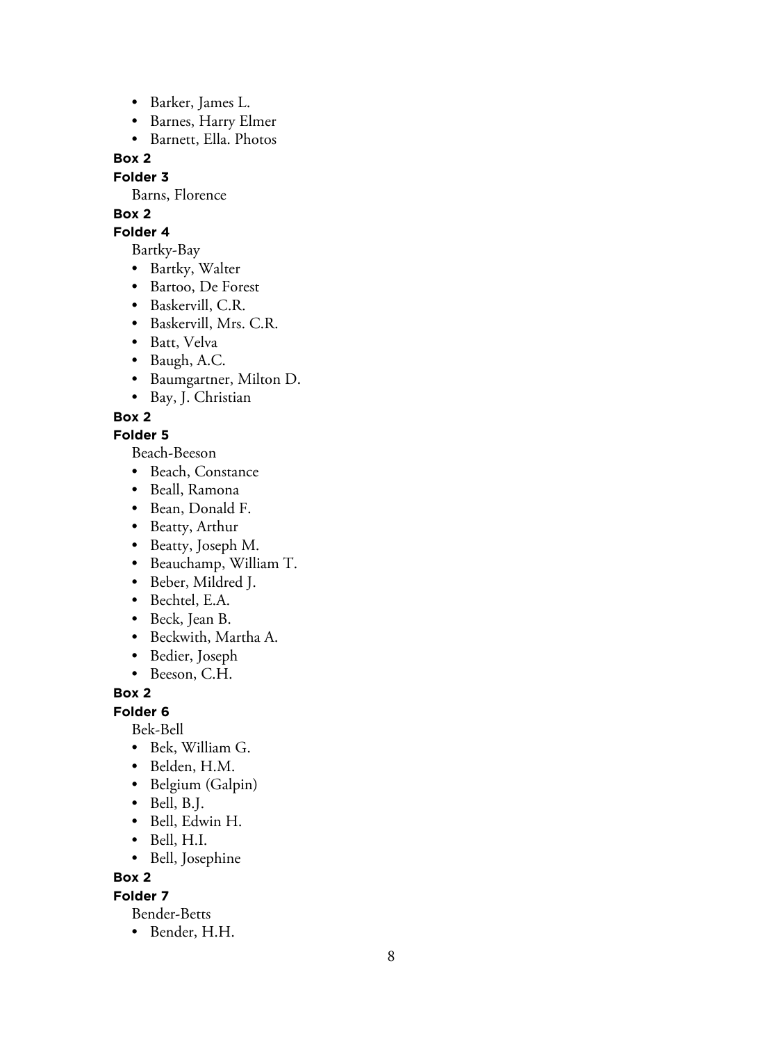- Barker, James L.
- Barnes, Harry Elmer
- Barnett, Ella. Photos

**Box 2**

**Folder 3**

Barns, Florence

**Box 2**

**Folder 4**

Bartky-Bay

- Bartky, Walter
- Bartoo, De Forest
- Baskervill, C.R.
- Baskervill, Mrs. C.R.
- Batt, Velva
- Baugh, A.C.
- Baumgartner, Milton D.
- Bay, J. Christian

**Box 2**

**Folder 5**

Beach-Beeson

- Beach, Constance
- Beall, Ramona
- Bean, Donald F.
- Beatty, Arthur
- Beatty, Joseph M.
- Beauchamp, William T.
- Beber, Mildred J.
- Bechtel, E.A.
- Beck, Jean B.
- Beckwith, Martha A.
- Bedier, Joseph
- Beeson, C.H.

**Box 2**

**Folder 6**

Bek-Bell

- Bek, William G.
- Belden, H.M.
- Belgium (Galpin)
- Bell, B.J.
- Bell, Edwin H.
- Bell, H.I.
- Bell, Josephine

**Box 2**

**Folder 7**

Bender-Betts

- Bender, H.H.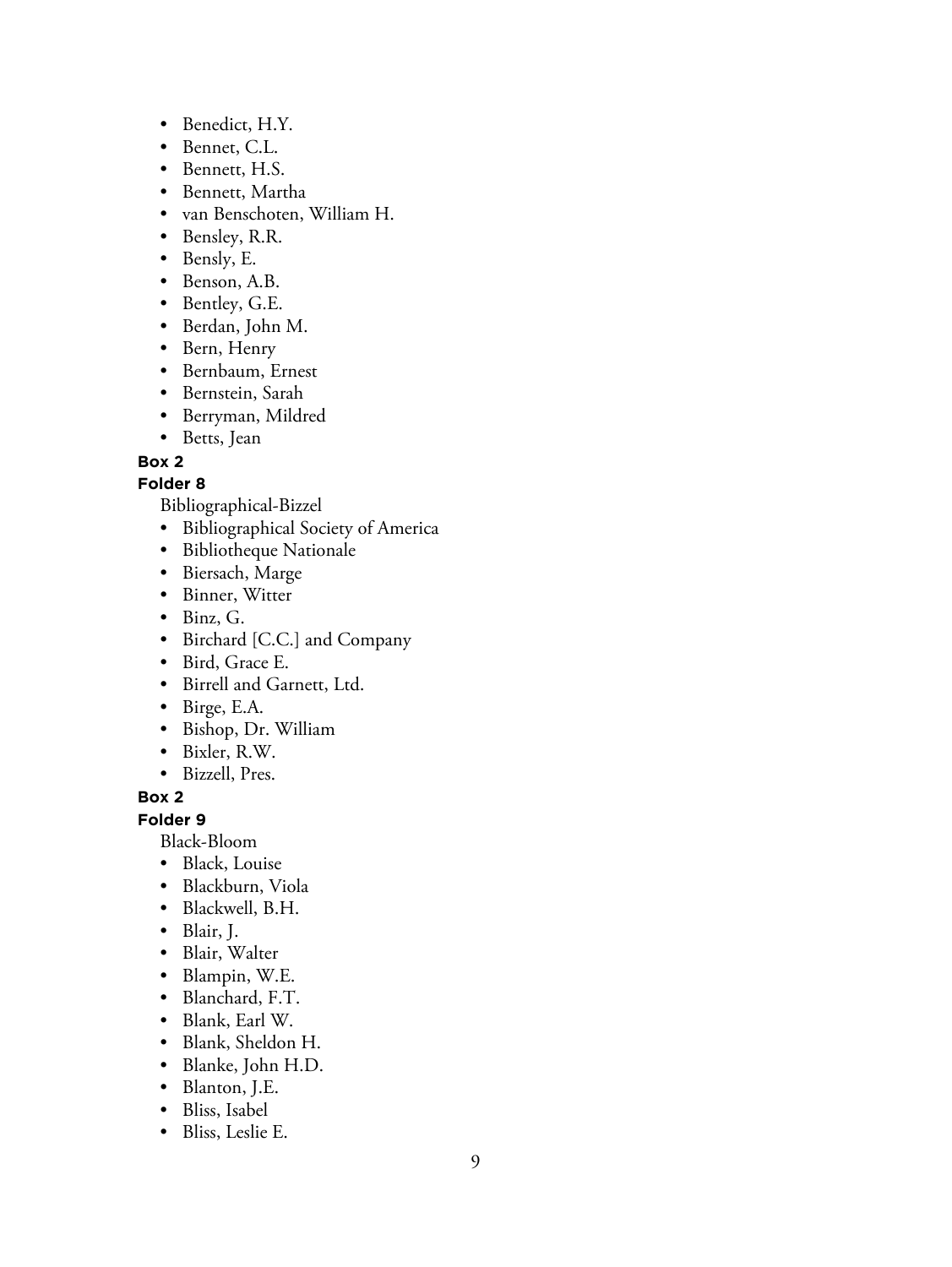- Benedict, H.Y.
- Bennet, C.L.
- Bennett, H.S.
- Bennett, Martha
- van Benschoten, William H.
- Bensley, R.R.
- Bensly, E.
- Benson, A.B.
- Bentley, G.E.
- Berdan, John M.
- Bern, Henry
- Bernbaum, Ernest
- Bernstein, Sarah
- Berryman, Mildred
- Betts, Jean

**Box 2**

**Folder 8**

Bibliographical-Bizzel

- Bibliographical Society of America
- Bibliotheque Nationale
- Biersach, Marge
- Binner, Witter
- Binz, G.
- Birchard [C.C.] and Company
- Bird, Grace E.
- Birrell and Garnett, Ltd.
- Birge, E.A.
- Bishop, Dr. William
- Bixler, R.W.
- Bizzell, Pres.

**Box 2**

**Folder 9**

Black-Bloom

- Black, Louise
- Blackburn, Viola
- Blackwell, B.H.
- Blair, J.
- Blair, Walter
- Blampin, W.E.
- Blanchard, F.T.
- Blank, Earl W.
- Blank, Sheldon H.
- Blanke, John H.D.
- Blanton, J.E.
- Bliss, Isabel
- Bliss, Leslie E.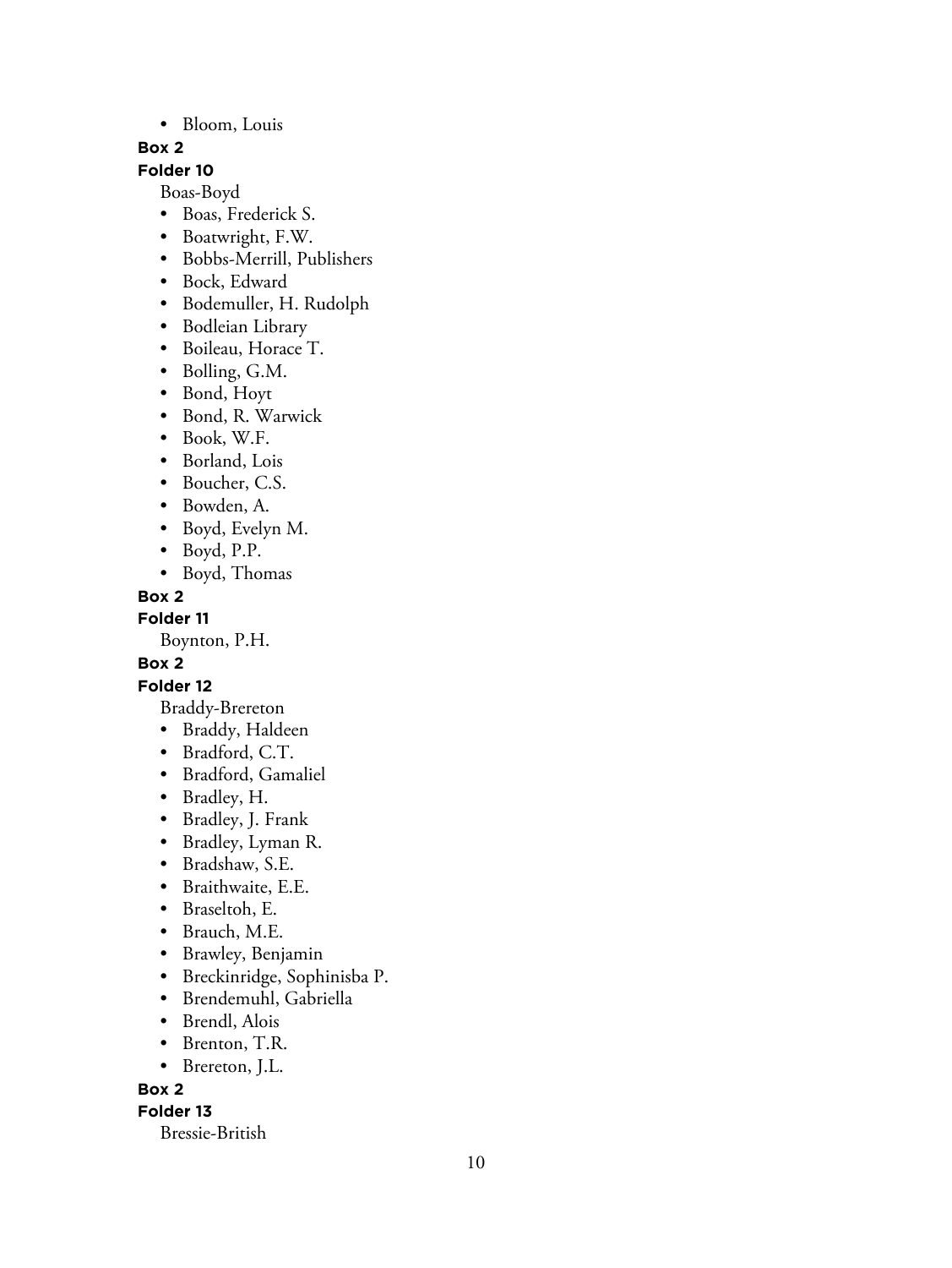- Bloom, Louis

**Box 2**

**Folder 10**

Boas-Boyd

- Boas, Frederick S.
- Boatwright, F.W.
- Bobbs-Merrill, Publishers
- Bock, Edward
- Bodemuller, H. Rudolph
- Bodleian Library
- Boileau, Horace T.
- Bolling, G.M.
- Bond, Hoyt
- Bond, R. Warwick
- Book, W.F.
- Borland, Lois
- Boucher, C.S.
- Bowden, A.
- Boyd, Evelyn M.
- Boyd, P.P.
- Boyd, Thomas

**Box 2**

**Folder 11**

Boynton, P.H.

**Box 2**

**Folder 12**

Braddy-Brereton

- Braddy, Haldeen
- Bradford, C.T.
- Bradford, Gamaliel
- Bradley, H.
- Bradley, J. Frank
- Bradley, Lyman R.
- Bradshaw, S.E.
- Braithwaite, E.E.
- Braseltoh, E.
- Brauch, M.E.
- Brawley, Benjamin
- Breckinridge, Sophinisba P.
- Brendemuhl, Gabriella
- Brendl, Alois
- Brenton, T.R.
- Brereton, J.L.

**Box 2**

**Folder 13**

Bressie-British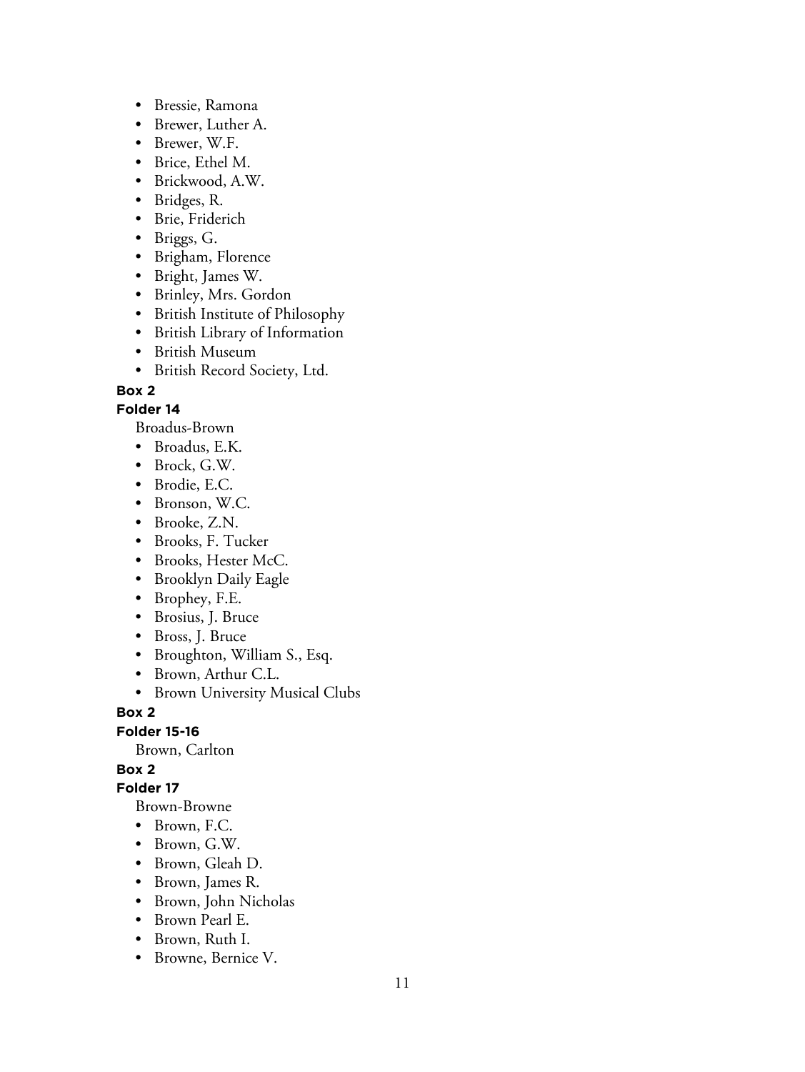- Bressie, Ramona
- Brewer, Luther A.
- Brewer, W.F.
- Brice, Ethel M.
- Brickwood, A.W.
- Bridges, R.
- Brie, Friderich
- Briggs, G.
- Brigham, Florence
- Bright, James W.
- Brinley, Mrs. Gordon
- British Institute of Philosophy
- British Library of Information
- British Museum
- British Record Society, Ltd.

**Box 2**

**Folder 14**

Broadus-Brown

- Broadus, E.K.
- Brock, G.W.
- Brodie, E.C.
- Bronson, W.C.
- Brooke, Z.N.
- Brooks, F. Tucker
- Brooks, Hester McC.
- Brooklyn Daily Eagle
- Brophey, F.E.
- Brosius, J. Bruce
- Bross, J. Bruce
- Broughton, William S., Esq.
- Brown, Arthur C.L.
- Brown University Musical Clubs

**Box 2**

**Folder 15-16**

Brown, Carlton

**Box 2**

**Folder 17**

Brown-Browne

- Brown, F.C.
- Brown, G.W.
- Brown, Gleah D.
- Brown, James R.
- Brown, John Nicholas
- Brown Pearl E.
- Brown, Ruth I.
- Browne, Bernice V.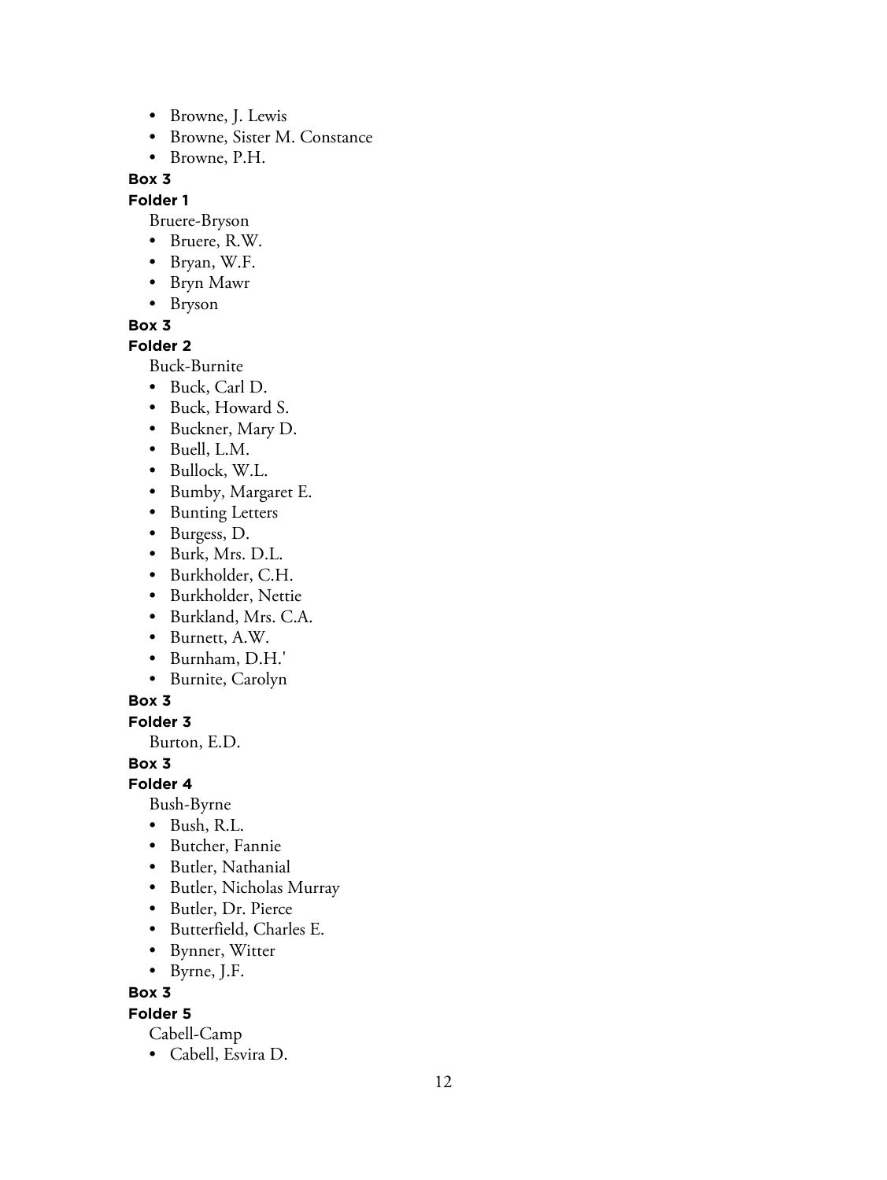- Browne, J. Lewis
- Browne, Sister M. Constance
- Browne, P.H.

**Box 3**

**Folder 1**

Bruere-Bryson

- Bruere, R.W.
- Bryan, W.F.
- Bryn Mawr
- Bryson

**Box 3**

**Folder 2**

Buck-Burnite

- Buck, Carl D.
- Buck, Howard S.
- Buckner, Mary D.
- Buell, L.M.
- Bullock, W.L.
- Bumby, Margaret E.
- Bunting Letters
- Burgess, D.
- Burk, Mrs. D.L.
- Burkholder, C.H.
- Burkholder, Nettie
- Burkland, Mrs. C.A.
- Burnett, A.W.
- Burnham, D.H.'
- Burnite, Carolyn

**Box 3**

**Folder 3**

Burton, E.D.

**Box 3**

**Folder 4**

Bush-Byrne

- Bush, R.L.
- Butcher, Fannie
- Butler, Nathanial
- Butler, Nicholas Murray
- Butler, Dr. Pierce
- Butterfield, Charles E.
- Bynner, Witter
- Byrne, J.F.

**Box 3**

**Folder 5**

Cabell-Camp

- Cabell, Esvira D.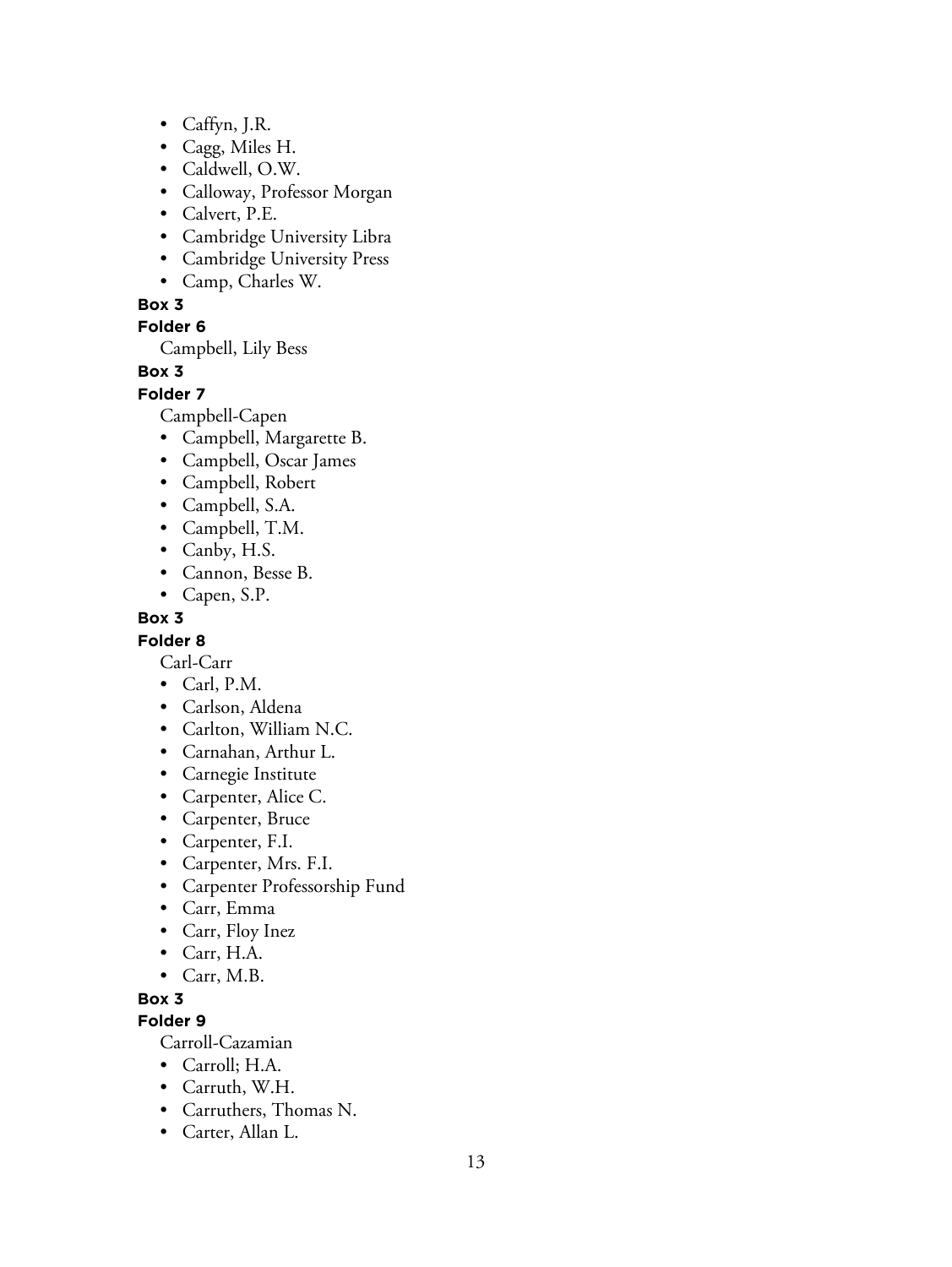- Caffyn, J.R.
- Cagg, Miles H.
- Caldwell, O.W.
- Calloway, Professor Morgan
- Calvert, P.E.
- Cambridge University Libra
- Cambridge University Press
- Camp, Charles W.

**Box 3**

**Folder 6**

Campbell, Lily Bess

**Box 3**

**Folder 7**

Campbell-Capen

- Campbell, Margarette B.
- Campbell, Oscar James
- Campbell, Robert
- Campbell, S.A.
- Campbell, T.M.
- Canby, H.S.
- Cannon, Besse B.
- Capen, S.P.

**Box 3**

**Folder 8**

Carl-Carr

- Carl, P.M.
- Carlson, Aldena
- Carlton, William N.C.
- Carnahan, Arthur L.
- Carnegie Institute
- Carpenter, Alice C.
- Carpenter, Bruce
- Carpenter, F.I.
- Carpenter, Mrs. F.I.
- Carpenter Professorship Fund
- Carr, Emma
- Carr, Floy Inez
- Carr, H.A.
- Carr, M.B.

**Box 3**

**Folder 9**

Carroll-Cazamian

- Carroll; H.A.
- Carruth, W.H.
- Carruthers, Thomas N.
- Carter, Allan L.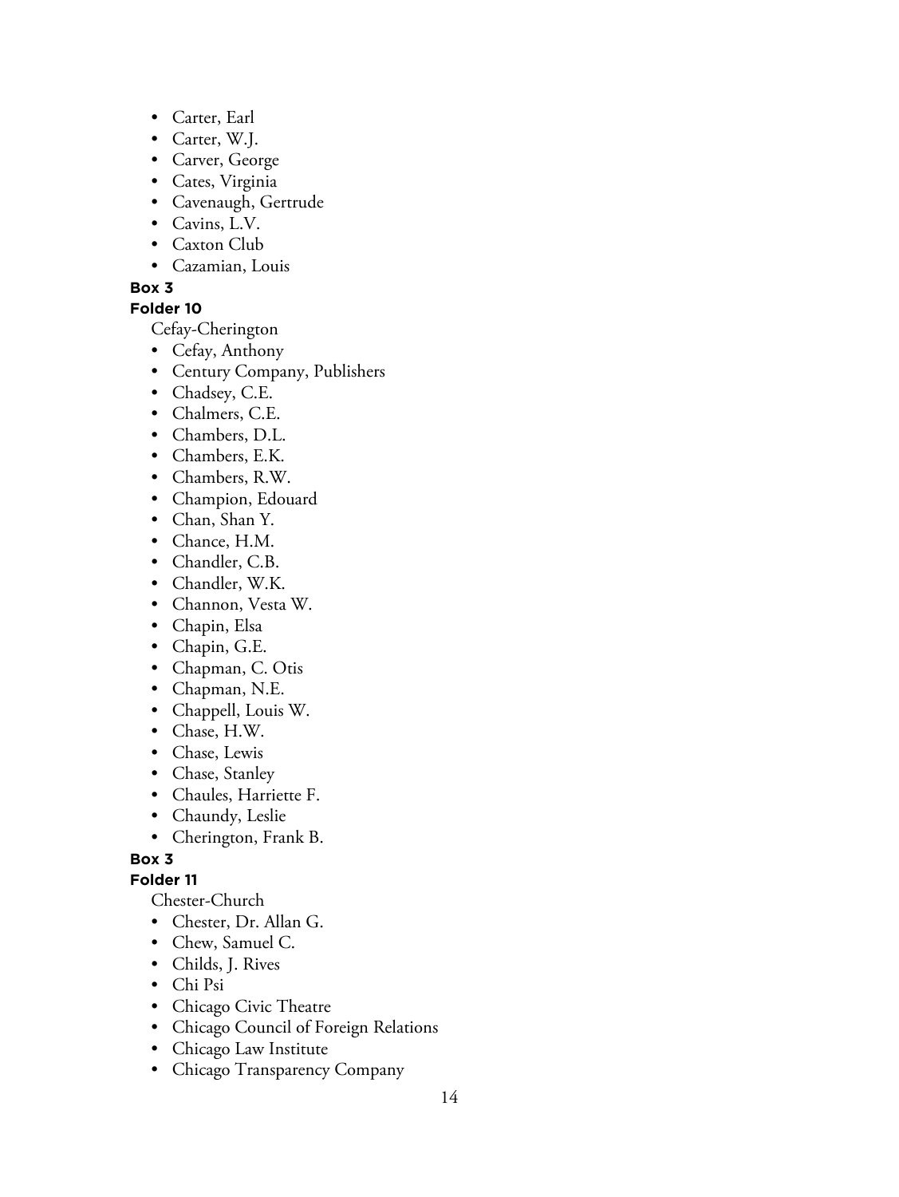- Carter, Earl
- Carter, W.J.
- Carver, George
- Cates, Virginia
- Cavenaugh, Gertrude
- Cavins, L.V.
- Caxton Club
- Cazamian, Louis

**Box 3**

**Folder 10**

Cefay-Cherington

- Cefay, Anthony
- Century Company, Publishers
- Chadsey, C.E.
- Chalmers, C.E.
- Chambers, D.L.
- Chambers, E.K.
- Chambers, R.W.
- Champion, Edouard
- Chan, Shan Y.
- Chance, H.M.
- Chandler, C.B.
- Chandler, W.K.
- Channon, Vesta W.
- Chapin, Elsa
- Chapin, G.E.
- Chapman, C. Otis
- Chapman, N.E.
- Chappell, Louis W.
- Chase, H.W.
- Chase, Lewis
- Chase, Stanley
- Chaules, Harriette F.
- Chaundy, Leslie
- Cherington, Frank B.

**Box 3**

**Folder 11**

Chester-Church

- Chester, Dr. Allan G.
- Chew, Samuel C.
- Childs, J. Rives
- Chi Psi
- Chicago Civic Theatre
- Chicago Council of Foreign Relations
- Chicago Law Institute
- Chicago Transparency Company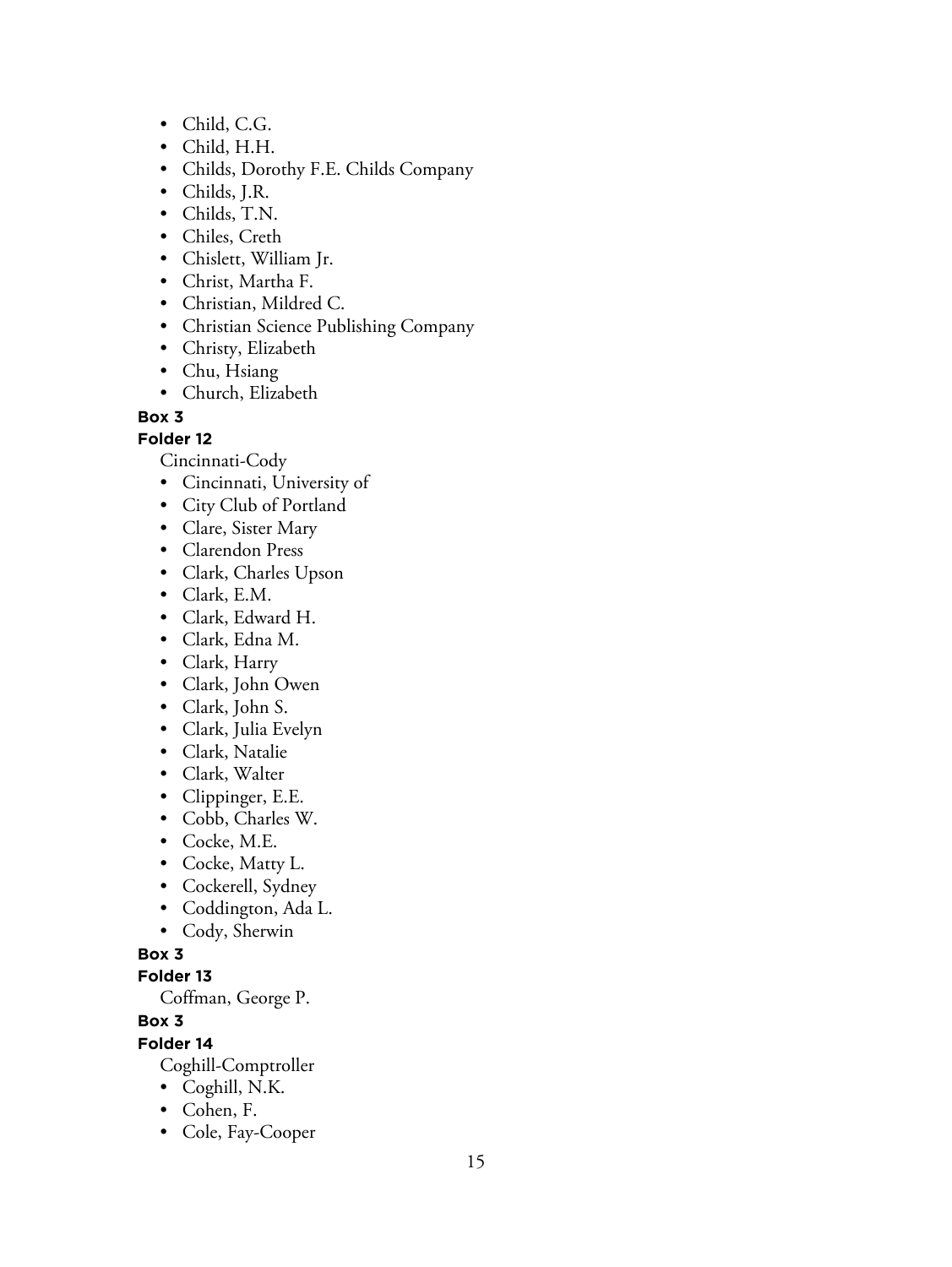- Child, C.G.
- Child, H.H.
- Childs, Dorothy F.E. Childs Company
- Childs, J.R.
- Childs, T.N.
- Chiles, Creth
- Chislett, William Jr.
- Christ, Martha F.
- Christian, Mildred C.
- Christian Science Publishing Company
- Christy, Elizabeth
- Chu, Hsiang
- Church, Elizabeth

**Box 3**

**Folder 12**

Cincinnati-Cody

- Cincinnati, University of
- City Club of Portland
- Clare, Sister Mary
- Clarendon Press
- Clark, Charles Upson
- Clark, E.M.
- Clark, Edward H.
- Clark, Edna M.
- Clark, Harry
- Clark, John Owen
- Clark, John S.
- Clark, Julia Evelyn
- Clark, Natalie
- Clark, Walter
- Clippinger, E.E.
- Cobb, Charles W.
- Cocke, M.E.
- Cocke, Matty L.
- Cockerell, Sydney
- Coddington, Ada L.
- Cody, Sherwin

**Box 3**

**Folder 13**

Coffman, George P.

**Box 3**

**Folder 14**

Coghill-Comptroller

- Coghill, N.K.
- Cohen, F.
- Cole, Fay-Cooper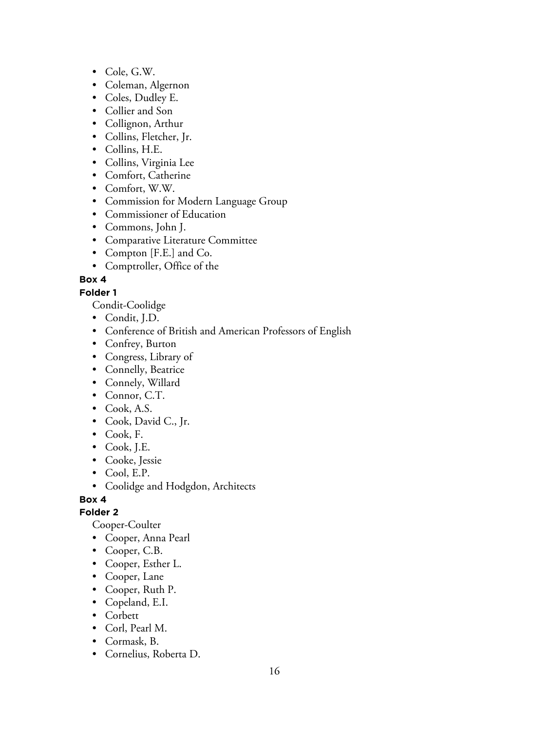- Cole, G.W.
- Coleman, Algernon
- Coles, Dudley E.
- Collier and Son
- Collignon, Arthur
- Collins, Fletcher, Jr.
- Collins, H.E.
- Collins, Virginia Lee
- Comfort, Catherine
- Comfort, W.W.
- Commission for Modern Language Group
- Commissioner of Education
- Commons, John J.
- Comparative Literature Committee
- Compton [F.E.] and Co.
- Comptroller, Office of the

**Box 4**

**Folder 1**

Condit-Coolidge

- Condit, J.D.
- Conference of British and American Professors of English
- Confrey, Burton
- Congress, Library of
- Connelly, Beatrice
- Connely, Willard
- Connor, C.T.
- Cook, A.S.
- Cook, David C., Jr.
- Cook, F.
- Cook, J.E.
- Cooke, Jessie
- Cool, E.P.
- Coolidge and Hodgdon, Architects

**Box 4**

**Folder 2**

Cooper-Coulter

- Cooper, Anna Pearl
- Cooper, C.B.
- Cooper, Esther L.
- Cooper, Lane
- Cooper, Ruth P.
- Copeland, E.I.
- Corbett
- Corl, Pearl M.
- Cormask, B.
- Cornelius, Roberta D.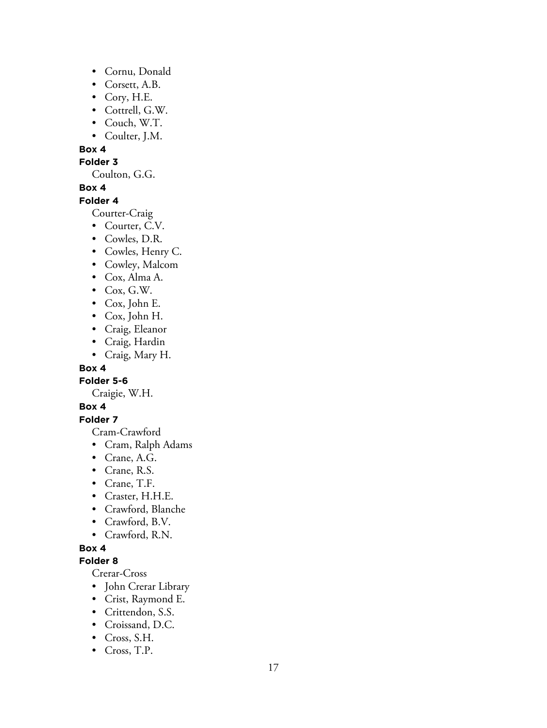- Cornu, Donald
- Corsett, A.B.
- Cory, H.E.
- Cottrell, G.W.
- Couch, W.T.
- Coulter, J.M.

**Box 4**

**Folder 3**

Coulton, G.G.

**Box 4**

**Folder 4**

Courter-Craig

- Courter, C.V.
- Cowles, D.R.
- Cowles, Henry C.
- Cowley, Malcom
- Cox, Alma A.
- Cox, G.W.
- Cox, John E.
- Cox, John H.
- Craig, Eleanor
- Craig, Hardin
- Craig, Mary H.

**Box 4**

**Folder 5-6**

Craigie, W.H.

**Box 4**

**Folder 7**

Cram-Crawford

- Cram, Ralph Adams
- Crane, A.G.
- Crane, R.S.
- Crane, T.F.
- Craster, H.H.E.
- Crawford, Blanche
- Crawford, B.V.
- Crawford, R.N.

**Box 4**

**Folder 8**

Crerar-Cross

- John Crerar Library
- Crist, Raymond E.
- Crittendon, S.S.
- Croissand, D.C.
- Cross, S.H.
- Cross, T.P.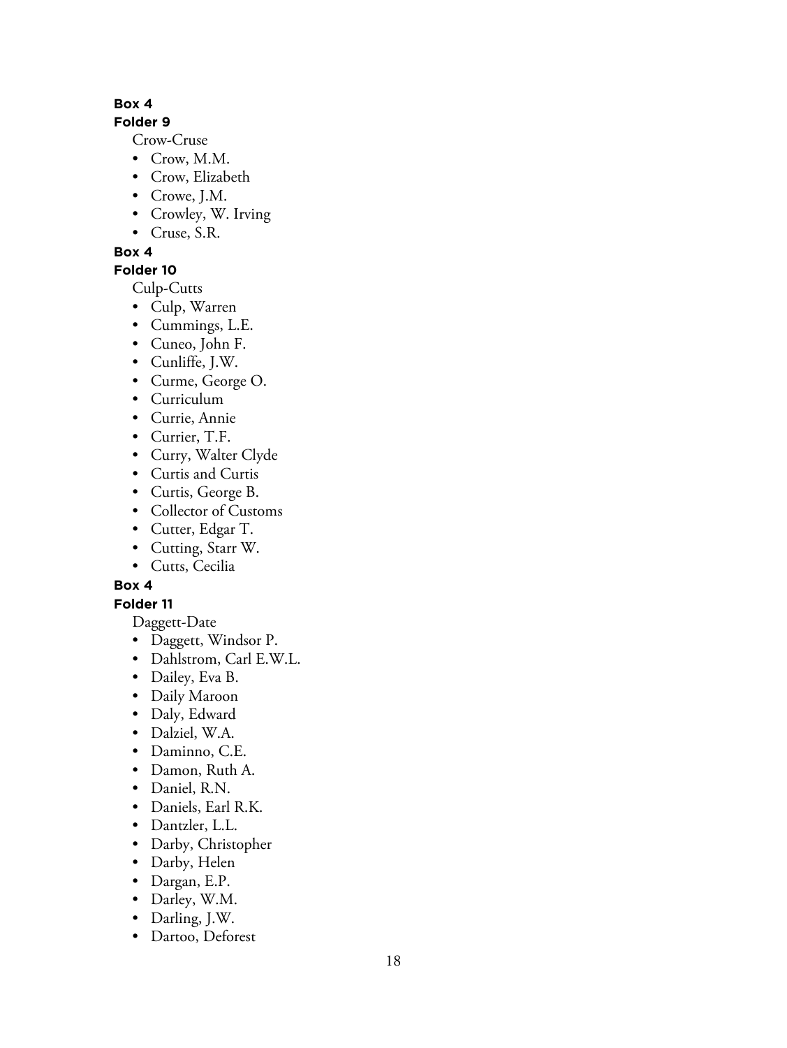**Box 4**
**Folder 9**

Crow-Cruse

- Crow, M.M.
- Crow, Elizabeth
- Crowe, J.M.
- Crowley, W. Irving
- Cruse, S.R.

**Box 4**
**Folder 10**

Culp-Cutts

- Culp, Warren
- Cummings, L.E.
- Cuneo, John F.
- Cunliffe, J.W.
- Curme, George O.
- Curriculum
- Currie, Annie
- Currier, T.F.
- Curry, Walter Clyde
- Curtis and Curtis
- Curtis, George B.
- Collector of Customs
- Cutter, Edgar T.
- Cutting, Starr W.
- Cutts, Cecilia

**Box 4**
**Folder 11**

Daggett-Date

- Daggett, Windsor P.
- Dahlstrom, Carl E.W.L.
- Dailey, Eva B.
- Daily Maroon
- Daly, Edward
- Dalziel, W.A.
- Daminno, C.E.
- Damon, Ruth A.
- Daniel, R.N.
- Daniels, Earl R.K.
- Dantzler, L.L.
- Darby, Christopher
- Darby, Helen
- Dargan, E.P.
- Darley, W.M.
- Darling, J.W.
- Dartoo, Deforest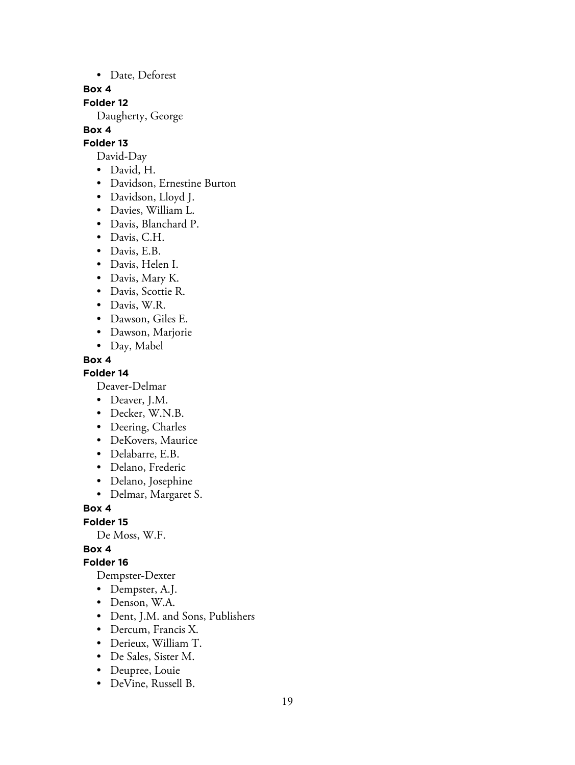- Date, Deforest

**Box 4**

**Folder 12**

Daugherty, George

**Box 4**

**Folder 13**

David-Day

- David, H.
- Davidson, Ernestine Burton
- Davidson, Lloyd J.
- Davies, William L.
- Davis, Blanchard P.
- Davis, C.H.
- Davis, E.B.
- Davis, Helen I.
- Davis, Mary K.
- Davis, Scottie R.
- Davis, W.R.
- Dawson, Giles E.
- Dawson, Marjorie
- Day, Mabel

**Box 4**

**Folder 14**

Deaver-Delmar

- Deaver, J.M.
- Decker, W.N.B.
- Deering, Charles
- DeKovers, Maurice
- Delabarre, E.B.
- Delano, Frederic
- Delano, Josephine
- Delmar, Margaret S.

**Box 4**

**Folder 15**

De Moss, W.F.

**Box 4**

**Folder 16**

Dempster-Dexter

- Dempster, A.J.
- Denson, W.A.
- Dent, J.M. and Sons, Publishers
- Dercum, Francis X.
- Derieux, William T.
- De Sales, Sister M.
- Deupree, Louie
- DeVine, Russell B.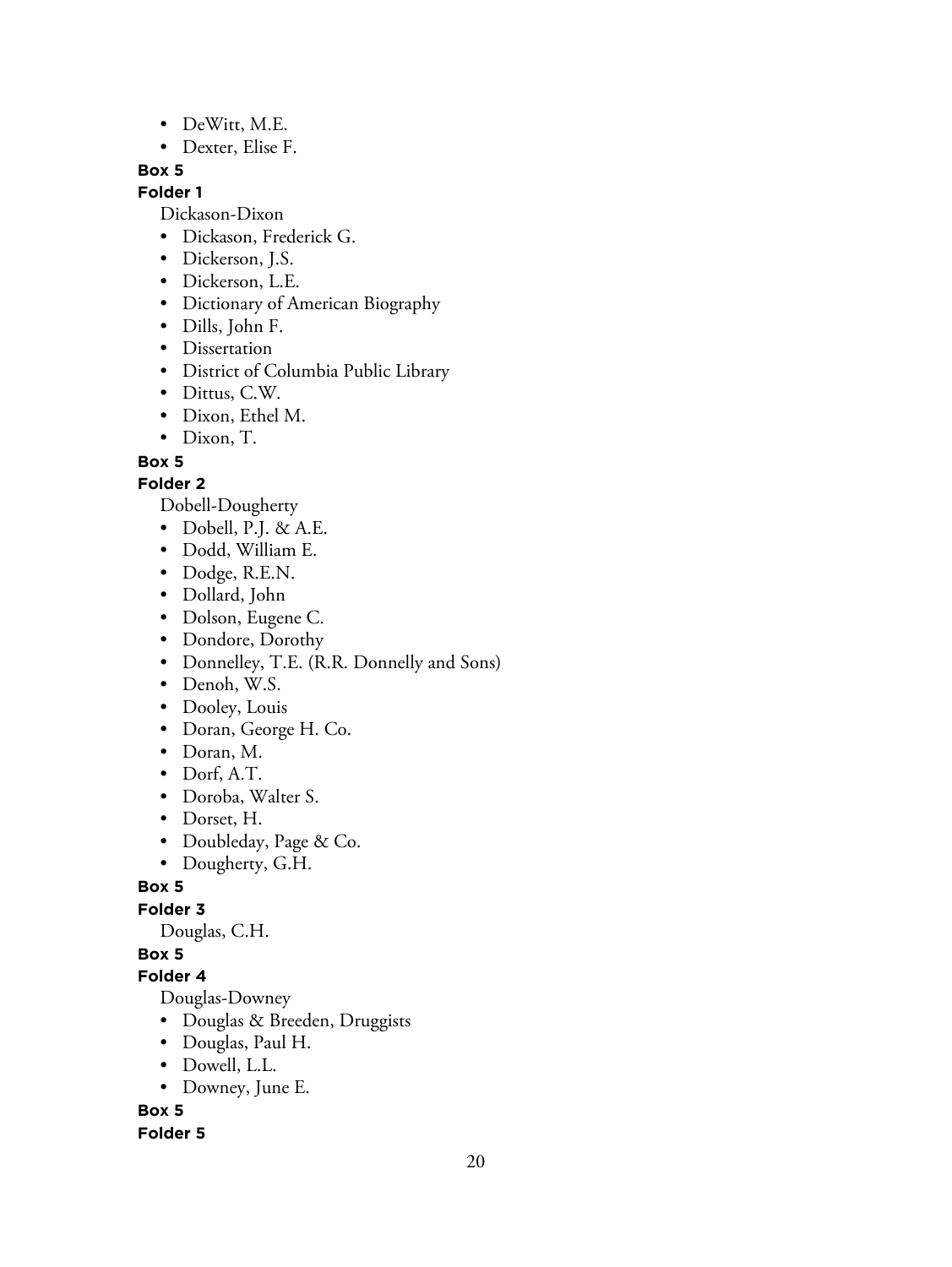- DeWitt, M.E.
- Dexter, Elise F.

**Box 5**

**Folder 1**

Dickason-Dixon

- Dickason, Frederick G.
- Dickerson, J.S.
- Dickerson, L.E.
- Dictionary of American Biography
- Dills, John F.
- Dissertation
- District of Columbia Public Library
- Dittus, C.W.
- Dixon, Ethel M.
- Dixon, T.

**Box 5**

**Folder 2**

Dobell-Dougherty

- Dobell, P.J. & A.E.
- Dodd, William E.
- Dodge, R.E.N.
- Dollard, John
- Dolson, Eugene C.
- Dondore, Dorothy
- Donnelley, T.E. (R.R. Donnelly and Sons)
- Denoh, W.S.
- Dooley, Louis
- Doran, George H. Co.
- Doran, M.
- Dorf, A.T.
- Doroba, Walter S.
- Dorset, H.
- Doubleday, Page & Co.
- Dougherty, G.H.

**Box 5**

**Folder 3**

Douglas, C.H.

**Box 5**

**Folder 4**

Douglas-Downey

- Douglas & Breeden, Druggists
- Douglas, Paul H.
- Dowell, L.L.
- Downey, June E.

**Box 5**

**Folder 5**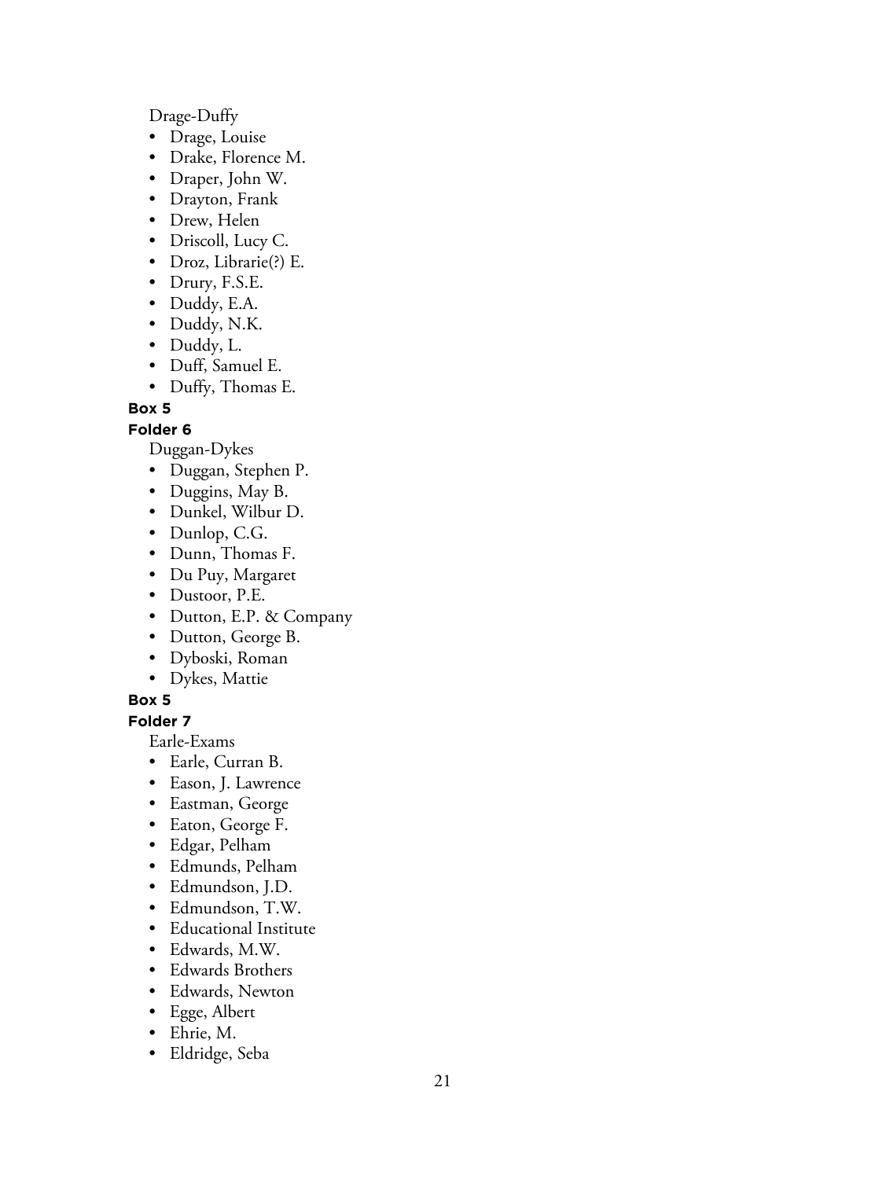Drage-Duffy

- Drage, Louise
- Drake, Florence M.
- Draper, John W.
- Drayton, Frank
- Drew, Helen
- Driscoll, Lucy C.
- Droz, Librarie(?) E.
- Drury, F.S.E.
- Duddy, E.A.
- Duddy, N.K.
- Duddy, L.
- Duff, Samuel E.
- Duffy, Thomas E.

**Box 5**

**Folder 6**

Duggan-Dykes

- Duggan, Stephen P.
- Duggins, May B.
- Dunkel, Wilbur D.
- Dunlop, C.G.
- Dunn, Thomas F.
- Du Puy, Margaret
- Dustoor, P.E.
- Dutton, E.P. & Company
- Dutton, George B.
- Dyboski, Roman
- Dykes, Mattie

**Box 5**

**Folder 7**

Earle-Exams

- Earle, Curran B.
- Eason, J. Lawrence
- Eastman, George
- Eaton, George F.
- Edgar, Pelham
- Edmunds, Pelham
- Edmundson, J.D.
- Edmundson, T.W.
- Educational Institute
- Edwards, M.W.
- Edwards Brothers
- Edwards, Newton
- Egge, Albert
- Ehrie, M.
- Eldridge, Seba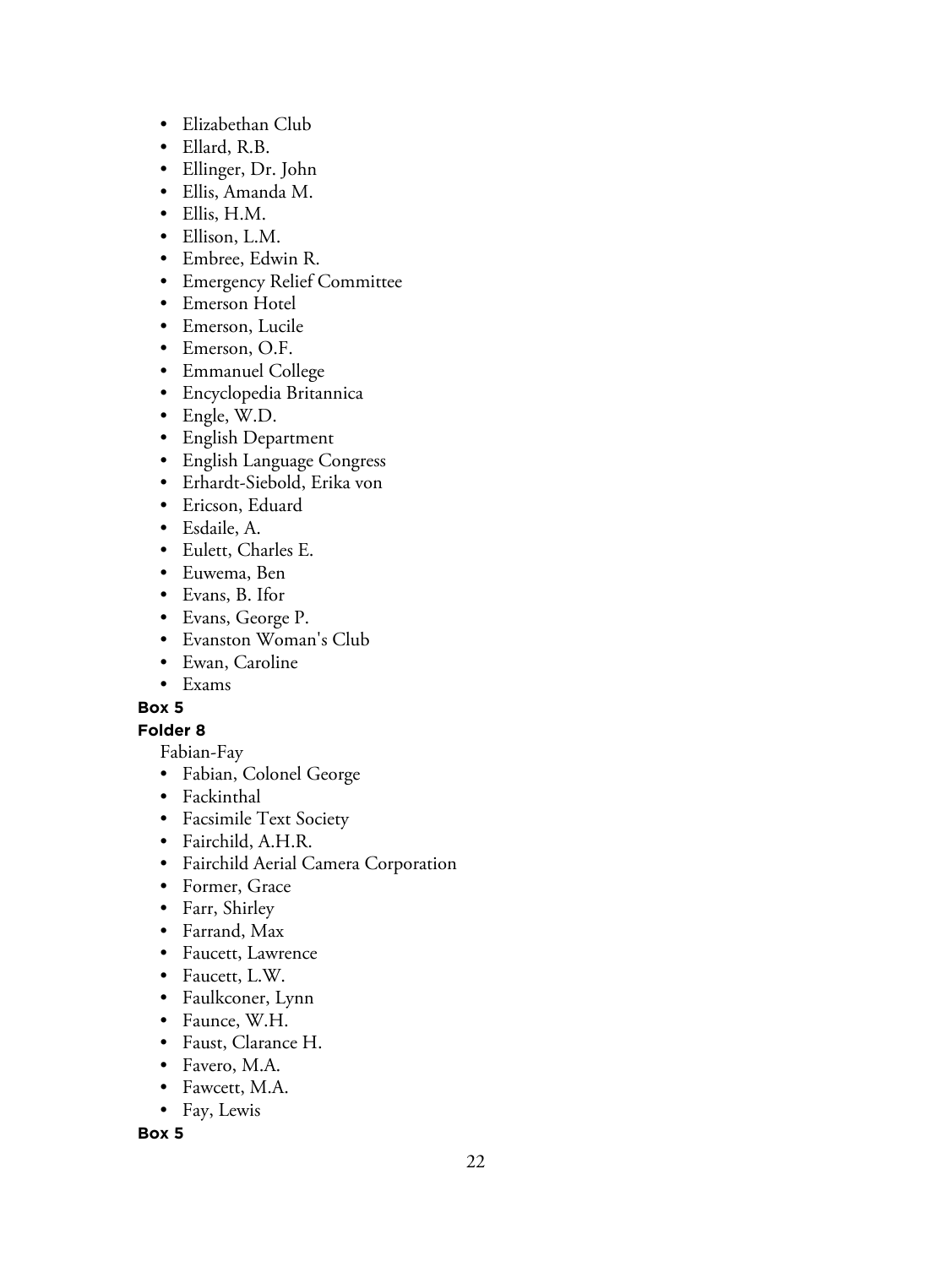- Elizabethan Club
- Ellard, R.B.
- Ellinger, Dr. John
- Ellis, Amanda M.
- Ellis, H.M.
- Ellison, L.M.
- Embree, Edwin R.
- Emergency Relief Committee
- Emerson Hotel
- Emerson, Lucile
- Emerson, O.F.
- Emmanuel College
- Encyclopedia Britannica
- Engle, W.D.
- English Department
- English Language Congress
- Erhardt-Siebold, Erika von
- Ericson, Eduard
- Esdaile, A.
- Eulett, Charles E.
- Euwema, Ben
- Evans, B. Ifor
- Evans, George P.
- Evanston Woman's Club
- Ewan, Caroline
- Exams

**Box 5**

**Folder 8**

Fabian-Fay

- Fabian, Colonel George
- Fackinthal
- Facsimile Text Society
- Fairchild, A.H.R.
- Fairchild Aerial Camera Corporation
- Former, Grace
- Farr, Shirley
- Farrand, Max
- Faucett, Lawrence
- Faucett, L.W.
- Faulkconer, Lynn
- Faunce, W.H.
- Faust, Clarance H.
- Favero, M.A.
- Fawcett, M.A.
- Fay, Lewis

**Box 5**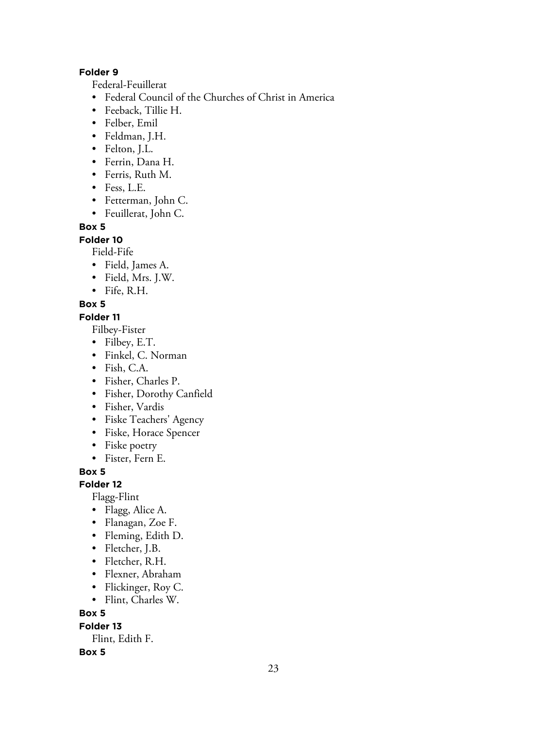**Folder 9**

Federal-Feuillerat

- Federal Council of the Churches of Christ in America
- Feeback, Tillie H.
- Felber, Emil
- Feldman, J.H.
- Felton, J.L.
- Ferrin, Dana H.
- Ferris, Ruth M.
- Fess, L.E.
- Fetterman, John C.
- Feuillerat, John C.

**Box 5**

**Folder 10**

Field-Fife

- Field, James A.
- Field, Mrs. J.W.
- Fife, R.H.

**Box 5**

**Folder 11**

Filbey-Fister

- Filbey, E.T.
- Finkel, C. Norman
- Fish, C.A.
- Fisher, Charles P.
- Fisher, Dorothy Canfield
- Fisher, Vardis
- Fiske Teachers' Agency
- Fiske, Horace Spencer
- Fiske poetry
- Fister, Fern E.

**Box 5**

**Folder 12**

Flagg-Flint

- Flagg, Alice A.
- Flanagan, Zoe F.
- Fleming, Edith D.
- Fletcher, J.B.
- Fletcher, R.H.
- Flexner, Abraham
- Flickinger, Roy C.
- Flint, Charles W.

**Box 5**

**Folder 13**

Flint, Edith F.

**Box 5**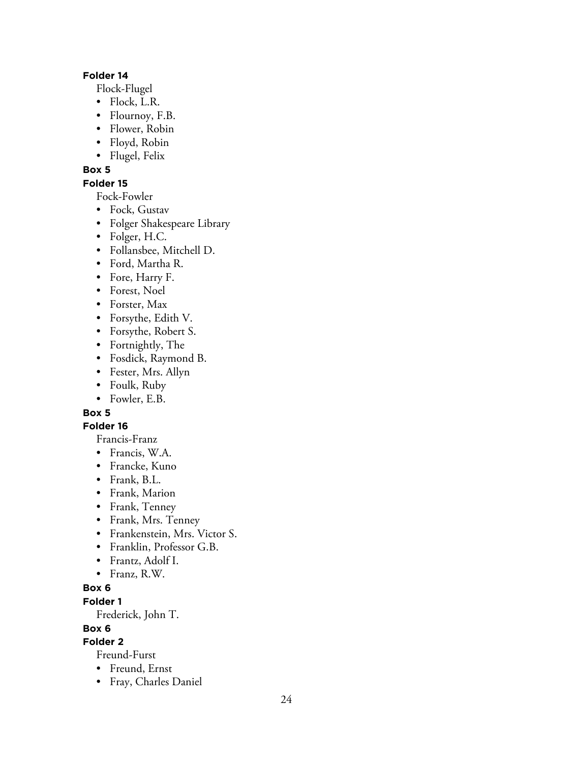**Folder 14**

Flock-Flugel

- Flock, L.R.
- Flournoy, F.B.
- Flower, Robin
- Floyd, Robin
- Flugel, Felix

**Box 5**

**Folder 15**

Fock-Fowler

- Fock, Gustav
- Folger Shakespeare Library
- Folger, H.C.
- Follansbee, Mitchell D.
- Ford, Martha R.
- Fore, Harry F.
- Forest, Noel
- Forster, Max
- Forsythe, Edith V.
- Forsythe, Robert S.
- Fortnightly, The
- Fosdick, Raymond B.
- Fester, Mrs. Allyn
- Foulk, Ruby
- Fowler, E.B.

**Box 5**

**Folder 16**

Francis-Franz

- Francis, W.A.
- Francke, Kuno
- Frank, B.L.
- Frank, Marion
- Frank, Tenney
- Frank, Mrs. Tenney
- Frankenstein, Mrs. Victor S.
- Franklin, Professor G.B.
- Frantz, Adolf I.
- Franz, R.W.

**Box 6**

**Folder 1**

Frederick, John T.

**Box 6**

**Folder 2**

Freund-Furst

- Freund, Ernst
- Fray, Charles Daniel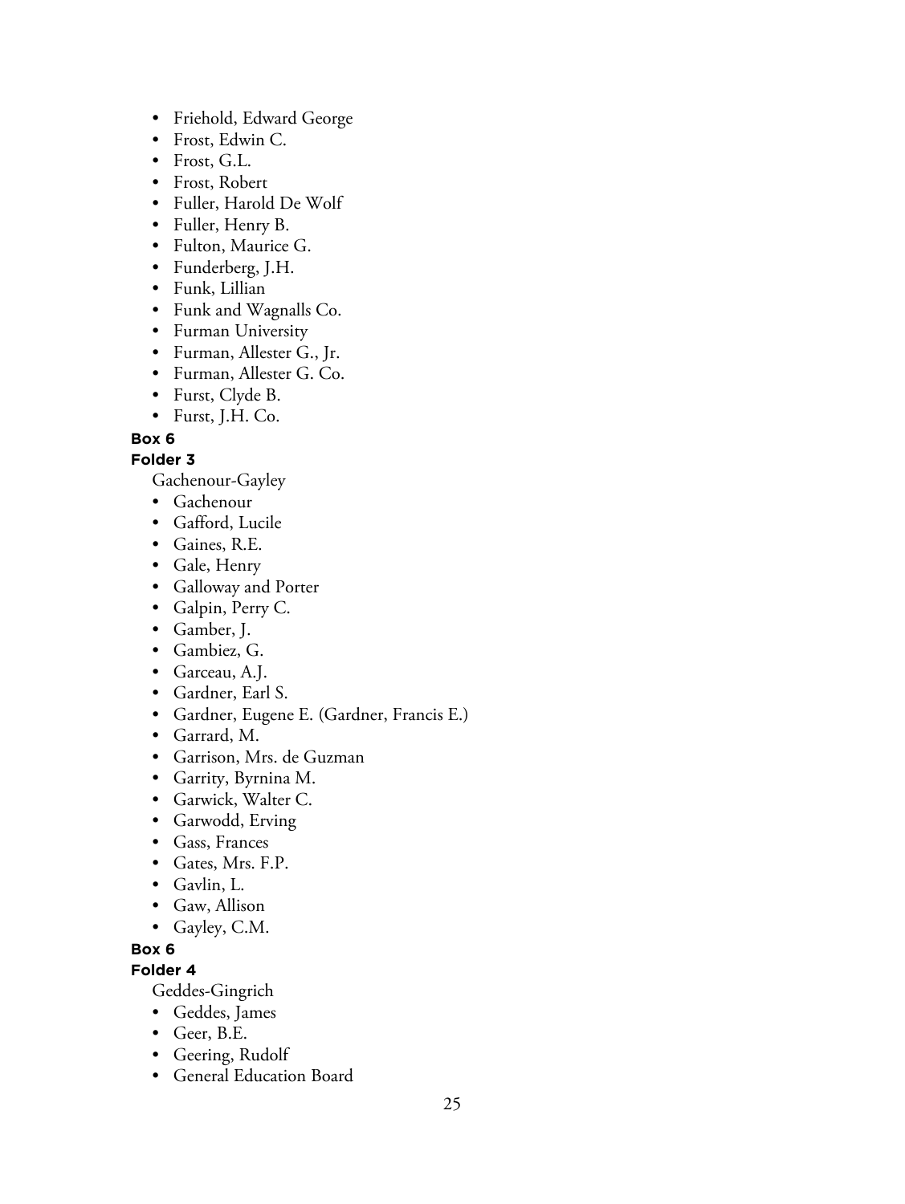- Friehold, Edward George
- Frost, Edwin C.
- Frost, G.L.
- Frost, Robert
- Fuller, Harold De Wolf
- Fuller, Henry B.
- Fulton, Maurice G.
- Funderberg, J.H.
- Funk, Lillian
- Funk and Wagnalls Co.
- Furman University
- Furman, Allester G., Jr.
- Furman, Allester G. Co.
- Furst, Clyde B.
- Furst, J.H. Co.

**Box 6**

**Folder 3**

Gachenour-Gayley

- Gachenour
- Gafford, Lucile
- Gaines, R.E.
- Gale, Henry
- Galloway and Porter
- Galpin, Perry C.
- Gamber, J.
- Gambiez, G.
- Garceau, A.J.
- Gardner, Earl S.
- Gardner, Eugene E. (Gardner, Francis E.)
- Garrard, M.
- Garrison, Mrs. de Guzman
- Garrity, Byrnina M.
- Garwick, Walter C.
- Garwodd, Erving
- Gass, Frances
- Gates, Mrs. F.P.
- Gavlin, L.
- Gaw, Allison
- Gayley, C.M.

**Box 6**

**Folder 4**

Geddes-Gingrich

- Geddes, James
- Geer, B.E.
- Geering, Rudolf
- General Education Board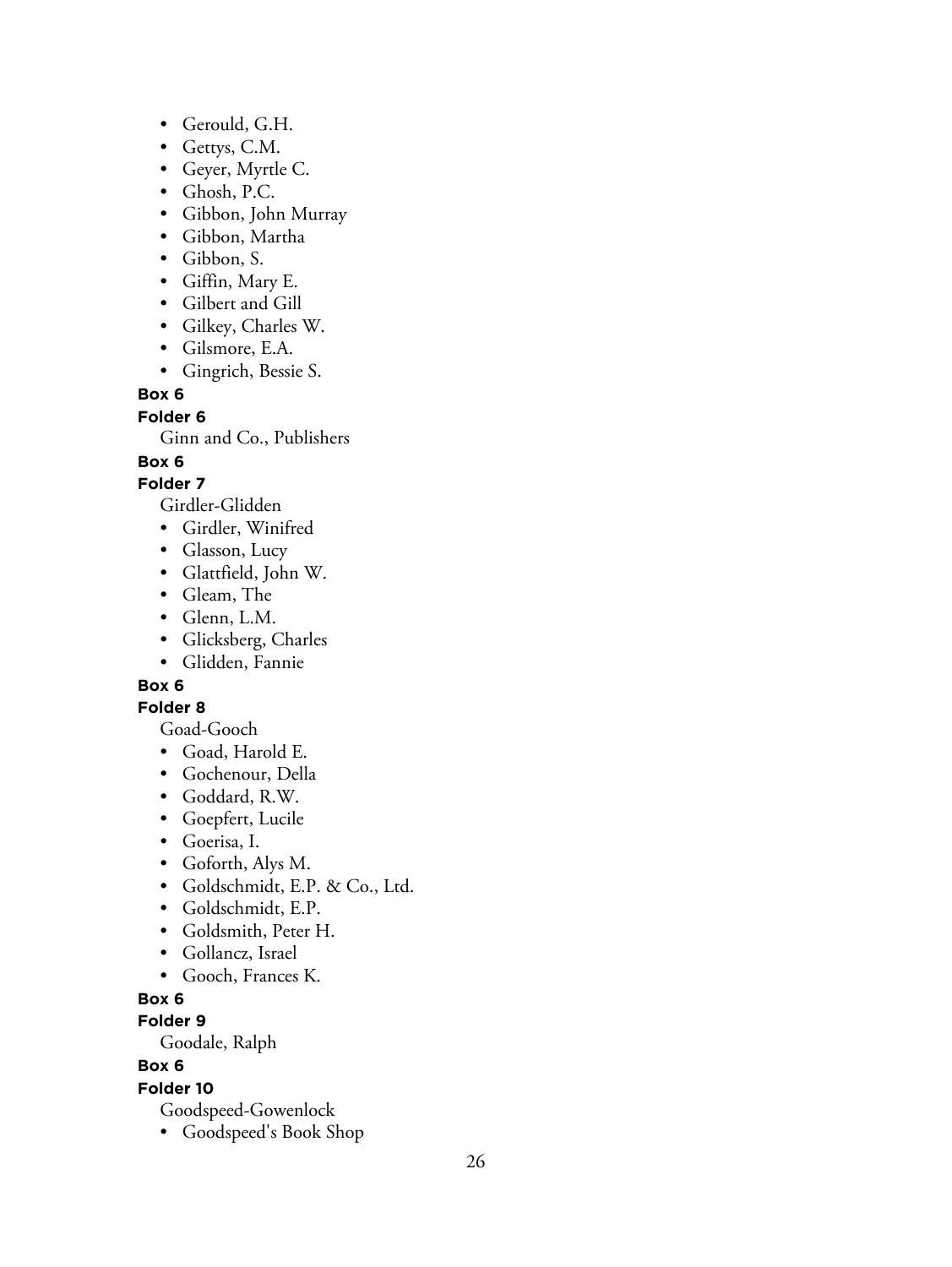- Gerould, G.H.
- Gettys, C.M.
- Geyer, Myrtle C.
- Ghosh, P.C.
- Gibbon, John Murray
- Gibbon, Martha
- Gibbon, S.
- Giffin, Mary E.
- Gilbert and Gill
- Gilkey, Charles W.
- Gilsmore, E.A.
- Gingrich, Bessie S.

**Box 6**

**Folder 6**

Ginn and Co., Publishers

**Box 6**

**Folder 7**

Girdler-Glidden

- Girdler, Winifred
- Glasson, Lucy
- Glattfield, John W.
- Gleam, The
- Glenn, L.M.
- Glicksberg, Charles
- Glidden, Fannie

**Box 6**

**Folder 8**

Goad-Gooch

- Goad, Harold E.
- Gochenour, Della
- Goddard, R.W.
- Goepfert, Lucile
- Goerisa, I.
- Goforth, Alys M.
- Goldschmidt, E.P. & Co., Ltd.
- Goldschmidt, E.P.
- Goldsmith, Peter H.
- Gollancz, Israel
- Gooch, Frances K.

**Box 6**

**Folder 9**

Goodale, Ralph

**Box 6**

**Folder 10**

Goodspeed-Gowenlock

- Goodspeed's Book Shop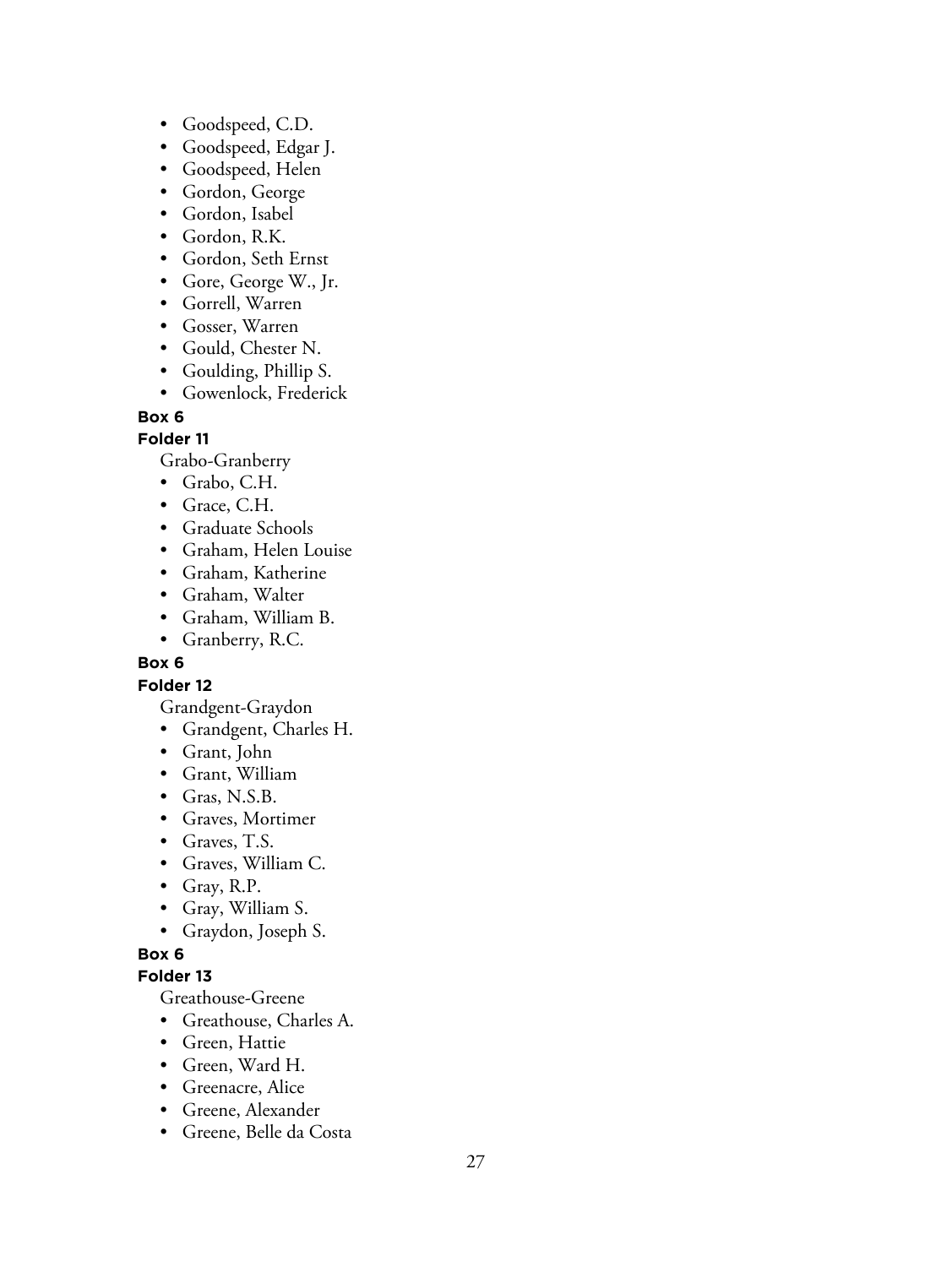- Goodspeed, C.D.
- Goodspeed, Edgar J.
- Goodspeed, Helen
- Gordon, George
- Gordon, Isabel
- Gordon, R.K.
- Gordon, Seth Ernst
- Gore, George W., Jr.
- Gorrell, Warren
- Gosser, Warren
- Gould, Chester N.
- Goulding, Phillip S.
- Gowenlock, Frederick

**Box 6**

**Folder 11**

Grabo-Granberry

- Grabo, C.H.
- Grace, C.H.
- Graduate Schools
- Graham, Helen Louise
- Graham, Katherine
- Graham, Walter
- Graham, William B.
- Granberry, R.C.

**Box 6**

**Folder 12**

Grandgent-Graydon

- Grandgent, Charles H.
- Grant, John
- Grant, William
- Gras, N.S.B.
- Graves, Mortimer
- Graves, T.S.
- Graves, William C.
- Gray, R.P.
- Gray, William S.
- Graydon, Joseph S.

**Box 6**

**Folder 13**

Greathouse-Greene

- Greathouse, Charles A.
- Green, Hattie
- Green, Ward H.
- Greenacre, Alice
- Greene, Alexander
- Greene, Belle da Costa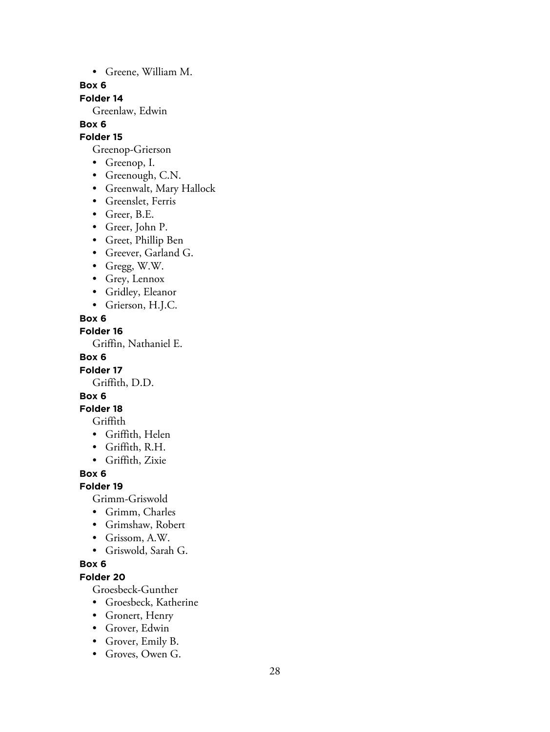- Greene, William M.

**Box 6**

**Folder 14**

Greenlaw, Edwin

**Box 6**

**Folder 15**

Greenop-Grierson

- Greenop, I.
- Greenough, C.N.
- Greenwalt, Mary Hallock
- Greenslet, Ferris
- Greer, B.E.
- Greer, John P.
- Greet, Phillip Ben
- Greever, Garland G.
- Gregg, W.W.
- Grey, Lennox
- Gridley, Eleanor
- Grierson, H.J.C.

**Box 6**

**Folder 16**

Griffin, Nathaniel E.

**Box 6**

**Folder 17**

Griffith, D.D.

**Box 6**

**Folder 18**

Griffith

- Griffith, Helen
- Griffith, R.H.
- Griffith, Zixie

**Box 6**

**Folder 19**

Grimm-Griswold

- Grimm, Charles
- Grimshaw, Robert
- Grissom, A.W.
- Griswold, Sarah G.

**Box 6**

**Folder 20**

Groesbeck-Gunther

- Groesbeck, Katherine
- Gronert, Henry
- Grover, Edwin
- Grover, Emily B.
- Groves, Owen G.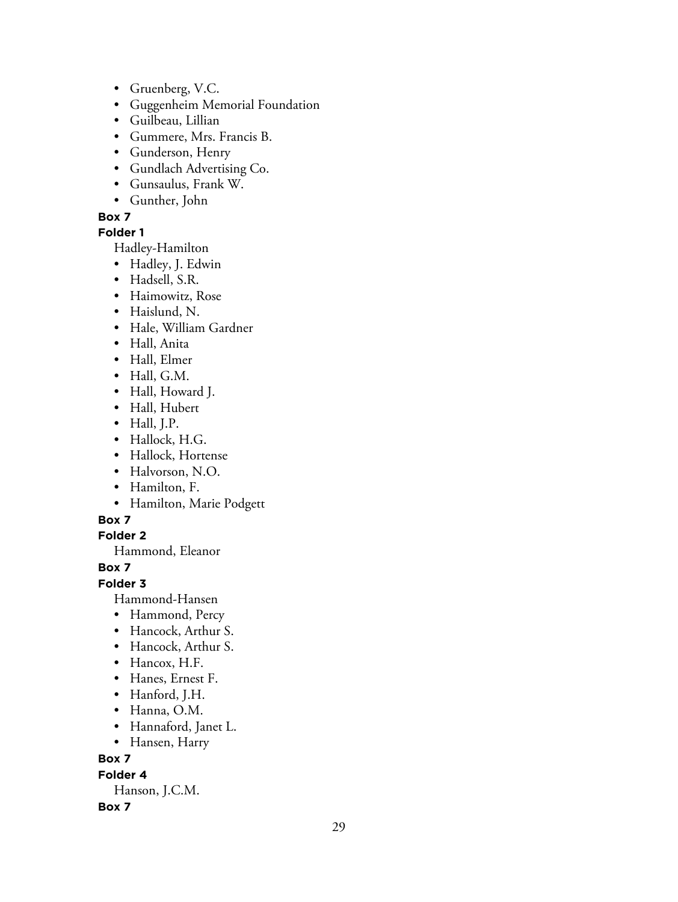- Gruenberg, V.C.
- Guggenheim Memorial Foundation
- Guilbeau, Lillian
- Gummere, Mrs. Francis B.
- Gunderson, Henry
- Gundlach Advertising Co.
- Gunsaulus, Frank W.
- Gunther, John

**Box 7**

**Folder 1**

Hadley-Hamilton

- Hadley, J. Edwin
- Hadsell, S.R.
- Haimowitz, Rose
- Haislund, N.
- Hale, William Gardner
- Hall, Anita
- Hall, Elmer
- Hall, G.M.
- Hall, Howard J.
- Hall, Hubert
- Hall, J.P.
- Hallock, H.G.
- Hallock, Hortense
- Halvorson, N.O.
- Hamilton, F.
- Hamilton, Marie Podgett

**Box 7**

**Folder 2**

Hammond, Eleanor

**Box 7**

**Folder 3**

Hammond-Hansen

- Hammond, Percy
- Hancock, Arthur S.
- Hancock, Arthur S.
- Hancox, H.F.
- Hanes, Ernest F.
- Hanford, J.H.
- Hanna, O.M.
- Hannaford, Janet L.
- Hansen, Harry

**Box 7**

**Folder 4**

Hanson, J.C.M.

**Box 7**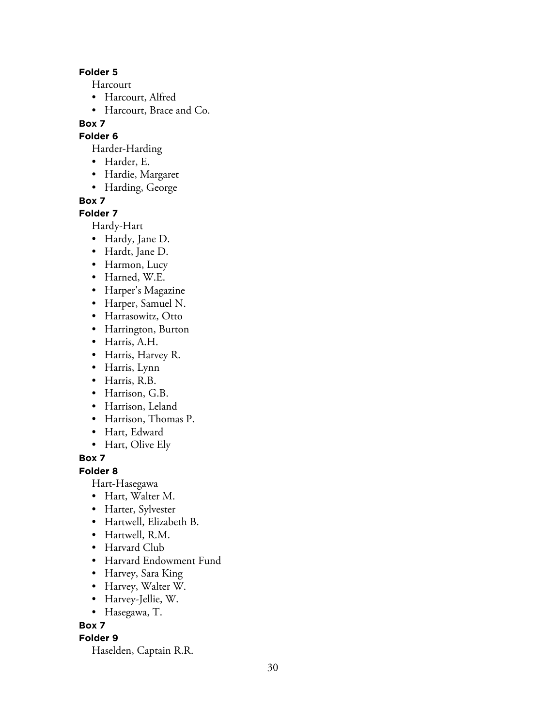**Folder 5**

Harcourt

- Harcourt, Alfred
- Harcourt, Brace and Co.

**Box 7**

**Folder 6**

Harder-Harding

- Harder, E.
- Hardie, Margaret
- Harding, George

**Box 7**

**Folder 7**

Hardy-Hart

- Hardy, Jane D.
- Hardt, Jane D.
- Harmon, Lucy
- Harned, W.E.
- Harper's Magazine
- Harper, Samuel N.
- Harrasowitz, Otto
- Harrington, Burton
- Harris, A.H.
- Harris, Harvey R.
- Harris, Lynn
- Harris, R.B.
- Harrison, G.B.
- Harrison, Leland
- Harrison, Thomas P.
- Hart, Edward
- Hart, Olive Ely

**Box 7**

**Folder 8**

Hart-Hasegawa

- Hart, Walter M.
- Harter, Sylvester
- Hartwell, Elizabeth B.
- Hartwell, R.M.
- Harvard Club
- Harvard Endowment Fund
- Harvey, Sara King
- Harvey, Walter W.
- Harvey-Jellie, W.
- Hasegawa, T.

**Box 7**

**Folder 9**

Haselden, Captain R.R.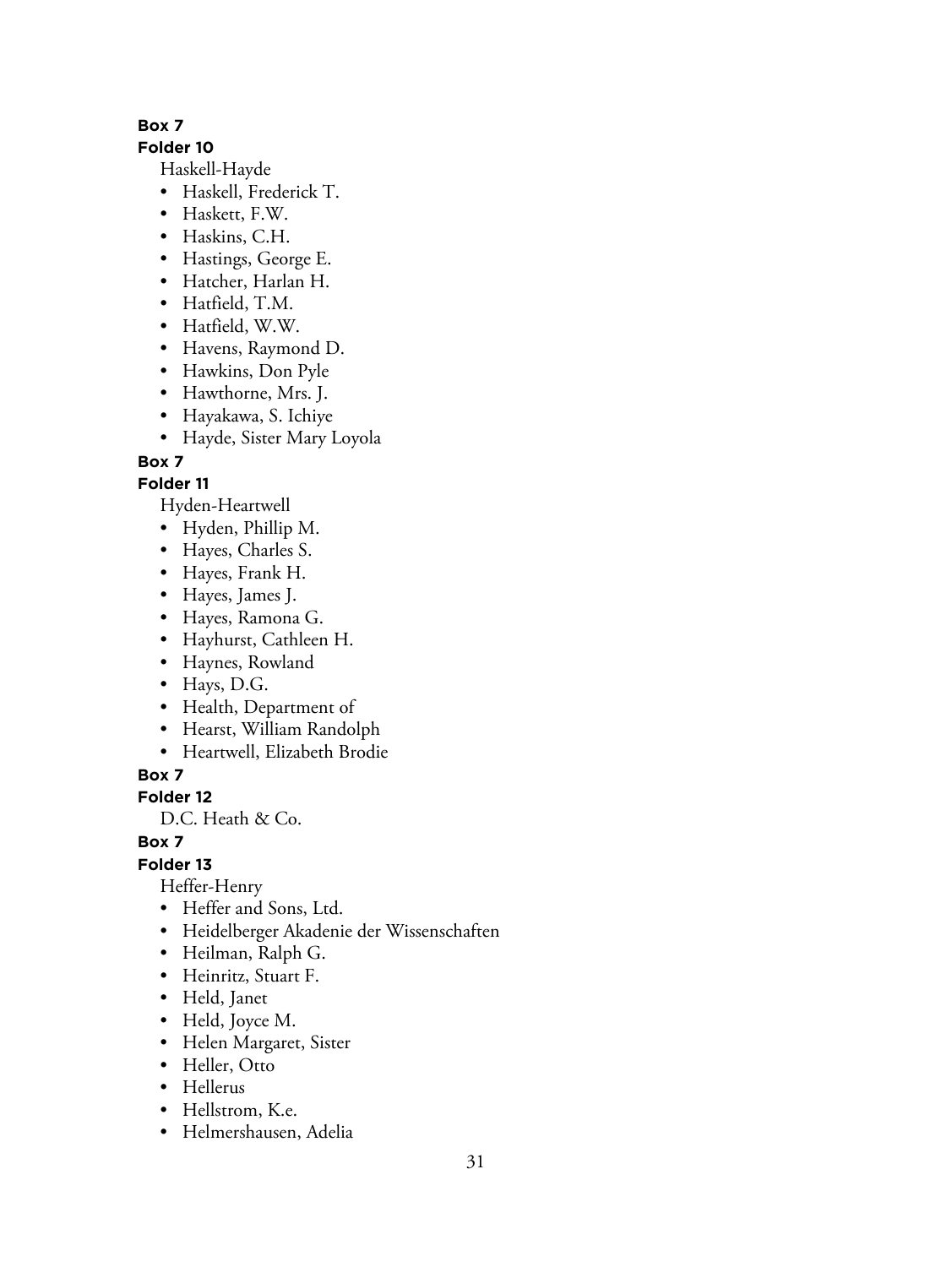**Box 7**

**Folder 10**

Haskell-Hayde

- Haskell, Frederick T.
- Haskett, F.W.
- Haskins, C.H.
- Hastings, George E.
- Hatcher, Harlan H.
- Hatfield, T.M.
- Hatfield, W.W.
- Havens, Raymond D.
- Hawkins, Don Pyle
- Hawthorne, Mrs. J.
- Hayakawa, S. Ichiye
- Hayde, Sister Mary Loyola

**Box 7**

**Folder 11**

Hyden-Heartwell

- Hyden, Phillip M.
- Hayes, Charles S.
- Hayes, Frank H.
- Hayes, James J.
- Hayes, Ramona G.
- Hayhurst, Cathleen H.
- Haynes, Rowland
- Hays, D.G.
- Health, Department of
- Hearst, William Randolph
- Heartwell, Elizabeth Brodie

**Box 7**

**Folder 12**

D.C. Heath & Co.

**Box 7**

**Folder 13**

Heffer-Henry

- Heffer and Sons, Ltd.
- Heidelberger Akadenie der Wissenschaften
- Heilman, Ralph G.
- Heinritz, Stuart F.
- Held, Janet
- Held, Joyce M.
- Helen Margaret, Sister
- Heller, Otto
- Hellerus
- Hellstrom, K.e.
- Helmershausen, Adelia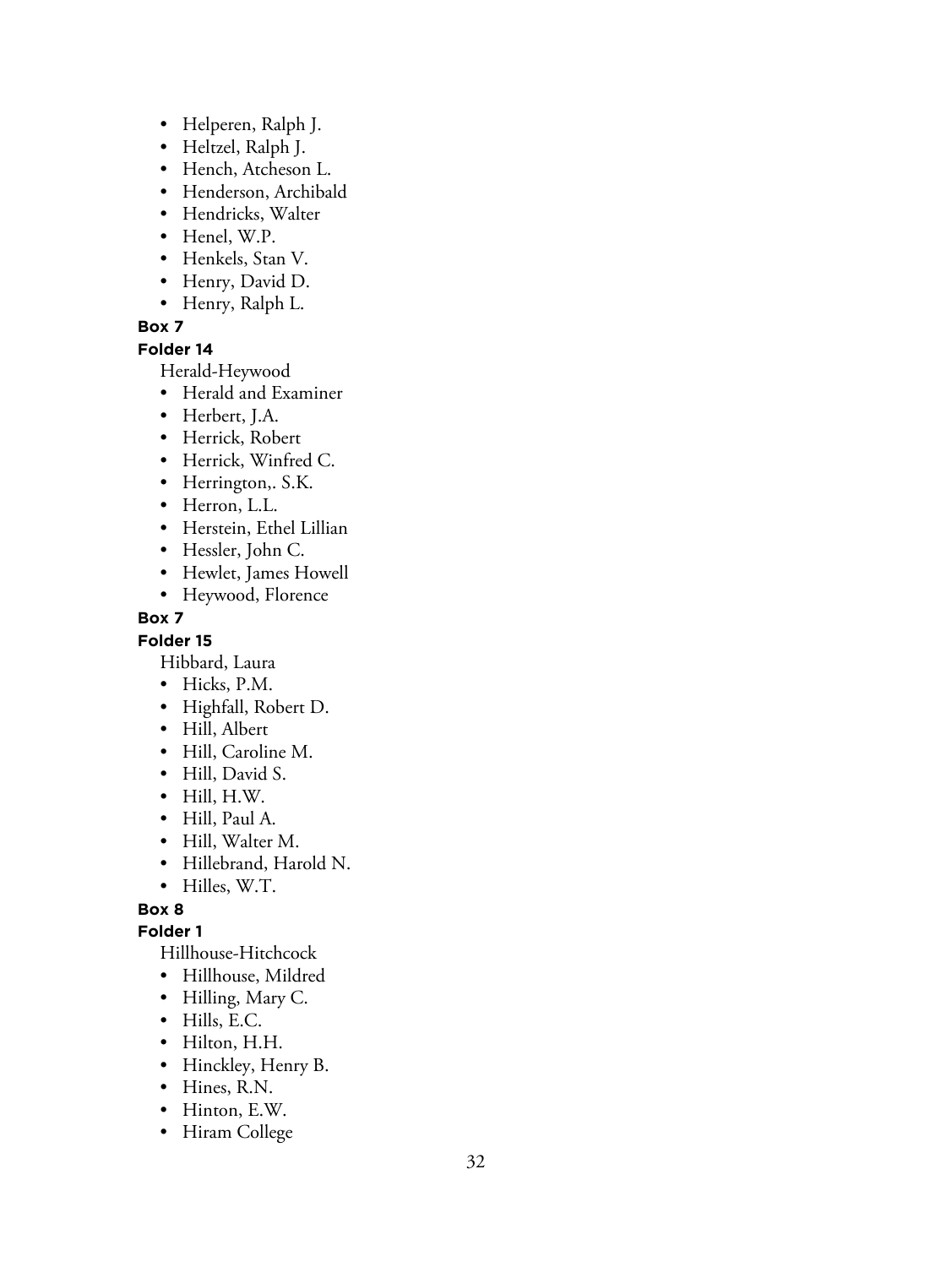- Helperen, Ralph J.
- Heltzel, Ralph J.
- Hench, Atcheson L.
- Henderson, Archibald
- Hendricks, Walter
- Henel, W.P.
- Henkels, Stan V.
- Henry, David D.
- Henry, Ralph L.

**Box 7**

**Folder 14**

Herald-Heywood

- Herald and Examiner
- Herbert, J.A.
- Herrick, Robert
- Herrick, Winfred C.
- Herrington,. S.K.
- Herron, L.L.
- Herstein, Ethel Lillian
- Hessler, John C.
- Hewlet, James Howell
- Heywood, Florence

**Box 7**

**Folder 15**

Hibbard, Laura

- Hicks, P.M.
- Highfall, Robert D.
- Hill, Albert
- Hill, Caroline M.
- Hill, David S.
- Hill, H.W.
- Hill, Paul A.
- Hill, Walter M.
- Hillebrand, Harold N.
- Hilles, W.T.

**Box 8**

**Folder 1**

Hillhouse-Hitchcock

- Hillhouse, Mildred
- Hilling, Mary C.
- Hills, E.C.
- Hilton, H.H.
- Hinckley, Henry B.
- Hines, R.N.
- Hinton, E.W.
- Hiram College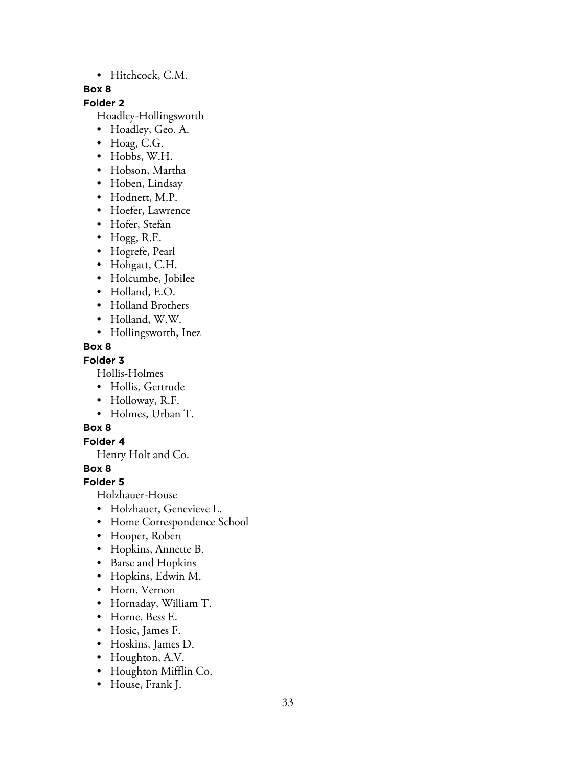- Hitchcock, C.M.

**Box 8**

**Folder 2**

Hoadley-Hollingsworth

- Hoadley, Geo. A.
- Hoag, C.G.
- Hobbs, W.H.
- Hobson, Martha
- Hoben, Lindsay
- Hodnett, M.P.
- Hoefer, Lawrence
- Hofer, Stefan
- Hogg, R.E.
- Hogrefe, Pearl
- Hohgatt, C.H.
- Holcumbe, Jobilee
- Holland, E.O.
- Holland Brothers
- Holland, W.W.
- Hollingsworth, Inez

**Box 8**

**Folder 3**

Hollis-Holmes

- Hollis, Gertrude
- Holloway, R.F.
- Holmes, Urban T.

**Box 8**

**Folder 4**

Henry Holt and Co.

**Box 8**

**Folder 5**

Holzhauer-House

- Holzhauer, Genevieve L.
- Home Correspondence School
- Hooper, Robert
- Hopkins, Annette B.
- Barse and Hopkins
- Hopkins, Edwin M.
- Horn, Vernon
- Hornaday, William T.
- Horne, Bess E.
- Hosic, James F.
- Hoskins, James D.
- Houghton, A.V.
- Houghton Mifflin Co.
- House, Frank J.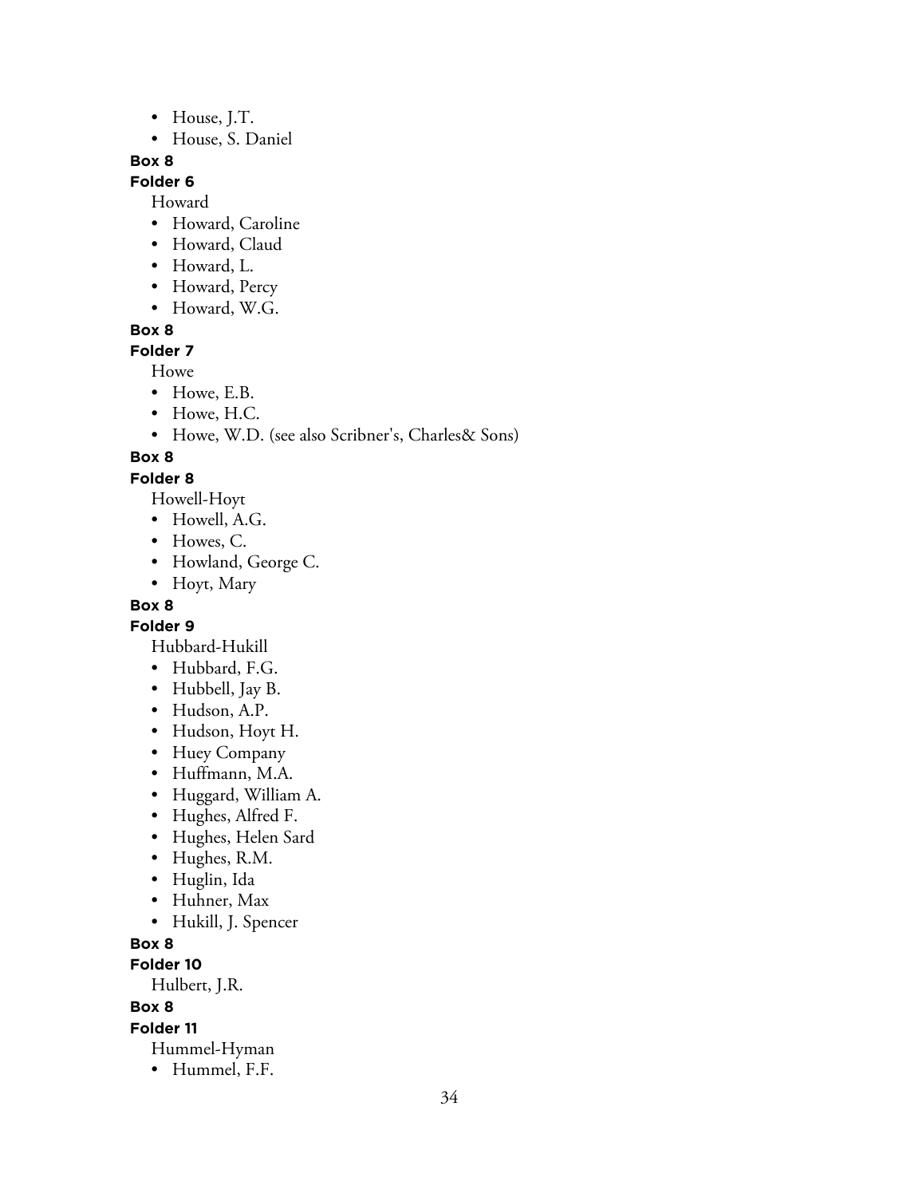- House, J.T.
- House, S. Daniel

**Box 8**

**Folder 6**

Howard

- Howard, Caroline
- Howard, Claud
- Howard, L.
- Howard, Percy
- Howard, W.G.

**Box 8**

**Folder 7**

Howe

- Howe, E.B.
- Howe, H.C.
- Howe, W.D. (see also Scribner's, Charles& Sons)

**Box 8**

**Folder 8**

Howell-Hoyt

- Howell, A.G.
- Howes, C.
- Howland, George C.
- Hoyt, Mary

**Box 8**

**Folder 9**

Hubbard-Hukill

- Hubbard, F.G.
- Hubbell, Jay B.
- Hudson, A.P.
- Hudson, Hoyt H.
- Huey Company
- Huffmann, M.A.
- Huggard, William A.
- Hughes, Alfred F.
- Hughes, Helen Sard
- Hughes, R.M.
- Huglin, Ida
- Huhner, Max
- Hukill, J. Spencer

**Box 8**

**Folder 10**

Hulbert, J.R.

**Box 8**

**Folder 11**

Hummel-Hyman

- Hummel, F.F.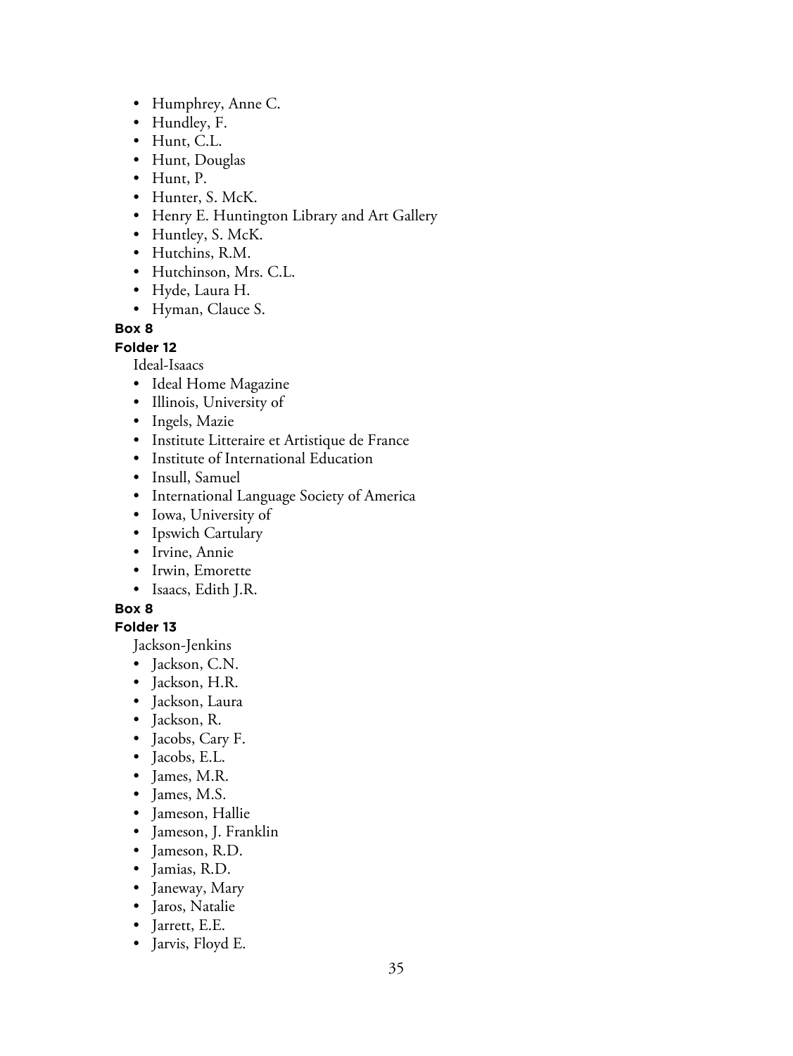- Humphrey, Anne C.
- Hundley, F.
- Hunt, C.L.
- Hunt, Douglas
- Hunt, P.
- Hunter, S. McK.
- Henry E. Huntington Library and Art Gallery
- Huntley, S. McK.
- Hutchins, R.M.
- Hutchinson, Mrs. C.L.
- Hyde, Laura H.
- Hyman, Clauce S.

**Box 8**

**Folder 12**

Ideal-Isaacs

- Ideal Home Magazine
- Illinois, University of
- Ingels, Mazie
- Institute Litteraire et Artistique de France
- Institute of International Education
- Insull, Samuel
- International Language Society of America
- Iowa, University of
- Ipswich Cartulary
- Irvine, Annie
- Irwin, Emorette
- Isaacs, Edith J.R.

**Box 8**

**Folder 13**

Jackson-Jenkins

- Jackson, C.N.
- Jackson, H.R.
- Jackson, Laura
- Jackson, R.
- Jacobs, Cary F.
- Jacobs, E.L.
- James, M.R.
- James, M.S.
- Jameson, Hallie
- Jameson, J. Franklin
- Jameson, R.D.
- Jamias, R.D.
- Janeway, Mary
- Jaros, Natalie
- Jarrett, E.E.
- Jarvis, Floyd E.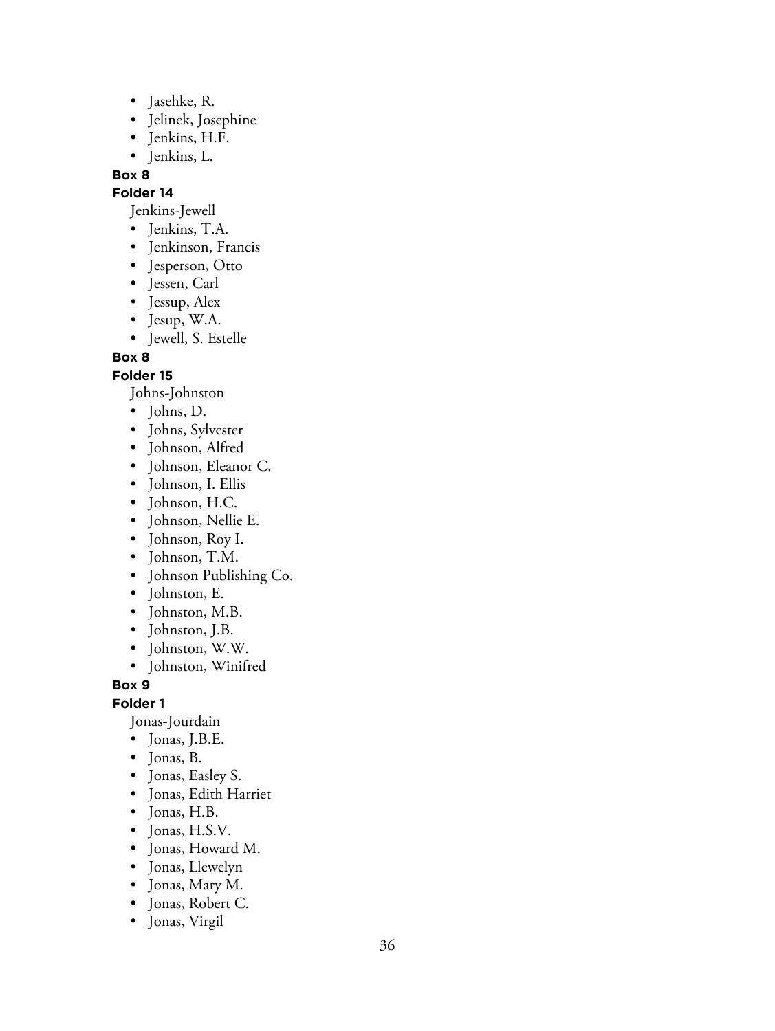- Jasehke, R.
- Jelinek, Josephine
- Jenkins, H.F.
- Jenkins, L.

**Box 8**

**Folder 14**

Jenkins-Jewell

- Jenkins, T.A.
- Jenkinson, Francis
- Jesperson, Otto
- Jessen, Carl
- Jessup, Alex
- Jesup, W.A.
- Jewell, S. Estelle

**Box 8**

**Folder 15**

Johns-Johnston

- Johns, D.
- Johns, Sylvester
- Johnson, Alfred
- Johnson, Eleanor C.
- Johnson, I. Ellis
- Johnson, H.C.
- Johnson, Nellie E.
- Johnson, Roy I.
- Johnson, T.M.
- Johnson Publishing Co.
- Johnston, E.
- Johnston, M.B.
- Johnston, J.B.
- Johnston, W.W.
- Johnston, Winifred

**Box 9**

**Folder 1**

Jonas-Jourdain

- Jonas, J.B.E.
- Jonas, B.
- Jonas, Easley S.
- Jonas, Edith Harriet
- Jonas, H.B.
- Jonas, H.S.V.
- Jonas, Howard M.
- Jonas, Llewelyn
- Jonas, Mary M.
- Jonas, Robert C.
- Jonas, Virgil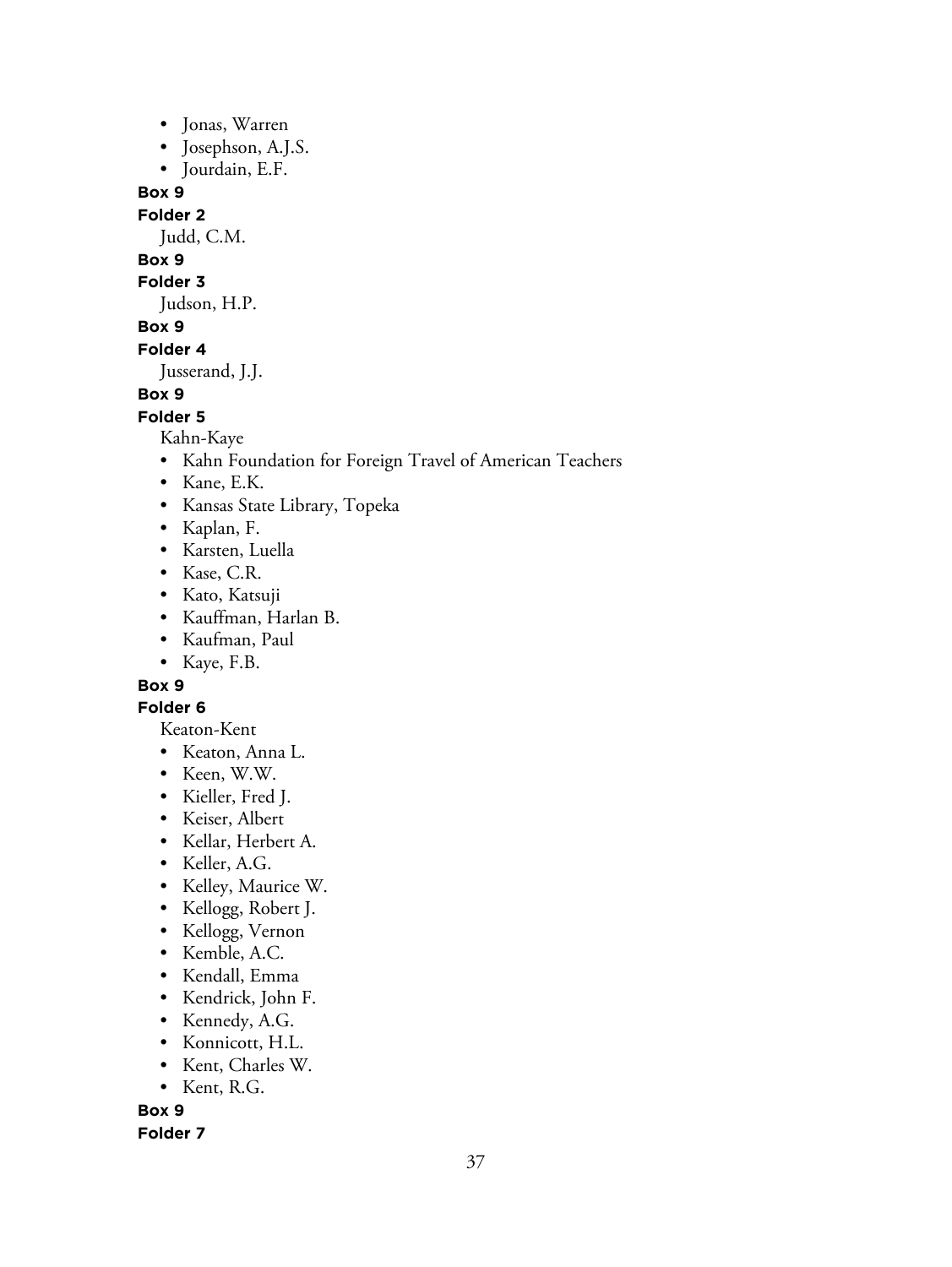- Jonas, Warren
- Josephson, A.J.S.
- Jourdain, E.F.

**Box 9**

**Folder 2**

Judd, C.M.

**Box 9**

**Folder 3**

Judson, H.P.

**Box 9**

**Folder 4**

Jusserand, J.J.

**Box 9**

**Folder 5**

Kahn-Kaye

- Kahn Foundation for Foreign Travel of American Teachers
- Kane, E.K.
- Kansas State Library, Topeka
- Kaplan, F.
- Karsten, Luella
- Kase, C.R.
- Kato, Katsuji
- Kauffman, Harlan B.
- Kaufman, Paul
- Kaye, F.B.

**Box 9**

**Folder 6**

Keaton-Kent

- Keaton, Anna L.
- Keen, W.W.
- Kieller, Fred J.
- Keiser, Albert
- Kellar, Herbert A.
- Keller, A.G.
- Kelley, Maurice W.
- Kellogg, Robert J.
- Kellogg, Vernon
- Kemble, A.C.
- Kendall, Emma
- Kendrick, John F.
- Kennedy, A.G.
- Konnicott, H.L.
- Kent, Charles W.
- Kent, R.G.

**Box 9**

**Folder 7**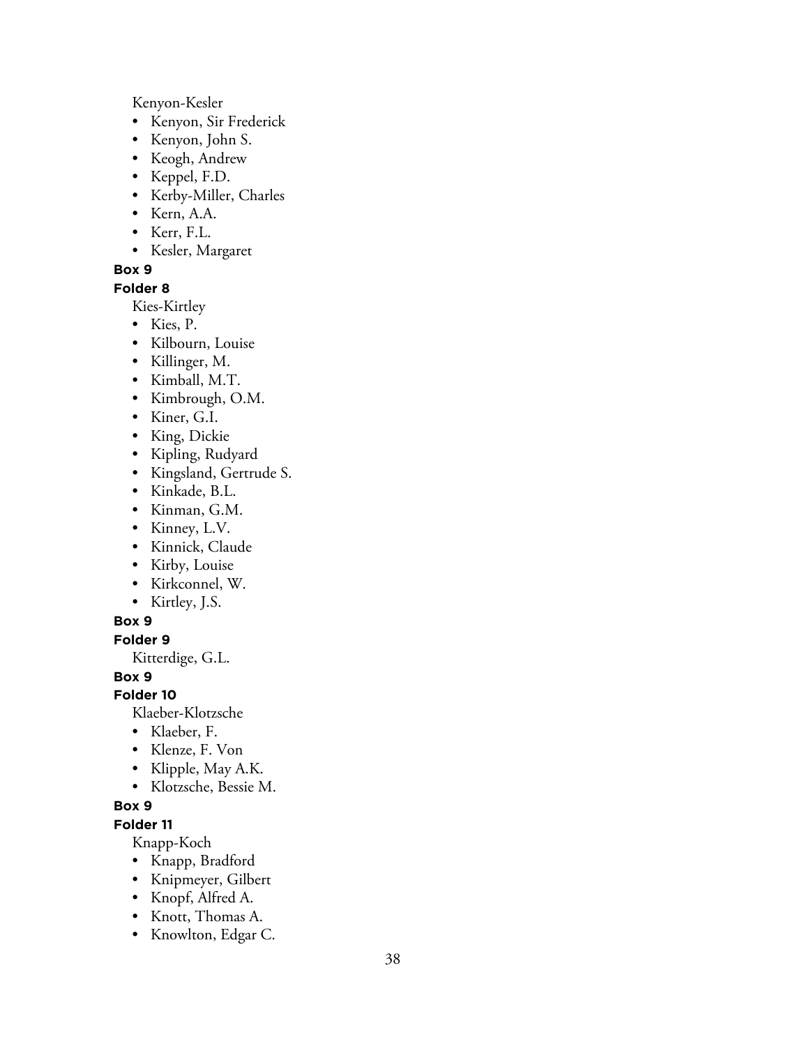Kenyon-Kesler

- Kenyon, Sir Frederick
- Kenyon, John S.
- Keogh, Andrew
- Keppel, F.D.
- Kerby-Miller, Charles
- Kern, A.A.
- Kerr, F.L.
- Kesler, Margaret

**Box 9**

**Folder 8**

Kies-Kirtley

- Kies, P.
- Kilbourn, Louise
- Killinger, M.
- Kimball, M.T.
- Kimbrough, O.M.
- Kiner, G.I.
- King, Dickie
- Kipling, Rudyard
- Kingsland, Gertrude S.
- Kinkade, B.L.
- Kinman, G.M.
- Kinney, L.V.
- Kinnick, Claude
- Kirby, Louise
- Kirkconnel, W.
- Kirtley, J.S.

**Box 9**

**Folder 9**

Kitterdige, G.L.

**Box 9**

**Folder 10**

Klaeber-Klotzsche

- Klaeber, F.
- Klenze, F. Von
- Klipple, May A.K.
- Klotzsche, Bessie M.

**Box 9**

**Folder 11**

Knapp-Koch

- Knapp, Bradford
- Knipmeyer, Gilbert
- Knopf, Alfred A.
- Knott, Thomas A.
- Knowlton, Edgar C.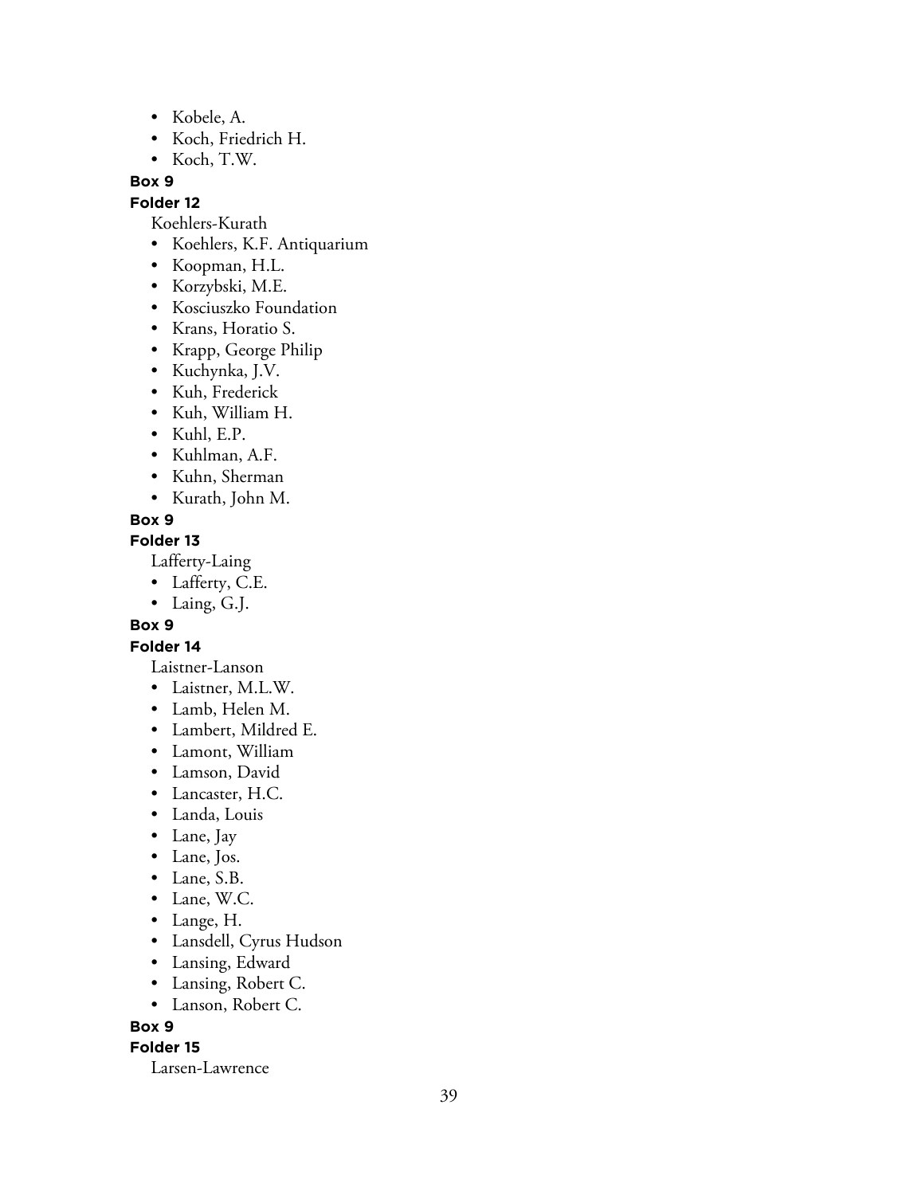- Kobele, A.
- Koch, Friedrich H.
- Koch, T.W.

**Box 9**

**Folder 12**

Koehlers-Kurath

- Koehlers, K.F. Antiquarium
- Koopman, H.L.
- Korzybski, M.E.
- Kosciuszko Foundation
- Krans, Horatio S.
- Krapp, George Philip
- Kuchynka, J.V.
- Kuh, Frederick
- Kuh, William H.
- Kuhl, E.P.
- Kuhlman, A.F.
- Kuhn, Sherman
- Kurath, John M.

**Box 9**

**Folder 13**

Lafferty-Laing

- Lafferty, C.E.
- Laing, G.J.

**Box 9**

**Folder 14**

Laistner-Lanson

- Laistner, M.L.W.
- Lamb, Helen M.
- Lambert, Mildred E.
- Lamont, William
- Lamson, David
- Lancaster, H.C.
- Landa, Louis
- Lane, Jay
- Lane, Jos.
- Lane, S.B.
- Lane, W.C.
- Lange, H.
- Lansdell, Cyrus Hudson
- Lansing, Edward
- Lansing, Robert C.
- Lanson, Robert C.

**Box 9**

**Folder 15**

Larsen-Lawrence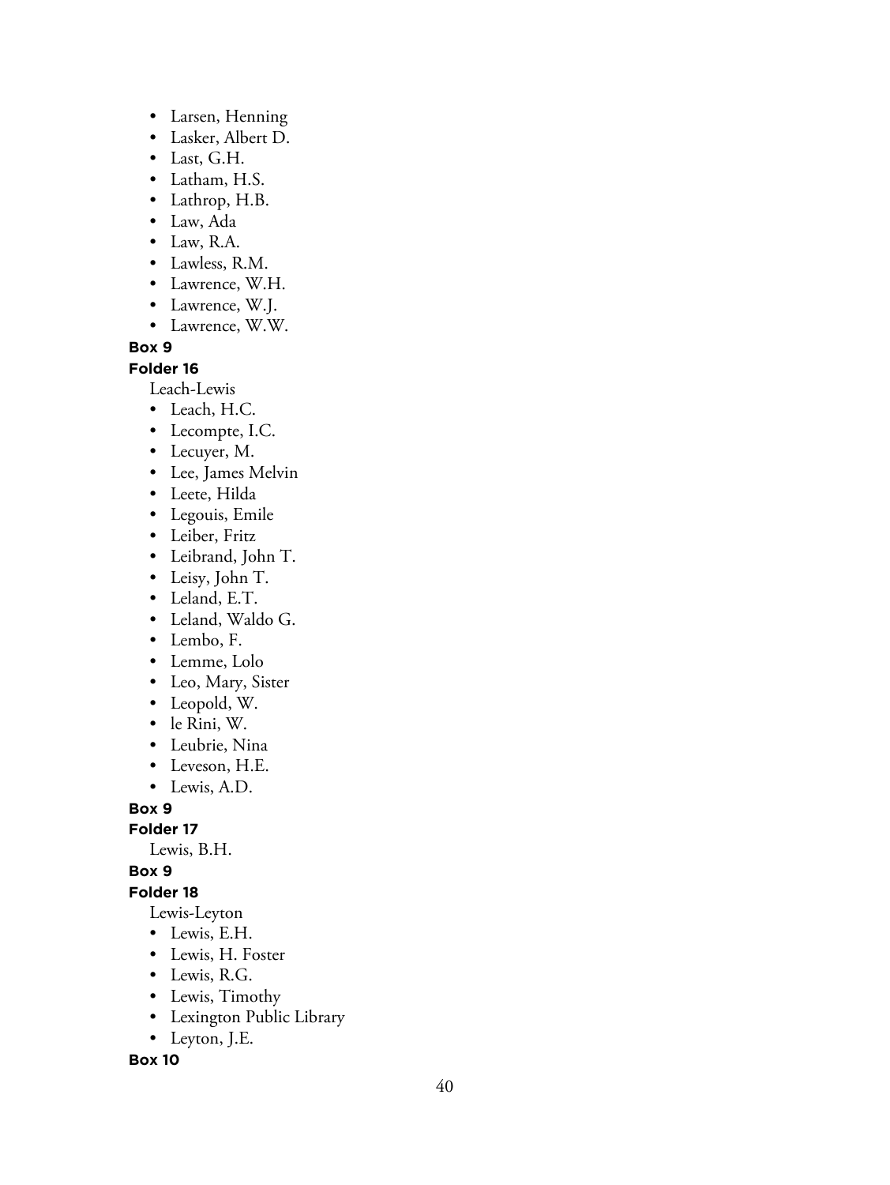- Larsen, Henning
- Lasker, Albert D.
- Last, G.H.
- Latham, H.S.
- Lathrop, H.B.
- Law, Ada
- Law, R.A.
- Lawless, R.M.
- Lawrence, W.H.
- Lawrence, W.J.
- Lawrence, W.W.

**Box 9**

**Folder 16**

Leach-Lewis

- Leach, H.C.
- Lecompte, I.C.
- Lecuyer, M.
- Lee, James Melvin
- Leete, Hilda
- Legouis, Emile
- Leiber, Fritz
- Leibrand, John T.
- Leisy, John T.
- Leland, E.T.
- Leland, Waldo G.
- Lembo, F.
- Lemme, Lolo
- Leo, Mary, Sister
- Leopold, W.
- le Rini, W.
- Leubrie, Nina
- Leveson, H.E.
- Lewis, A.D.

**Box 9**

**Folder 17**

Lewis, B.H.

**Box 9**

**Folder 18**

Lewis-Leyton

- Lewis, E.H.
- Lewis, H. Foster
- Lewis, R.G.
- Lewis, Timothy
- Lexington Public Library
- Leyton, J.E.

**Box 10**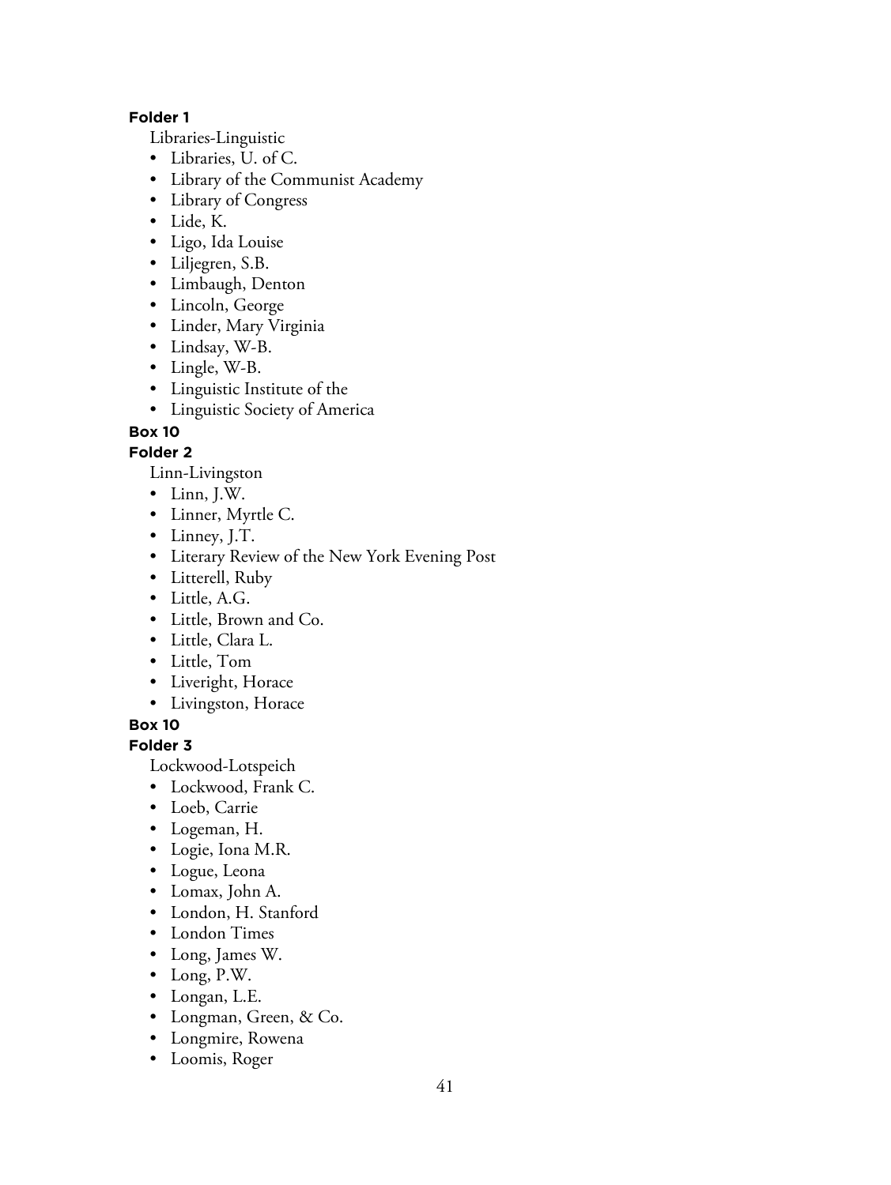**Folder 1**

Libraries-Linguistic

- Libraries, U. of C.
- Library of the Communist Academy
- Library of Congress
- Lide, K.
- Ligo, Ida Louise
- Liljegren, S.B.
- Limbaugh, Denton
- Lincoln, George
- Linder, Mary Virginia
- Lindsay, W-B.
- Lingle, W-B.
- Linguistic Institute of the
- Linguistic Society of America

**Box 10**

**Folder 2**

Linn-Livingston

- Linn, J.W.
- Linner, Myrtle C.
- Linney, J.T.
- Literary Review of the New York Evening Post
- Litterell, Ruby
- Little, A.G.
- Little, Brown and Co.
- Little, Clara L.
- Little, Tom
- Liveright, Horace
- Livingston, Horace

**Box 10**

**Folder 3**

Lockwood-Lotspeich

- Lockwood, Frank C.
- Loeb, Carrie
- Logeman, H.
- Logie, Iona M.R.
- Logue, Leona
- Lomax, John A.
- London, H. Stanford
- London Times
- Long, James W.
- Long, P.W.
- Longan, L.E.
- Longman, Green, & Co.
- Longmire, Rowena
- Loomis, Roger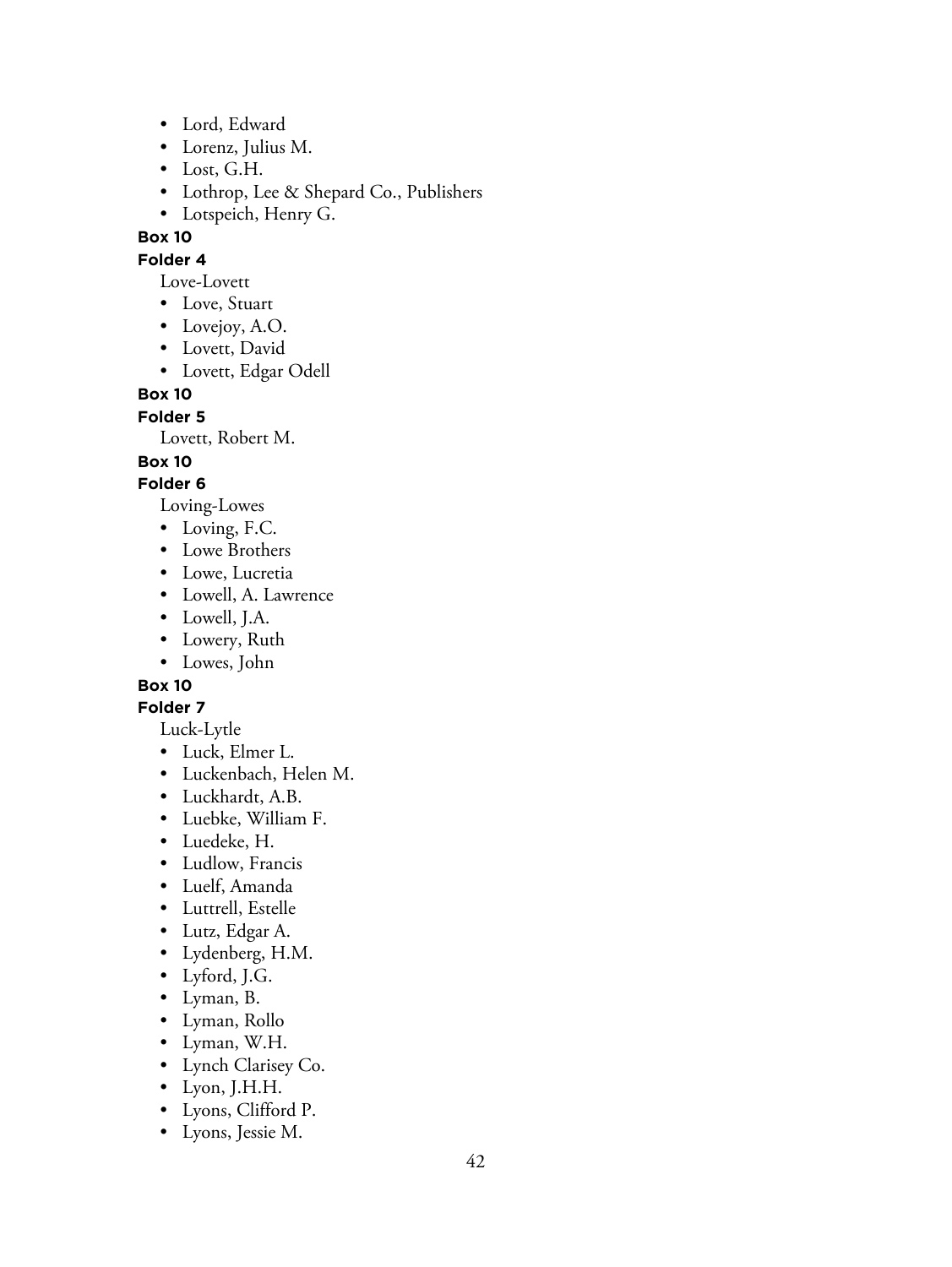- Lord, Edward
- Lorenz, Julius M.
- Lost, G.H.
- Lothrop, Lee & Shepard Co., Publishers
- Lotspeich, Henry G.

**Box 10**

**Folder 4**

Love-Lovett

- Love, Stuart
- Lovejoy, A.O.
- Lovett, David
- Lovett, Edgar Odell

**Box 10**

**Folder 5**

Lovett, Robert M.

**Box 10**

**Folder 6**

Loving-Lowes

- Loving, F.C.
- Lowe Brothers
- Lowe, Lucretia
- Lowell, A. Lawrence
- Lowell, J.A.
- Lowery, Ruth
- Lowes, John

**Box 10**

**Folder 7**

Luck-Lytle

- Luck, Elmer L.
- Luckenbach, Helen M.
- Luckhardt, A.B.
- Luebke, William F.
- Luedeke, H.
- Ludlow, Francis
- Luelf, Amanda
- Luttrell, Estelle
- Lutz, Edgar A.
- Lydenberg, H.M.
- Lyford, J.G.
- Lyman, B.
- Lyman, Rollo
- Lyman, W.H.
- Lynch Clarisey Co.
- Lyon, J.H.H.
- Lyons, Clifford P.
- Lyons, Jessie M.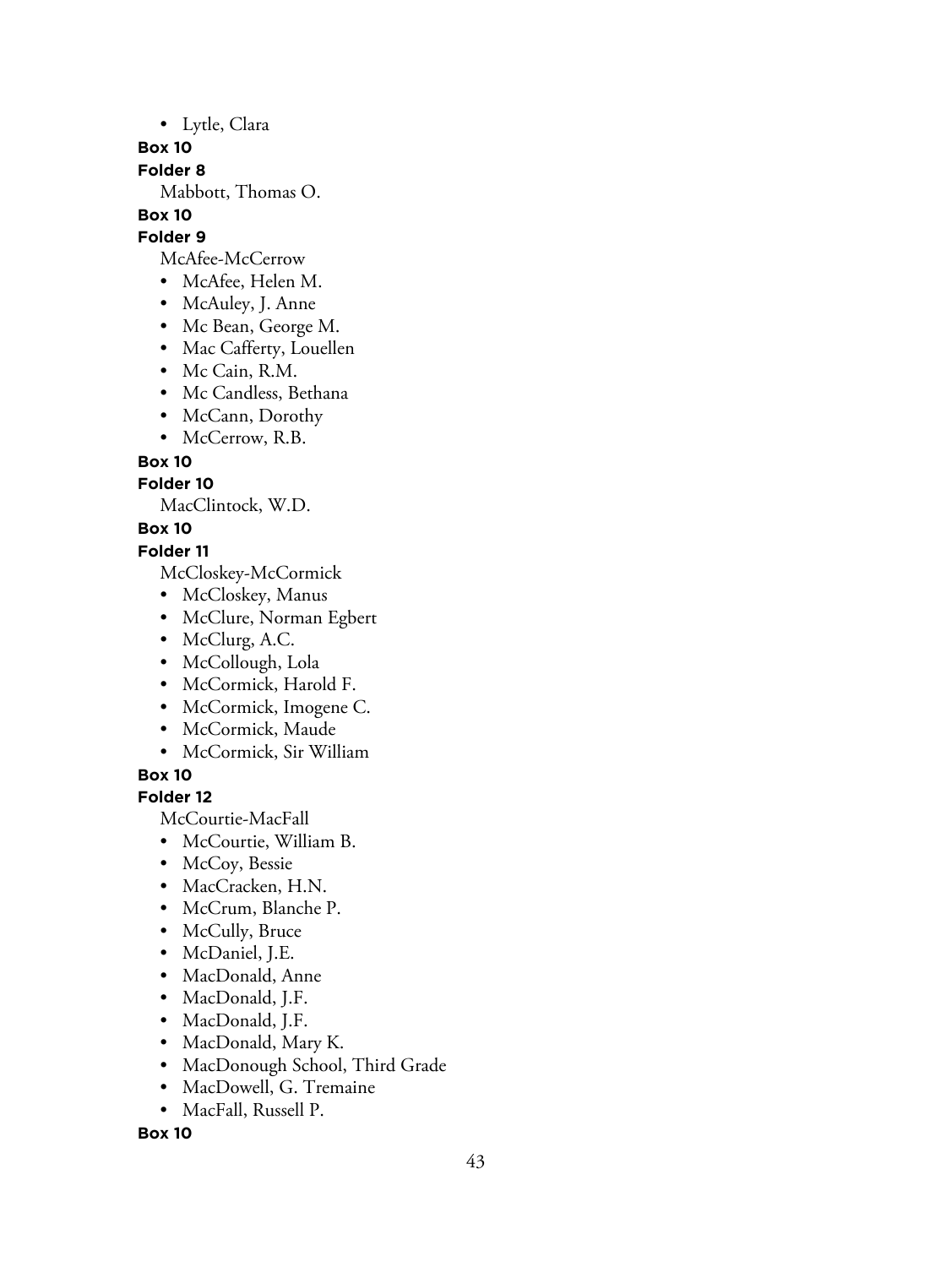- Lytle, Clara

**Box 10**

**Folder 8**

Mabbott, Thomas O.

**Box 10**

**Folder 9**

McAfee-McCerrow

- McAfee, Helen M.
- McAuley, J. Anne
- Mc Bean, George M.
- Mac Cafferty, Louellen
- Mc Cain, R.M.
- Mc Candless, Bethana
- McCann, Dorothy
- McCerrow, R.B.

**Box 10**

**Folder 10**

MacClintock, W.D.

**Box 10**

**Folder 11**

McCloskey-McCormick

- McCloskey, Manus
- McClure, Norman Egbert
- McClurg, A.C.
- McCollough, Lola
- McCormick, Harold F.
- McCormick, Imogene C.
- McCormick, Maude
- McCormick, Sir William

**Box 10**

**Folder 12**

McCourtie-MacFall

- McCourtie, William B.
- McCoy, Bessie
- MacCracken, H.N.
- McCrum, Blanche P.
- McCully, Bruce
- McDaniel, J.E.
- MacDonald, Anne
- MacDonald, J.F.
- MacDonald, J.F.
- MacDonald, Mary K.
- MacDonough School, Third Grade
- MacDowell, G. Tremaine
- MacFall, Russell P.

**Box 10**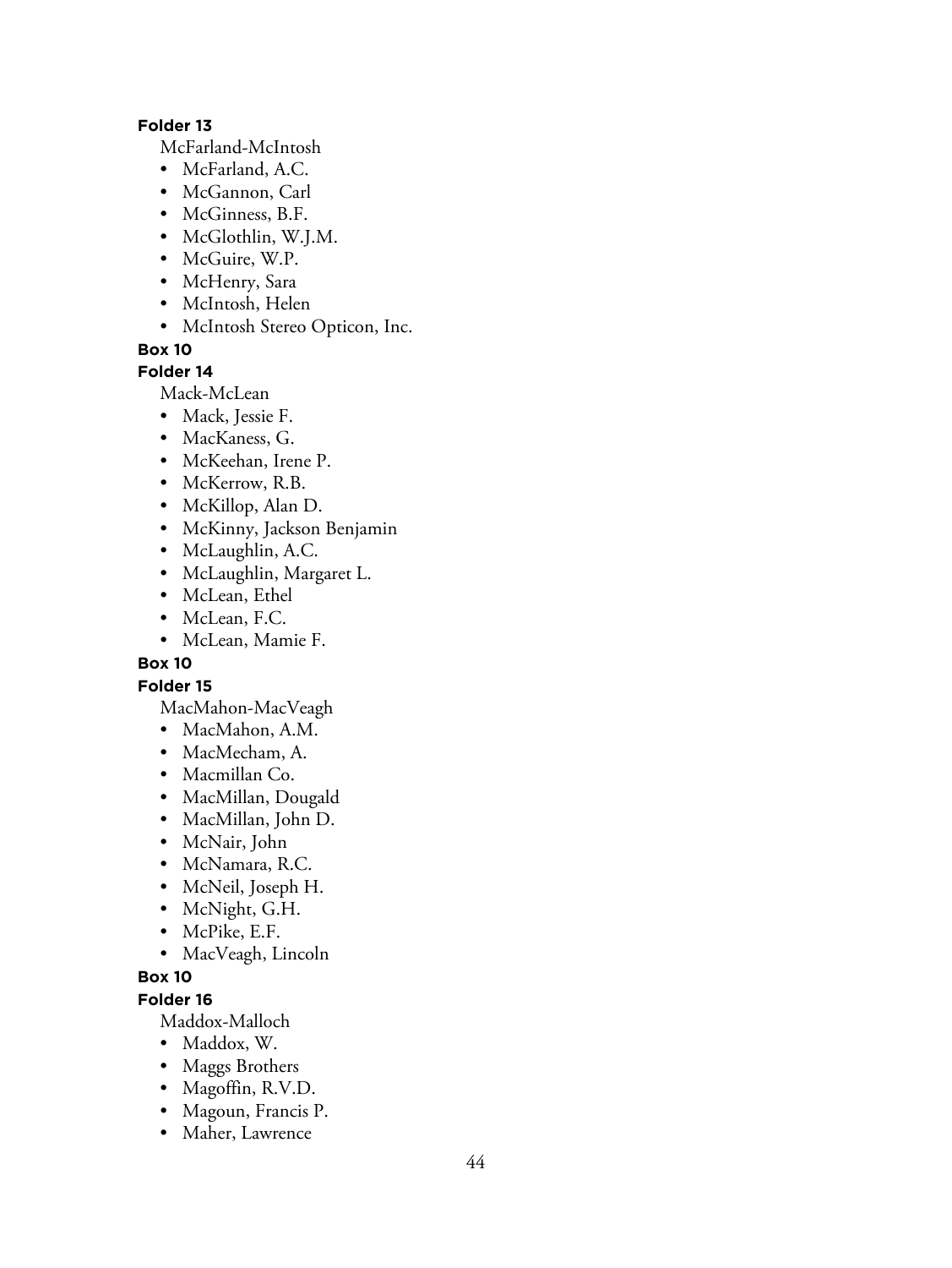**Folder 13**

McFarland-McIntosh

- McFarland, A.C.
- McGannon, Carl
- McGinness, B.F.
- McGlothlin, W.J.M.
- McGuire, W.P.
- McHenry, Sara
- McIntosh, Helen
- McIntosh Stereo Opticon, Inc.

**Box 10**

**Folder 14**

Mack-McLean

- Mack, Jessie F.
- MacKaness, G.
- McKeehan, Irene P.
- McKerrow, R.B.
- McKillop, Alan D.
- McKinny, Jackson Benjamin
- McLaughlin, A.C.
- McLaughlin, Margaret L.
- McLean, Ethel
- McLean, F.C.
- McLean, Mamie F.

**Box 10**

**Folder 15**

MacMahon-MacVeagh

- MacMahon, A.M.
- MacMecham, A.
- Macmillan Co.
- MacMillan, Dougald
- MacMillan, John D.
- McNair, John
- McNamara, R.C.
- McNeil, Joseph H.
- McNight, G.H.
- McPike, E.F.
- MacVeagh, Lincoln

**Box 10**

**Folder 16**

Maddox-Malloch

- Maddox, W.
- Maggs Brothers
- Magoffin, R.V.D.
- Magoun, Francis P.
- Maher, Lawrence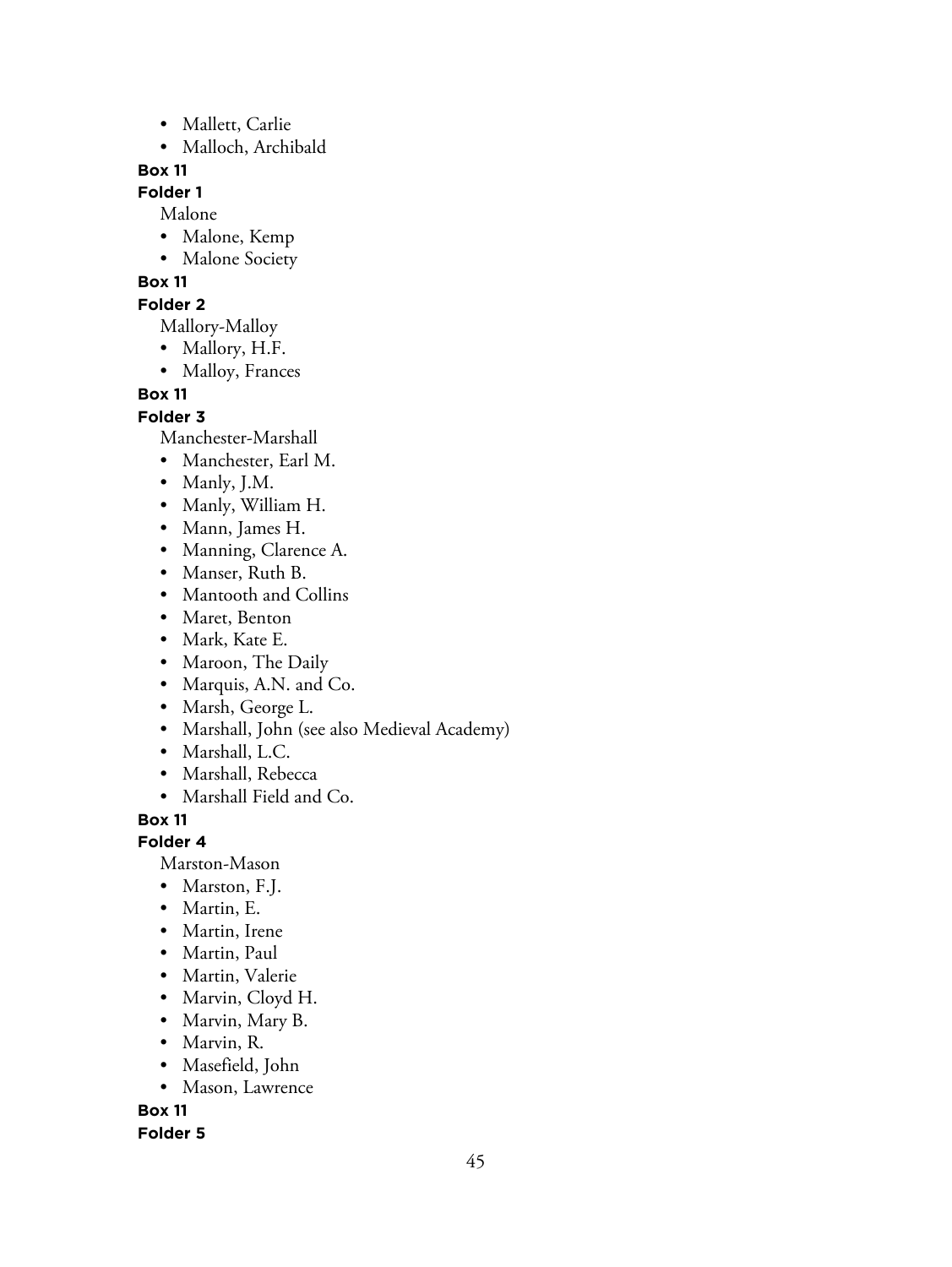- Mallett, Carlie
- Malloch, Archibald

**Box 11**

**Folder 1**

Malone

- Malone, Kemp
- Malone Society

**Box 11**

**Folder 2**

Mallory-Malloy

- Mallory, H.F.
- Malloy, Frances

**Box 11**

**Folder 3**

Manchester-Marshall

- Manchester, Earl M.
- Manly, J.M.
- Manly, William H.
- Mann, James H.
- Manning, Clarence A.
- Manser, Ruth B.
- Mantooth and Collins
- Maret, Benton
- Mark, Kate E.
- Maroon, The Daily
- Marquis, A.N. and Co.
- Marsh, George L.
- Marshall, John (see also Medieval Academy)
- Marshall, L.C.
- Marshall, Rebecca
- Marshall Field and Co.

**Box 11**

**Folder 4**

Marston-Mason

- Marston, F.J.
- Martin, E.
- Martin, Irene
- Martin, Paul
- Martin, Valerie
- Marvin, Cloyd H.
- Marvin, Mary B.
- Marvin, R.
- Masefield, John
- Mason, Lawrence

**Box 11**

**Folder 5**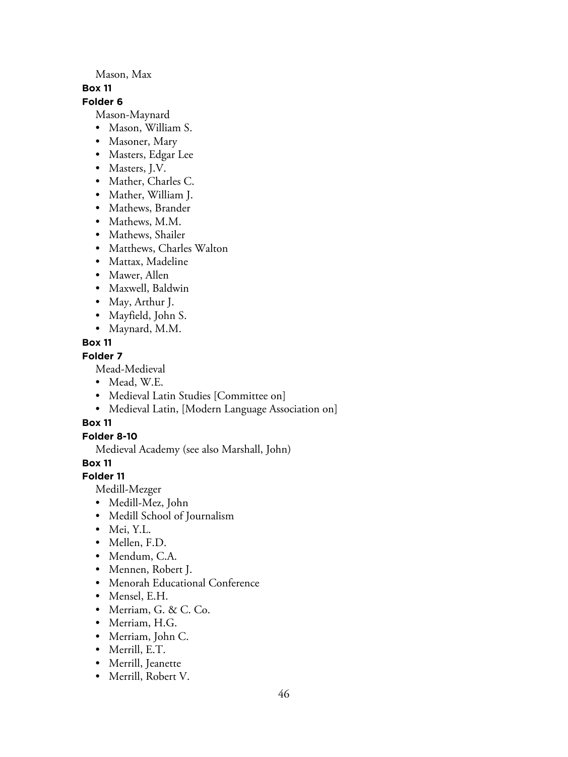Mason, Max

**Box 11**

**Folder 6**

Mason-Maynard

- Mason, William S.
- Masoner, Mary
- Masters, Edgar Lee
- Masters, J.V.
- Mather, Charles C.
- Mather, William J.
- Mathews, Brander
- Mathews, M.M.
- Mathews, Shailer
- Matthews, Charles Walton
- Mattax, Madeline
- Mawer, Allen
- Maxwell, Baldwin
- May, Arthur J.
- Mayfield, John S.
- Maynard, M.M.

**Box 11**

**Folder 7**

Mead-Medieval

- Mead, W.E.
- Medieval Latin Studies [Committee on]
- Medieval Latin, [Modern Language Association on]

**Box 11**

**Folder 8-10**

Medieval Academy (see also Marshall, John)

**Box 11**

**Folder 11**

Medill-Mezger

- Medill-Mez, John
- Medill School of Journalism
- Mei, Y.L.
- Mellen, F.D.
- Mendum, C.A.
- Mennen, Robert J.
- Menorah Educational Conference
- Mensel, E.H.
- Merriam, G. & C. Co.
- Merriam, H.G.
- Merriam, John C.
- Merrill, E.T.
- Merrill, Jeanette
- Merrill, Robert V.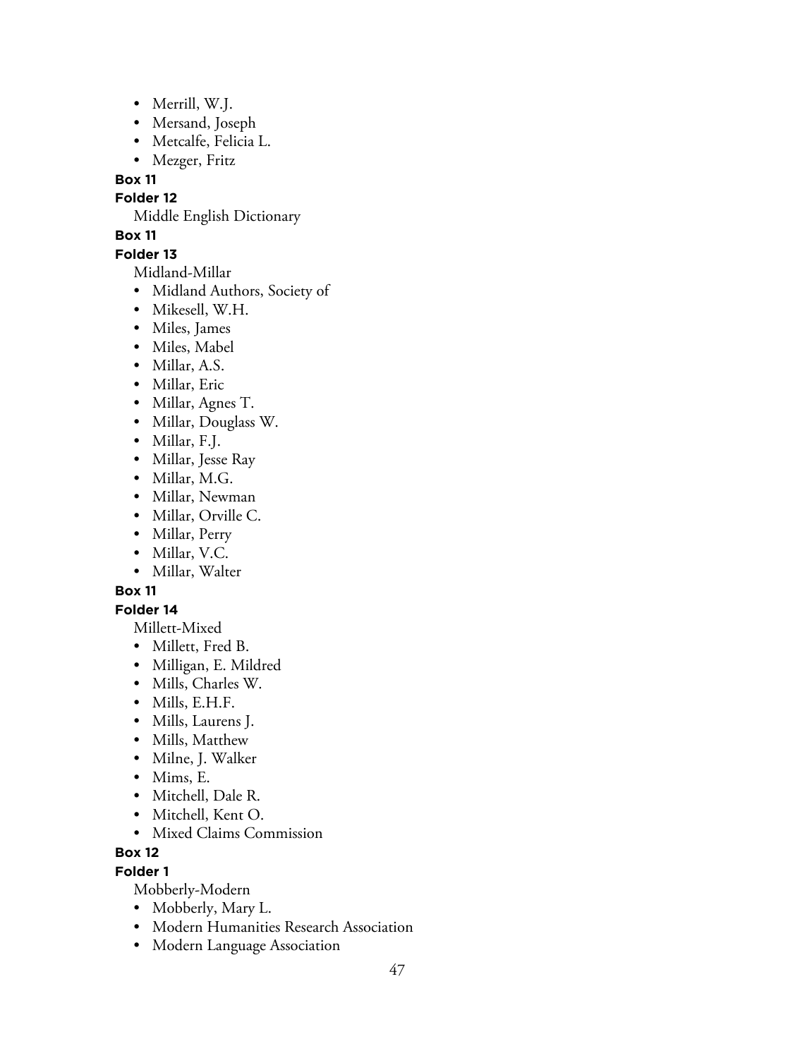- Merrill, W.J.
- Mersand, Joseph
- Metcalfe, Felicia L.
- Mezger, Fritz

**Box 11**

**Folder 12**

Middle English Dictionary

**Box 11**

**Folder 13**

Midland-Millar

- Midland Authors, Society of
- Mikesell, W.H.
- Miles, James
- Miles, Mabel
- Millar, A.S.
- Millar, Eric
- Millar, Agnes T.
- Millar, Douglass W.
- Millar, F.J.
- Millar, Jesse Ray
- Millar, M.G.
- Millar, Newman
- Millar, Orville C.
- Millar, Perry
- Millar, V.C.
- Millar, Walter

**Box 11**

**Folder 14**

Millett-Mixed

- Millett, Fred B.
- Milligan, E. Mildred
- Mills, Charles W.
- Mills, E.H.F.
- Mills, Laurens J.
- Mills, Matthew
- Milne, J. Walker
- Mims, E.
- Mitchell, Dale R.
- Mitchell, Kent O.
- Mixed Claims Commission

**Box 12**

**Folder 1**

Mobberly-Modern

- Mobberly, Mary L.
- Modern Humanities Research Association
- Modern Language Association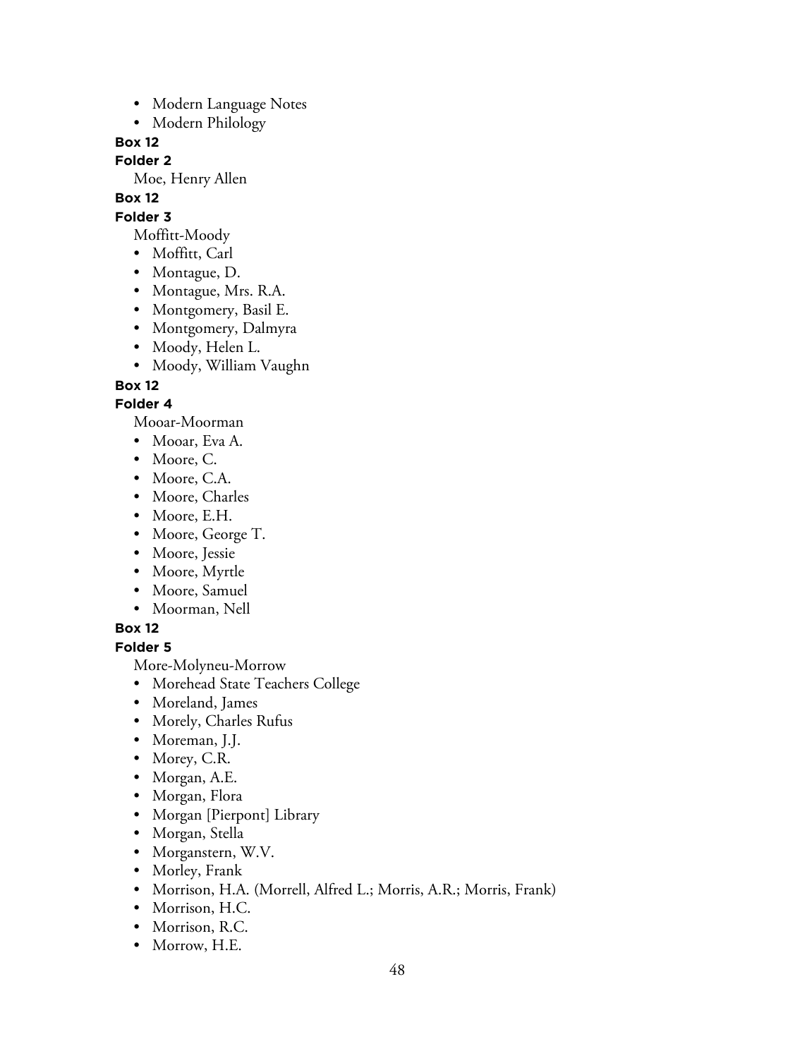- Modern Language Notes
- Modern Philology

**Box 12**

**Folder 2**

Moe, Henry Allen

**Box 12**

**Folder 3**

Moffitt-Moody

- Moffitt, Carl
- Montague, D.
- Montague, Mrs. R.A.
- Montgomery, Basil E.
- Montgomery, Dalmyra
- Moody, Helen L.
- Moody, William Vaughn

**Box 12**

**Folder 4**

Mooar-Moorman

- Mooar, Eva A.
- Moore, C.
- Moore, C.A.
- Moore, Charles
- Moore, E.H.
- Moore, George T.
- Moore, Jessie
- Moore, Myrtle
- Moore, Samuel
- Moorman, Nell

**Box 12**

**Folder 5**

More-Molyneu-Morrow

- Morehead State Teachers College
- Moreland, James
- Morely, Charles Rufus
- Moreman, J.J.
- Morey, C.R.
- Morgan, A.E.
- Morgan, Flora
- Morgan [Pierpont] Library
- Morgan, Stella
- Morganstern, W.V.
- Morley, Frank
- Morrison, H.A. (Morrell, Alfred L.; Morris, A.R.; Morris, Frank)
- Morrison, H.C.
- Morrison, R.C.
- Morrow, H.E.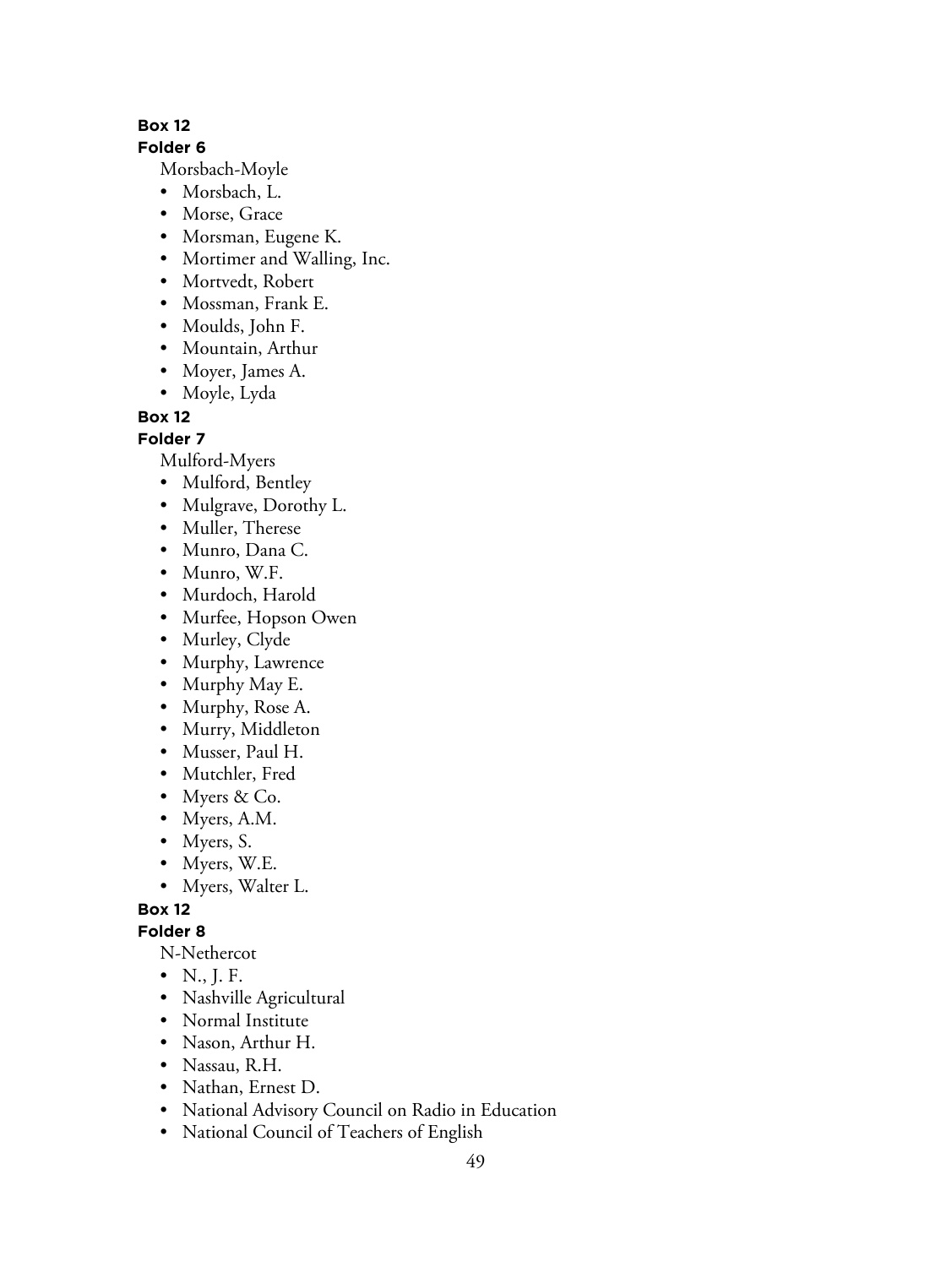**Box 12**

**Folder 6**

Morsbach-Moyle

- Morsbach, L.
- Morse, Grace
- Morsman, Eugene K.
- Mortimer and Walling, Inc.
- Mortvedt, Robert
- Mossman, Frank E.
- Moulds, John F.
- Mountain, Arthur
- Moyer, James A.
- Moyle, Lyda

**Box 12**

**Folder 7**

Mulford-Myers

- Mulford, Bentley
- Mulgrave, Dorothy L.
- Muller, Therese
- Munro, Dana C.
- Munro, W.F.
- Murdoch, Harold
- Murfee, Hopson Owen
- Murley, Clyde
- Murphy, Lawrence
- Murphy May E.
- Murphy, Rose A.
- Murry, Middleton
- Musser, Paul H.
- Mutchler, Fred
- Myers & Co.
- Myers, A.M.
- Myers, S.
- Myers, W.E.
- Myers, Walter L.

**Box 12**

**Folder 8**

N-Nethercot

- N., J. F.
- Nashville Agricultural
- Normal Institute
- Nason, Arthur H.
- Nassau, R.H.
- Nathan, Ernest D.
- National Advisory Council on Radio in Education
- National Council of Teachers of English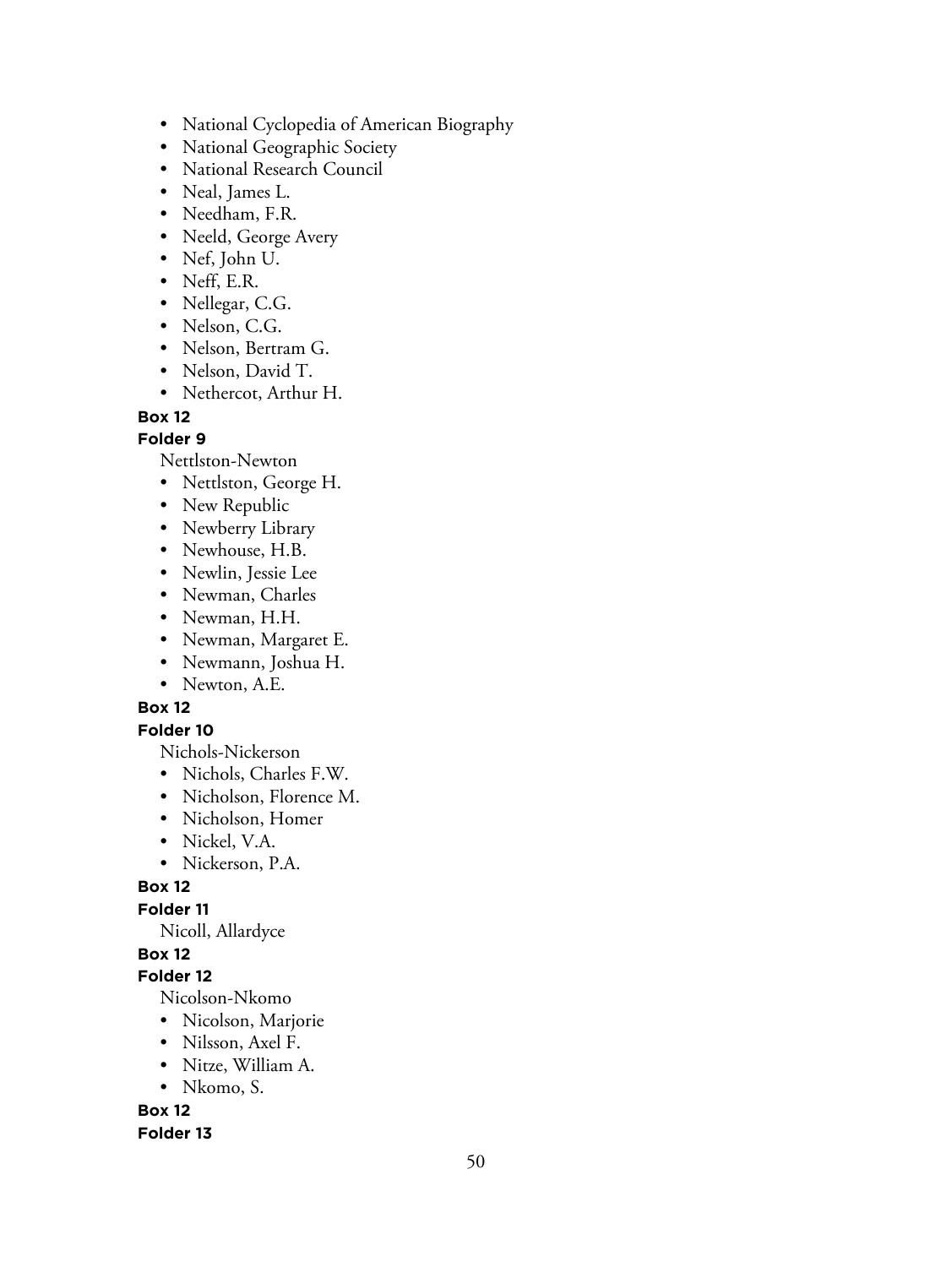- National Cyclopedia of American Biography
- National Geographic Society
- National Research Council
- Neal, James L.
- Needham, F.R.
- Neeld, George Avery
- Nef, John U.
- Neff, E.R.
- Nellegar, C.G.
- Nelson, C.G.
- Nelson, Bertram G.
- Nelson, David T.
- Nethercot, Arthur H.

**Box 12**

**Folder 9**

Nettlston-Newton

- Nettlston, George H.
- New Republic
- Newberry Library
- Newhouse, H.B.
- Newlin, Jessie Lee
- Newman, Charles
- Newman, H.H.
- Newman, Margaret E.
- Newmann, Joshua H.
- Newton, A.E.

**Box 12**

**Folder 10**

Nichols-Nickerson

- Nichols, Charles F.W.
- Nicholson, Florence M.
- Nicholson, Homer
- Nickel, V.A.
- Nickerson, P.A.

**Box 12**

**Folder 11**

Nicoll, Allardyce

**Box 12**

**Folder 12**

Nicolson-Nkomo

- Nicolson, Marjorie
- Nilsson, Axel F.
- Nitze, William A.
- Nkomo, S.

**Box 12**

**Folder 13**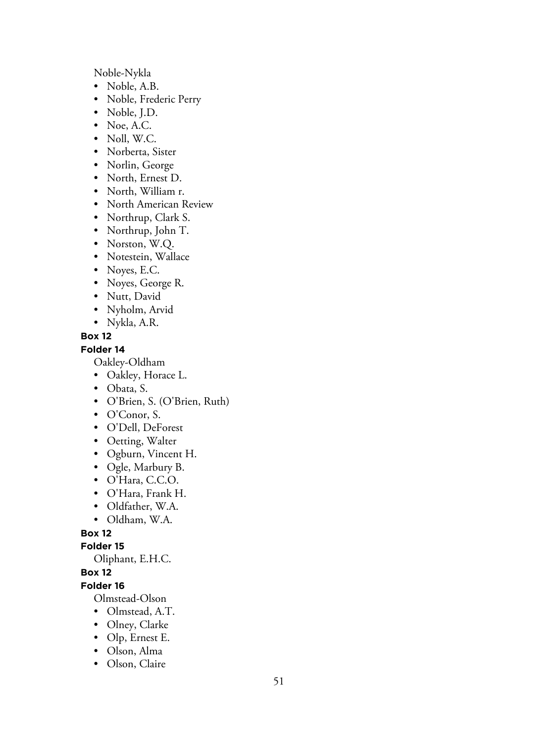Noble-Nykla

- Noble, A.B.
- Noble, Frederic Perry
- Noble, J.D.
- Noe, A.C.
- Noll, W.C.
- Norberta, Sister
- Norlin, George
- North, Ernest D.
- North, William r.
- North American Review
- Northrup, Clark S.
- Northrup, John T.
- Norston, W.Q.
- Notestein, Wallace
- Noyes, E.C.
- Noyes, George R.
- Nutt, David
- Nyholm, Arvid
- Nykla, A.R.

**Box 12**

**Folder 14**

Oakley-Oldham

- Oakley, Horace L.
- Obata, S.
- O'Brien, S. (O'Brien, Ruth)
- O'Conor, S.
- O'Dell, DeForest
- Oetting, Walter
- Ogburn, Vincent H.
- Ogle, Marbury B.
- O'Hara, C.C.O.
- O'Hara, Frank H.
- Oldfather, W.A.
- Oldham, W.A.

**Box 12**

**Folder 15**

Oliphant, E.H.C.

**Box 12**

**Folder 16**

Olmstead-Olson

- Olmstead, A.T.
- Olney, Clarke
- Olp, Ernest E.
- Olson, Alma
- Olson, Claire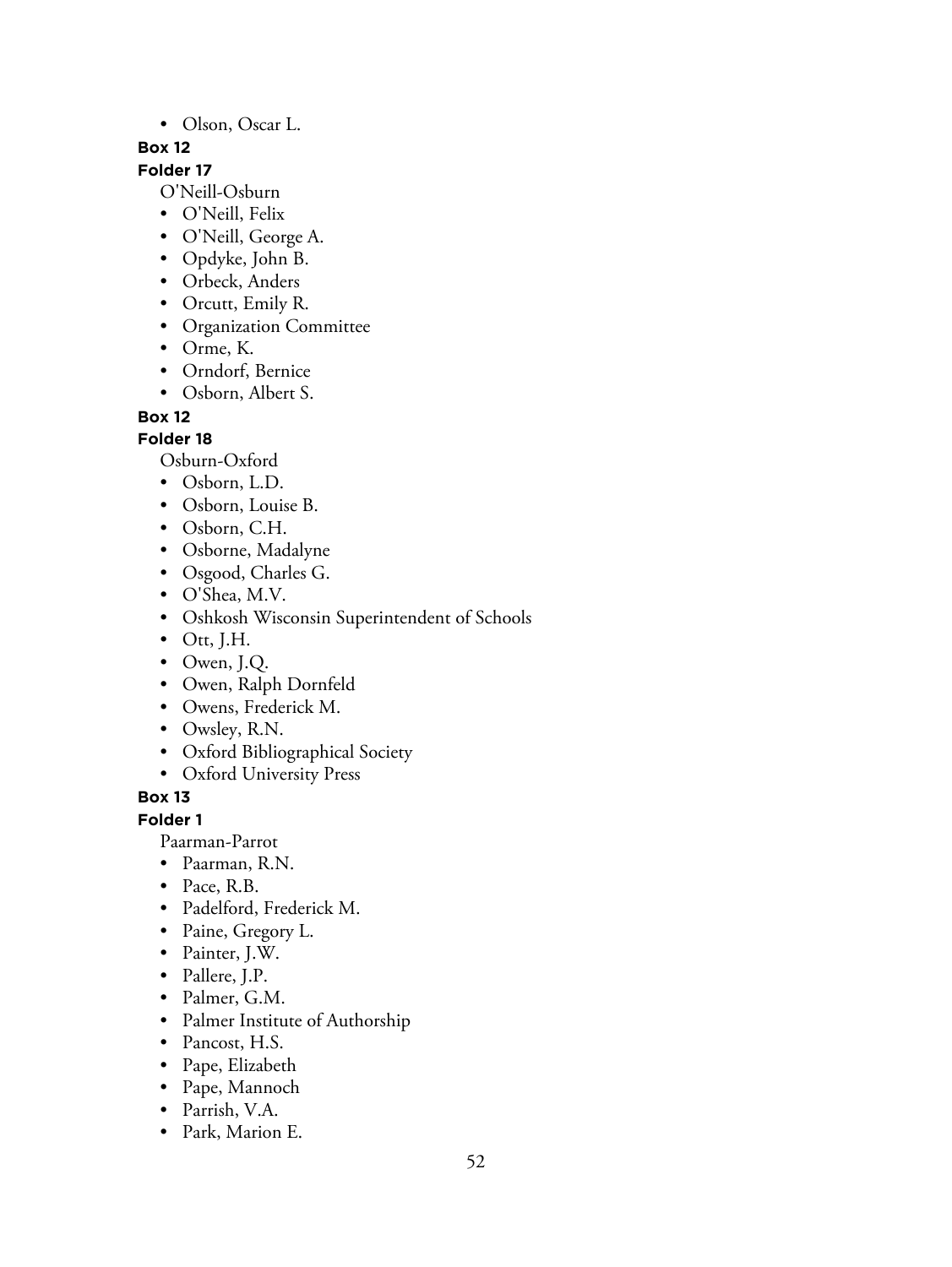- Olson, Oscar L.

**Box 12**

**Folder 17**

O'Neill-Osburn

- O'Neill, Felix
- O'Neill, George A.
- Opdyke, John B.
- Orbeck, Anders
- Orcutt, Emily R.
- Organization Committee
- Orme, K.
- Orndorf, Bernice
- Osborn, Albert S.

**Box 12**

**Folder 18**

Osburn-Oxford

- Osborn, L.D.
- Osborn, Louise B.
- Osborn, C.H.
- Osborne, Madalyne
- Osgood, Charles G.
- O'Shea, M.V.
- Oshkosh Wisconsin Superintendent of Schools
- Ott, J.H.
- Owen, J.Q.
- Owen, Ralph Dornfeld
- Owens, Frederick M.
- Owsley, R.N.
- Oxford Bibliographical Society
- Oxford University Press

**Box 13**

**Folder 1**

Paarman-Parrot

- Paarman, R.N.
- Pace, R.B.
- Padelford, Frederick M.
- Paine, Gregory L.
- Painter, J.W.
- Pallere, J.P.
- Palmer, G.M.
- Palmer Institute of Authorship
- Pancost, H.S.
- Pape, Elizabeth
- Pape, Mannoch
- Parrish, V.A.
- Park, Marion E.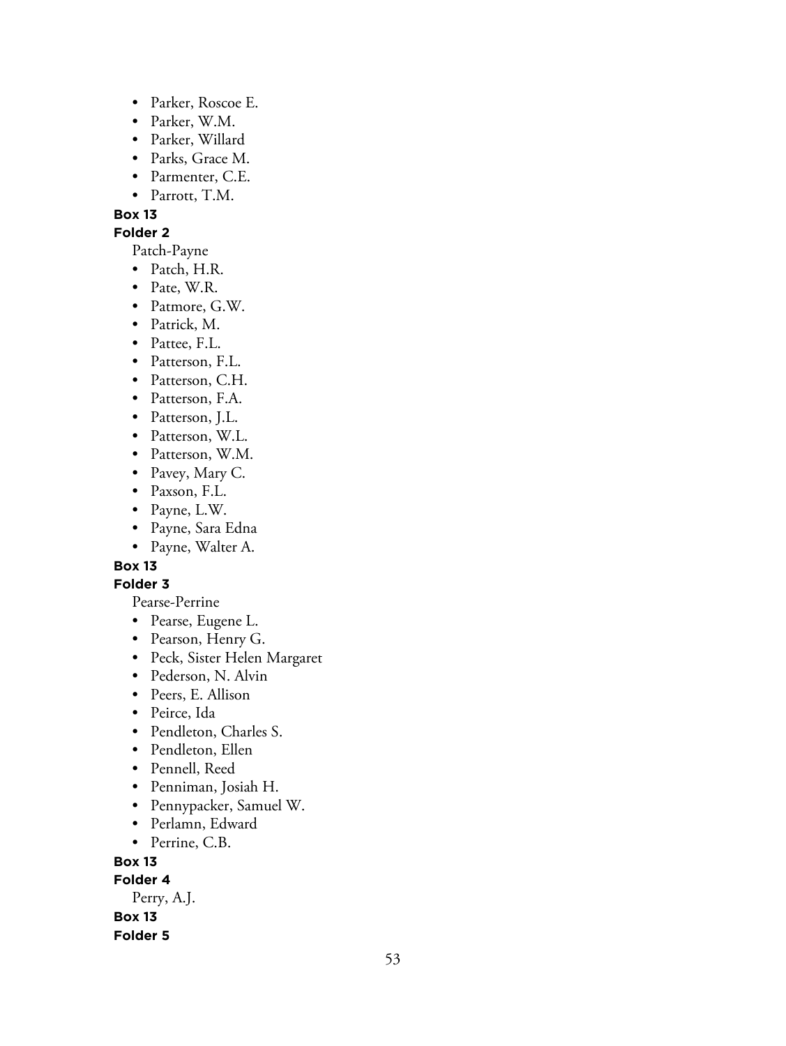- Parker, Roscoe E.
- Parker, W.M.
- Parker, Willard
- Parks, Grace M.
- Parmenter, C.E.
- Parrott, T.M.

**Box 13**

**Folder 2**

Patch-Payne

- Patch, H.R.
- Pate, W.R.
- Patmore, G.W.
- Patrick, M.
- Pattee, F.L.
- Patterson, F.L.
- Patterson, C.H.
- Patterson, F.A.
- Patterson, J.L.
- Patterson, W.L.
- Patterson, W.M.
- Pavey, Mary C.
- Paxson, F.L.
- Payne, L.W.
- Payne, Sara Edna
- Payne, Walter A.

**Box 13**

**Folder 3**

Pearse-Perrine

- Pearse, Eugene L.
- Pearson, Henry G.
- Peck, Sister Helen Margaret
- Pederson, N. Alvin
- Peers, E. Allison
- Peirce, Ida
- Pendleton, Charles S.
- Pendleton, Ellen
- Pennell, Reed
- Penniman, Josiah H.
- Pennypacker, Samuel W.
- Perlamn, Edward
- Perrine, C.B.

**Box 13**

**Folder 4**

Perry, A.J.

**Box 13**

**Folder 5**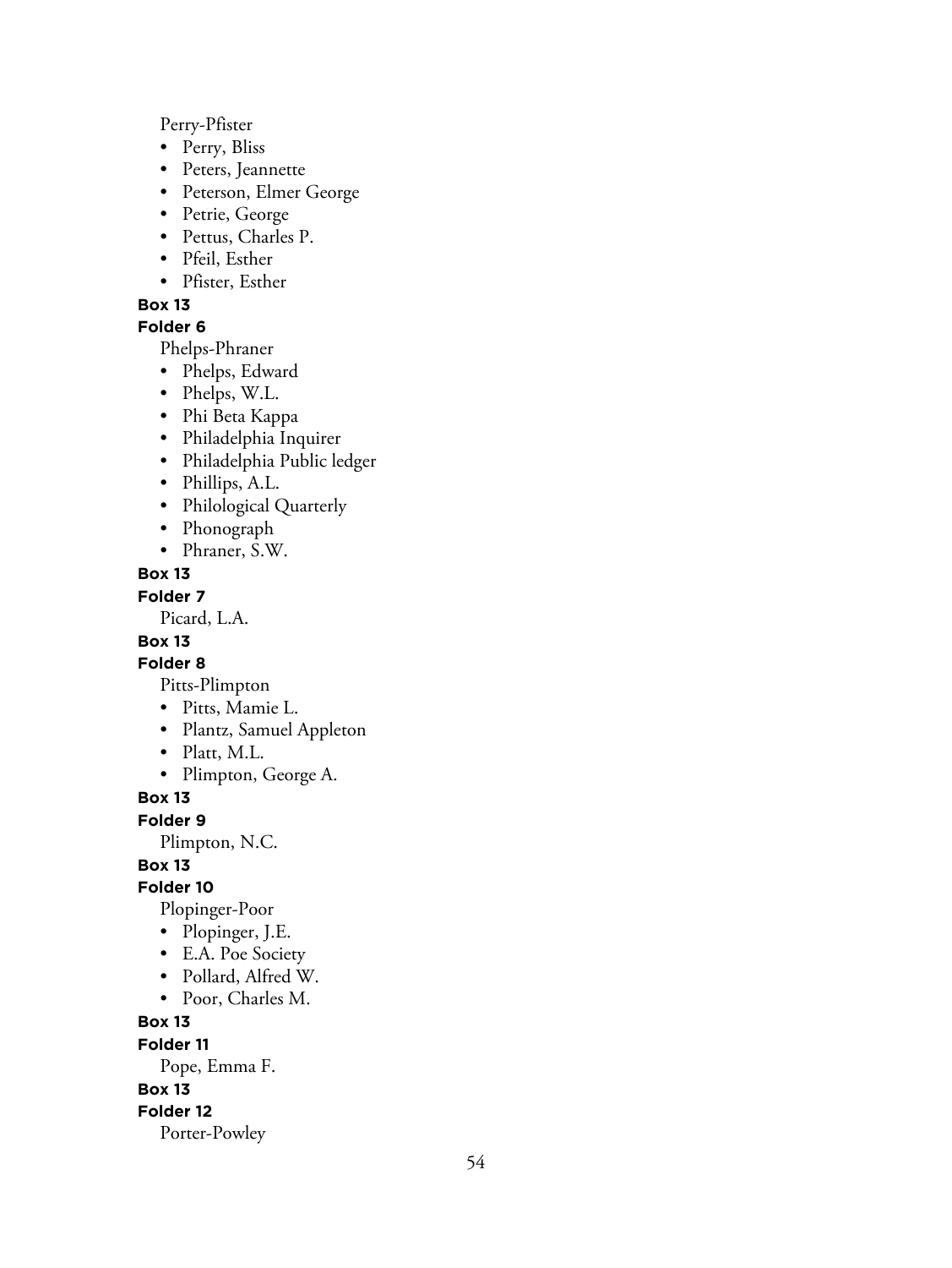Perry-Pfister

- Perry, Bliss
- Peters, Jeannette
- Peterson, Elmer George
- Petrie, George
- Pettus, Charles P.
- Pfeil, Esther
- Pfister, Esther

**Box 13**

**Folder 6**

Phelps-Phraner

- Phelps, Edward
- Phelps, W.L.
- Phi Beta Kappa
- Philadelphia Inquirer
- Philadelphia Public ledger
- Phillips, A.L.
- Philological Quarterly
- Phonograph
- Phraner, S.W.

**Box 13**

**Folder 7**

Picard, L.A.

**Box 13**

**Folder 8**

Pitts-Plimpton

- Pitts, Mamie L.
- Plantz, Samuel Appleton
- Platt, M.L.
- Plimpton, George A.

**Box 13**

**Folder 9**

Plimpton, N.C.

**Box 13**

**Folder 10**

Plopinger-Poor

- Plopinger, J.E.
- E.A. Poe Society
- Pollard, Alfred W.
- Poor, Charles M.

**Box 13**

**Folder 11**

Pope, Emma F.

**Box 13**

**Folder 12**

Porter-Powley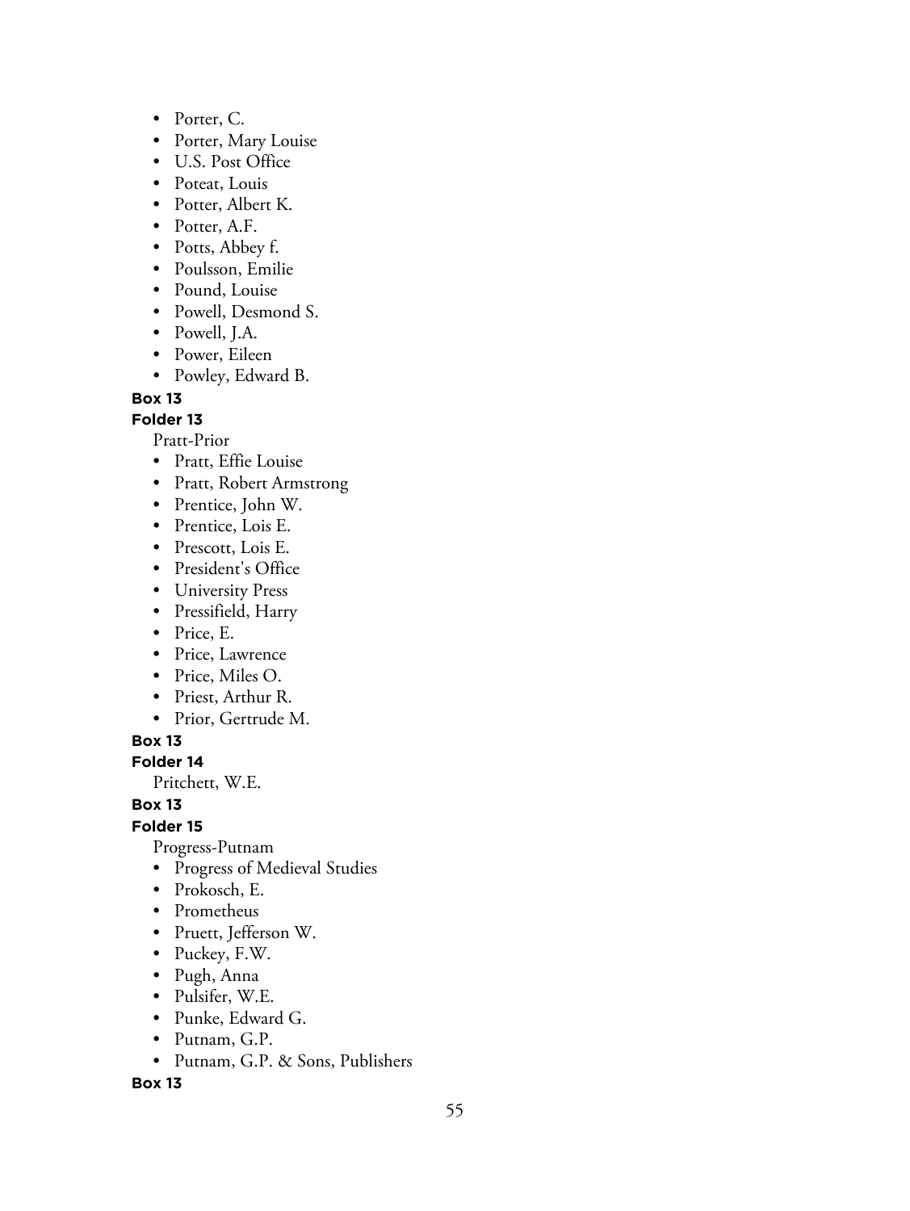- Porter, C.
- Porter, Mary Louise
- U.S. Post Office
- Poteat, Louis
- Potter, Albert K.
- Potter, A.F.
- Potts, Abbey f.
- Poulsson, Emilie
- Pound, Louise
- Powell, Desmond S.
- Powell, J.A.
- Power, Eileen
- Powley, Edward B.

**Box 13**

**Folder 13**

Pratt-Prior

- Pratt, Effie Louise
- Pratt, Robert Armstrong
- Prentice, John W.
- Prentice, Lois E.
- Prescott, Lois E.
- President's Office
- University Press
- Pressifield, Harry
- Price, E.
- Price, Lawrence
- Price, Miles O.
- Priest, Arthur R.
- Prior, Gertrude M.

**Box 13**

**Folder 14**

Pritchett, W.E.

**Box 13**

**Folder 15**

Progress-Putnam

- Progress of Medieval Studies
- Prokosch, E.
- Prometheus
- Pruett, Jefferson W.
- Puckey, F.W.
- Pugh, Anna
- Pulsifer, W.E.
- Punke, Edward G.
- Putnam, G.P.
- Putnam, G.P. & Sons, Publishers

**Box 13**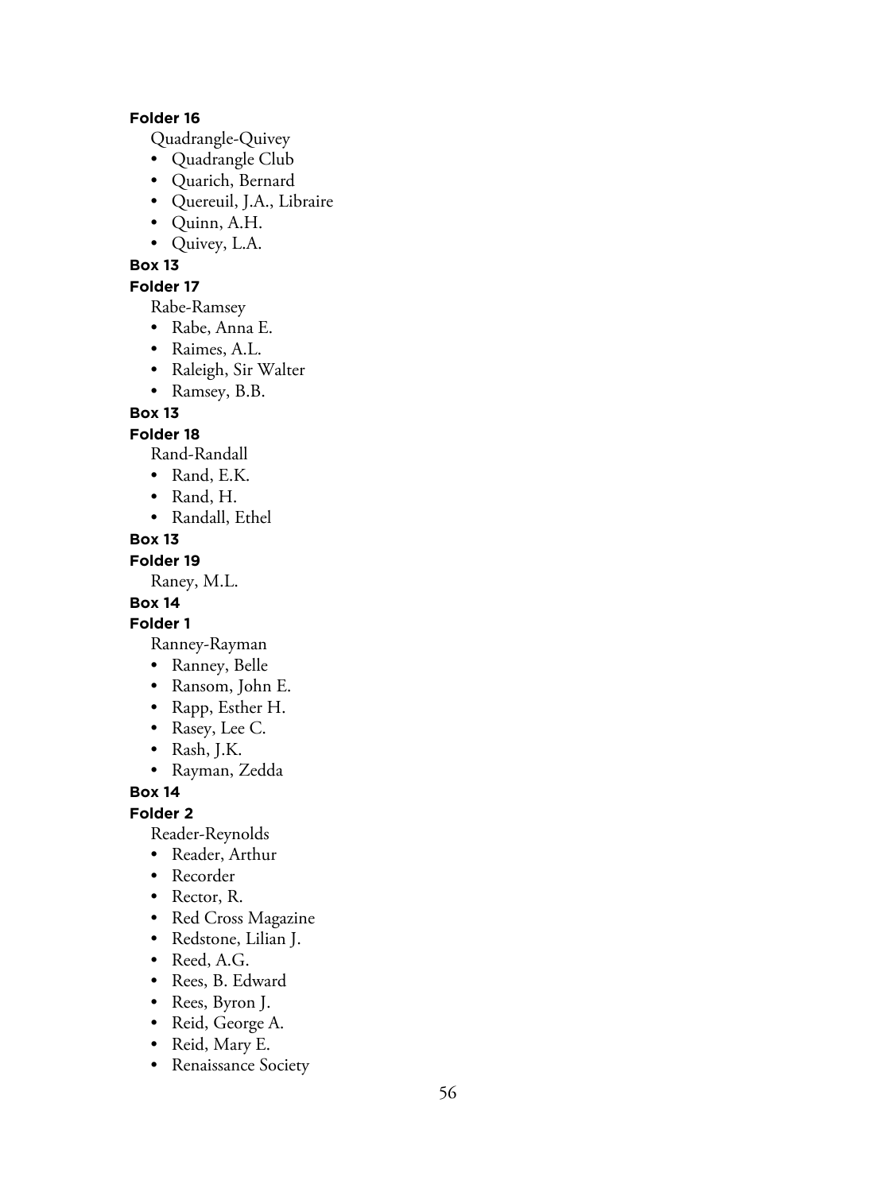**Folder 16**

Quadrangle-Quivey

- Quadrangle Club
- Quarich, Bernard
- Quereuil, J.A., Libraire
- Quinn, A.H.
- Quivey, L.A.

**Box 13**

**Folder 17**

Rabe-Ramsey

- Rabe, Anna E.
- Raimes, A.L.
- Raleigh, Sir Walter
- Ramsey, B.B.

**Box 13**

**Folder 18**

Rand-Randall

- Rand, E.K.
- Rand, H.
- Randall, Ethel

**Box 13**

**Folder 19**

Raney, M.L.

**Box 14**

**Folder 1**

Ranney-Rayman

- Ranney, Belle
- Ransom, John E.
- Rapp, Esther H.
- Rasey, Lee C.
- Rash, J.K.
- Rayman, Zedda

**Box 14**

**Folder 2**

Reader-Reynolds

- Reader, Arthur
- Recorder
- Rector, R.
- Red Cross Magazine
- Redstone, Lilian J.
- Reed, A.G.
- Rees, B. Edward
- Rees, Byron J.
- Reid, George A.
- Reid, Mary E.
- Renaissance Society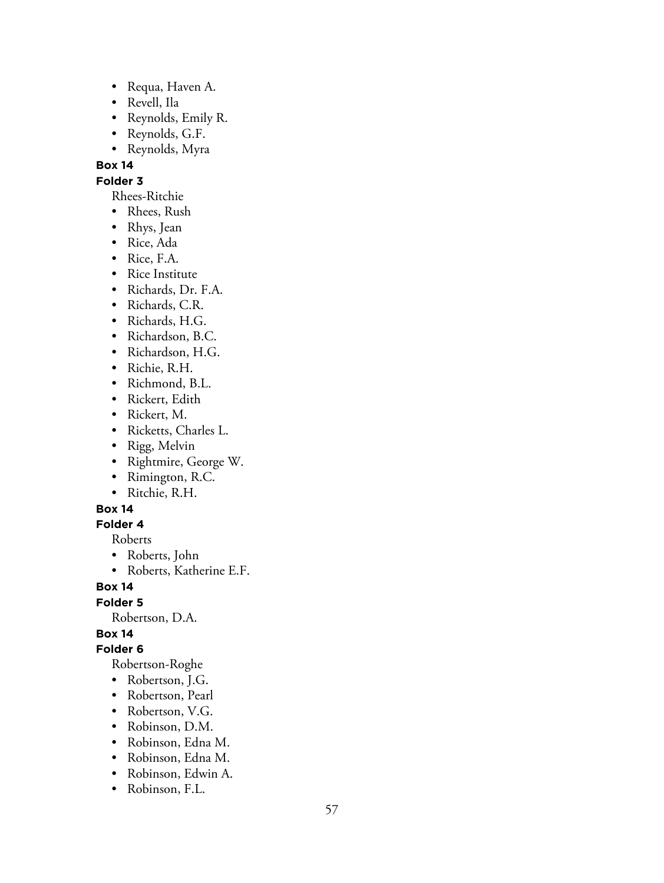- Requa, Haven A.
- Revell, Ila
- Reynolds, Emily R.
- Reynolds, G.F.
- Reynolds, Myra

**Box 14**

**Folder 3**

Rhees-Ritchie

- Rhees, Rush
- Rhys, Jean
- Rice, Ada
- Rice, F.A.
- Rice Institute
- Richards, Dr. F.A.
- Richards, C.R.
- Richards, H.G.
- Richardson, B.C.
- Richardson, H.G.
- Richie, R.H.
- Richmond, B.L.
- Rickert, Edith
- Rickert, M.
- Ricketts, Charles L.
- Rigg, Melvin
- Rightmire, George W.
- Rimington, R.C.
- Ritchie, R.H.

**Box 14**

**Folder 4**

Roberts

- Roberts, John
- Roberts, Katherine E.F.

**Box 14**

**Folder 5**

Robertson, D.A.

**Box 14**

**Folder 6**

Robertson-Roghe

- Robertson, J.G.
- Robertson, Pearl
- Robertson, V.G.
- Robinson, D.M.
- Robinson, Edna M.
- Robinson, Edna M.
- Robinson, Edwin A.
- Robinson, F.L.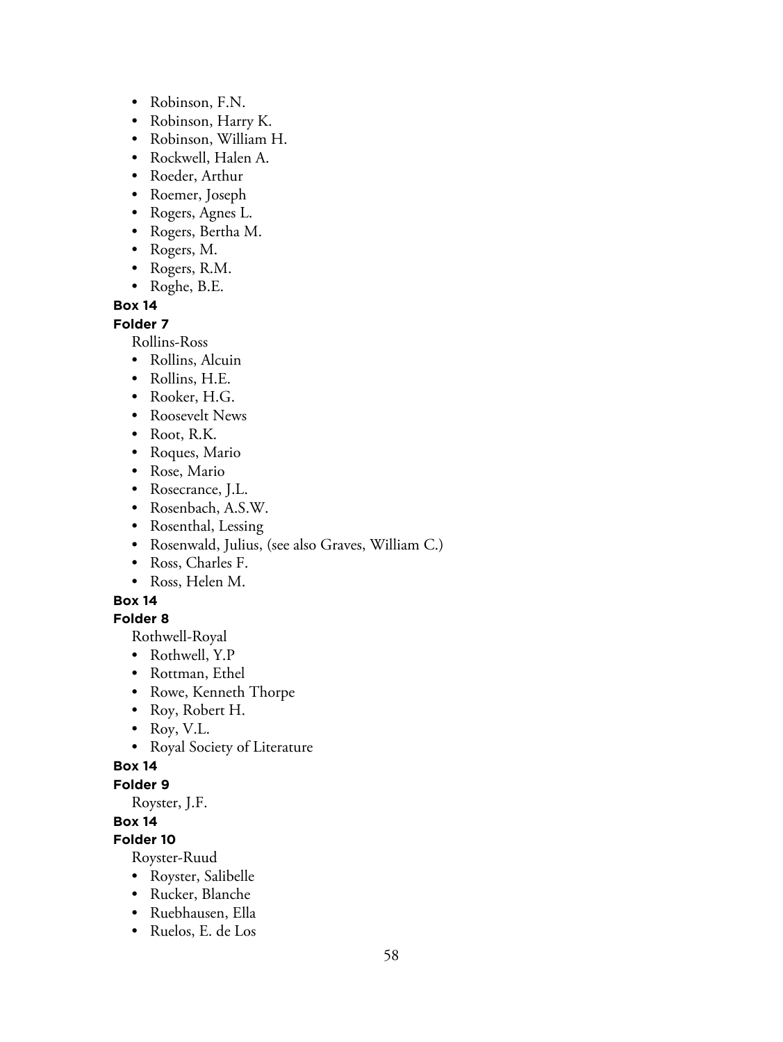- Robinson, F.N.
- Robinson, Harry K.
- Robinson, William H.
- Rockwell, Halen A.
- Roeder, Arthur
- Roemer, Joseph
- Rogers, Agnes L.
- Rogers, Bertha M.
- Rogers, M.
- Rogers, R.M.
- Roghe, B.E.

**Box 14**

**Folder 7**

Rollins-Ross

- Rollins, Alcuin
- Rollins, H.E.
- Rooker, H.G.
- Roosevelt News
- Root, R.K.
- Roques, Mario
- Rose, Mario
- Rosecrance, J.L.
- Rosenbach, A.S.W.
- Rosenthal, Lessing
- Rosenwald, Julius, (see also Graves, William C.)
- Ross, Charles F.
- Ross, Helen M.

**Box 14**

**Folder 8**

Rothwell-Royal

- Rothwell, Y.P
- Rottman, Ethel
- Rowe, Kenneth Thorpe
- Roy, Robert H.
- Roy, V.L.
- Royal Society of Literature

**Box 14**

**Folder 9**

Royster, J.F.

**Box 14**

**Folder 10**

Royster-Ruud

- Royster, Salibelle
- Rucker, Blanche
- Ruebhausen, Ella
- Ruelos, E. de Los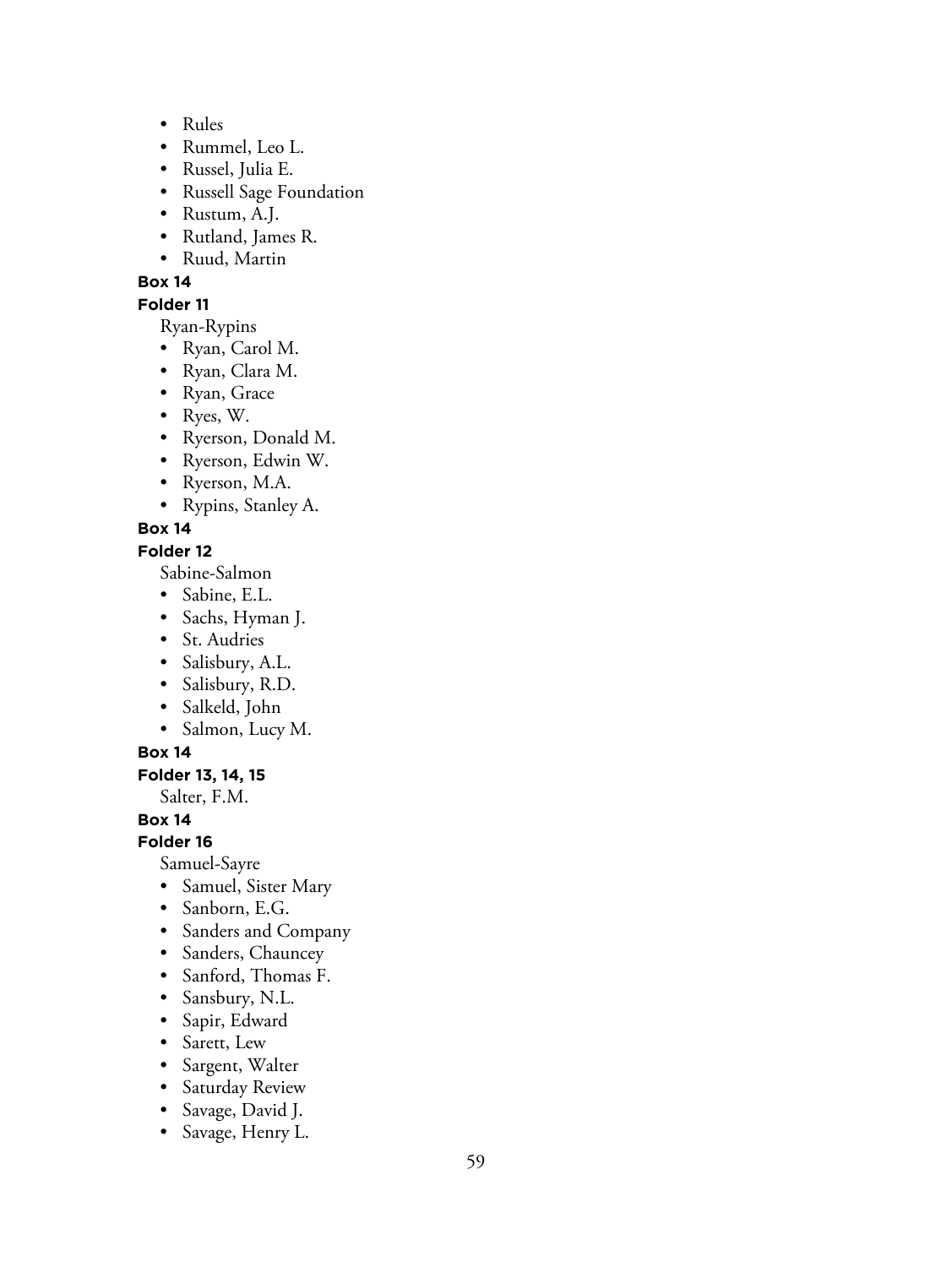- Rules
- Rummel, Leo L.
- Russel, Julia E.
- Russell Sage Foundation
- Rustum, A.J.
- Rutland, James R.
- Ruud, Martin

**Box 14**

**Folder 11**

Ryan-Rypins

- Ryan, Carol M.
- Ryan, Clara M.
- Ryan, Grace
- Ryes, W.
- Ryerson, Donald M.
- Ryerson, Edwin W.
- Ryerson, M.A.
- Rypins, Stanley A.

**Box 14**

**Folder 12**

Sabine-Salmon

- Sabine, E.L.
- Sachs, Hyman J.
- St. Audries
- Salisbury, A.L.
- Salisbury, R.D.
- Salkeld, John
- Salmon, Lucy M.

**Box 14**

**Folder 13, 14, 15**

Salter, F.M.

**Box 14**

**Folder 16**

Samuel-Sayre

- Samuel, Sister Mary
- Sanborn, E.G.
- Sanders and Company
- Sanders, Chauncey
- Sanford, Thomas F.
- Sansbury, N.L.
- Sapir, Edward
- Sarett, Lew
- Sargent, Walter
- Saturday Review
- Savage, David J.
- Savage, Henry L.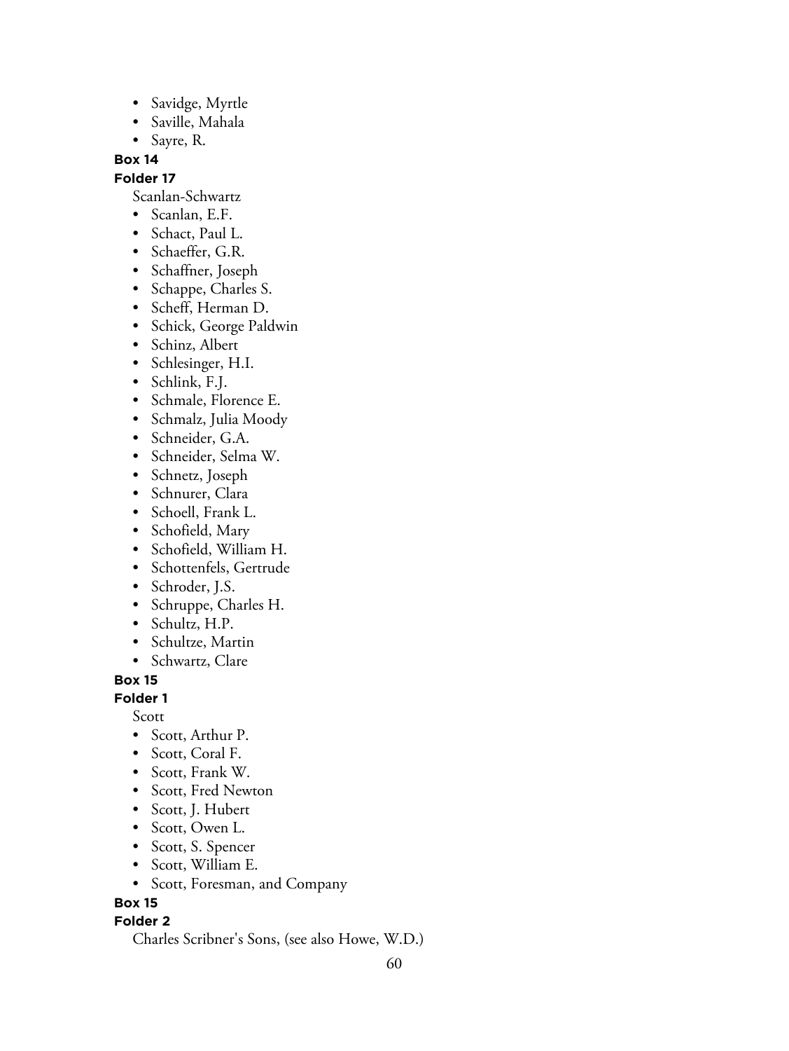- Savidge, Myrtle
- Saville, Mahala
- Sayre, R.

**Box 14**

**Folder 17**

Scanlan-Schwartz

- Scanlan, E.F.
- Schact, Paul L.
- Schaeffer, G.R.
- Schaffner, Joseph
- Schappe, Charles S.
- Scheff, Herman D.
- Schick, George Paldwin
- Schinz, Albert
- Schlesinger, H.I.
- Schlink, F.J.
- Schmale, Florence E.
- Schmalz, Julia Moody
- Schneider, G.A.
- Schneider, Selma W.
- Schnetz, Joseph
- Schnurer, Clara
- Schoell, Frank L.
- Schofield, Mary
- Schofield, William H.
- Schottenfels, Gertrude
- Schroder, J.S.
- Schruppe, Charles H.
- Schultz, H.P.
- Schultze, Martin
- Schwartz, Clare

**Box 15**

**Folder 1**

Scott

- Scott, Arthur P.
- Scott, Coral F.
- Scott, Frank W.
- Scott, Fred Newton
- Scott, J. Hubert
- Scott, Owen L.
- Scott, S. Spencer
- Scott, William E.
- Scott, Foresman, and Company

**Box 15**

**Folder 2**

Charles Scribner's Sons, (see also Howe, W.D.)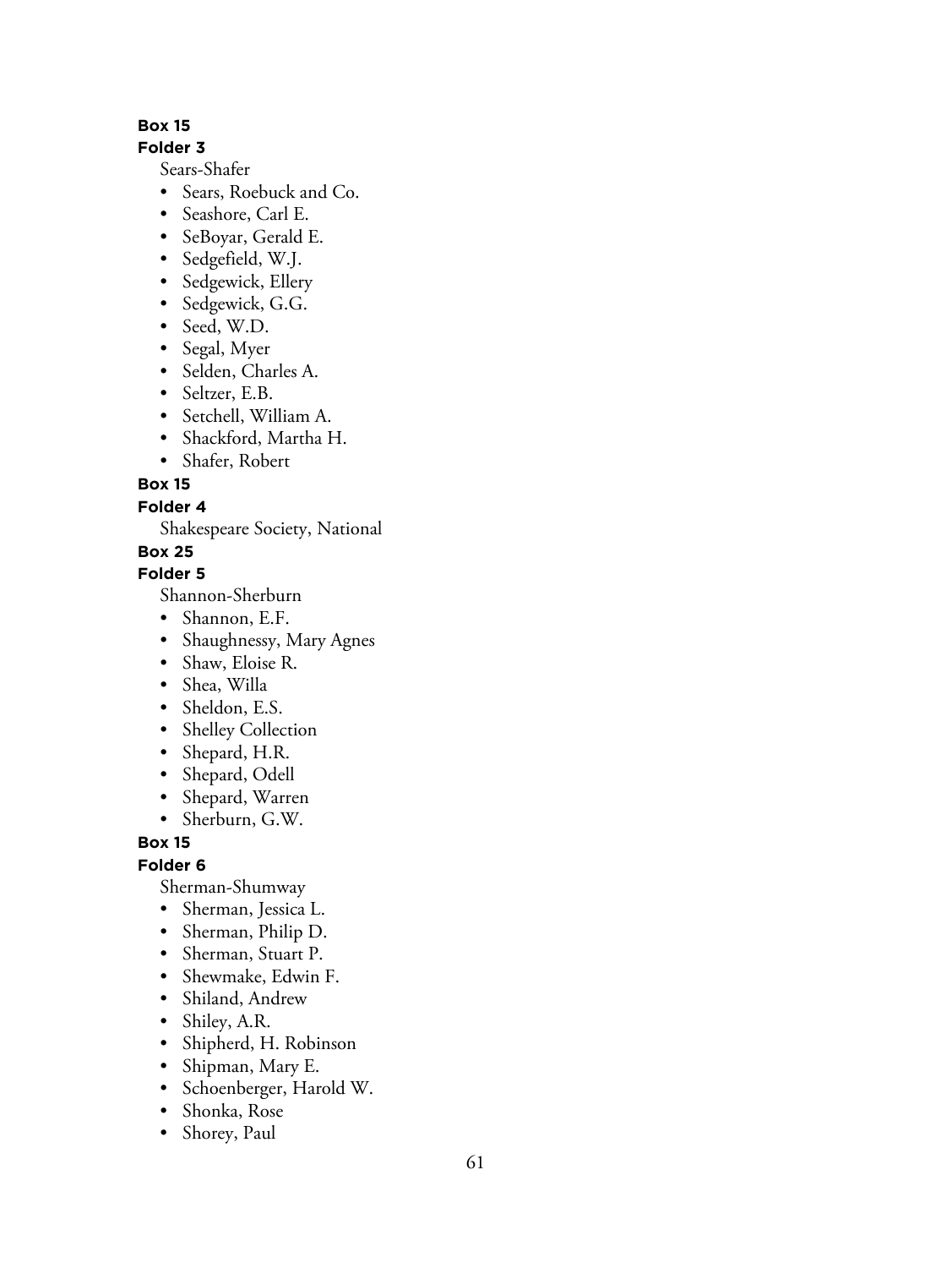**Box 15**

**Folder 3**

Sears-Shafer

- Sears, Roebuck and Co.
- Seashore, Carl E.
- SeBoyar, Gerald E.
- Sedgefield, W.J.
- Sedgewick, Ellery
- Sedgewick, G.G.
- Seed, W.D.
- Segal, Myer
- Selden, Charles A.
- Seltzer, E.B.
- Setchell, William A.
- Shackford, Martha H.
- Shafer, Robert

**Box 15**

**Folder 4**

Shakespeare Society, National

**Box 25**

**Folder 5**

Shannon-Sherburn

- Shannon, E.F.
- Shaughnessy, Mary Agnes
- Shaw, Eloise R.
- Shea, Willa
- Sheldon, E.S.
- Shelley Collection
- Shepard, H.R.
- Shepard, Odell
- Shepard, Warren
- Sherburn, G.W.

**Box 15**

**Folder 6**

Sherman-Shumway

- Sherman, Jessica L.
- Sherman, Philip D.
- Sherman, Stuart P.
- Shewmake, Edwin F.
- Shiland, Andrew
- Shiley, A.R.
- Shipherd, H. Robinson
- Shipman, Mary E.
- Schoenberger, Harold W.
- Shonka, Rose
- Shorey, Paul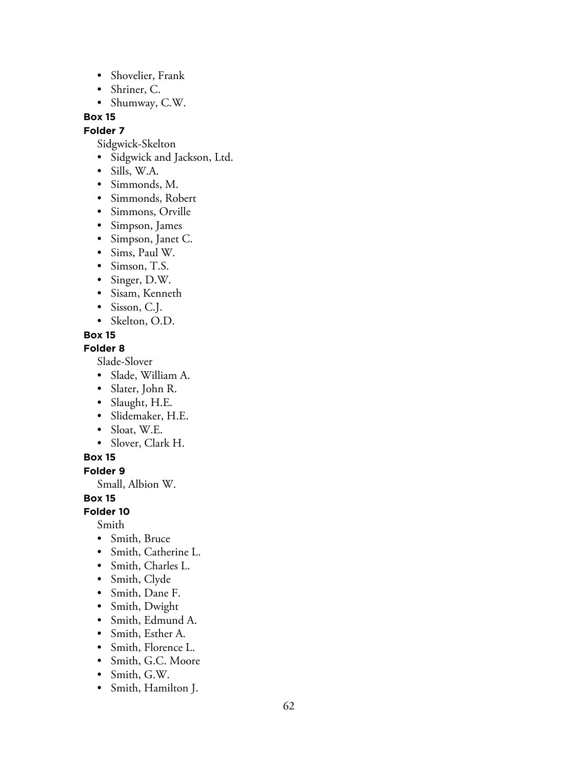- Shovelier, Frank
- Shriner, C.
- Shumway, C.W.

**Box 15**

**Folder 7**

Sidgwick-Skelton

- Sidgwick and Jackson, Ltd.
- Sills, W.A.
- Simmonds, M.
- Simmonds, Robert
- Simmons, Orville
- Simpson, James
- Simpson, Janet C.
- Sims, Paul W.
- Simson, T.S.
- Singer, D.W.
- Sisam, Kenneth
- Sisson, C.J.
- Skelton, O.D.

**Box 15**

**Folder 8**

Slade-Slover

- Slade, William A.
- Slater, John R.
- Slaught, H.E.
- Slidemaker, H.E.
- Sloat, W.E.
- Slover, Clark H.

**Box 15**

**Folder 9**

Small, Albion W.

**Box 15**

**Folder 10**

Smith

- Smith, Bruce
- Smith, Catherine L.
- Smith, Charles L.
- Smith, Clyde
- Smith, Dane F.
- Smith, Dwight
- Smith, Edmund A.
- Smith, Esther A.
- Smith, Florence L.
- Smith, G.C. Moore
- Smith, G.W.
- Smith, Hamilton J.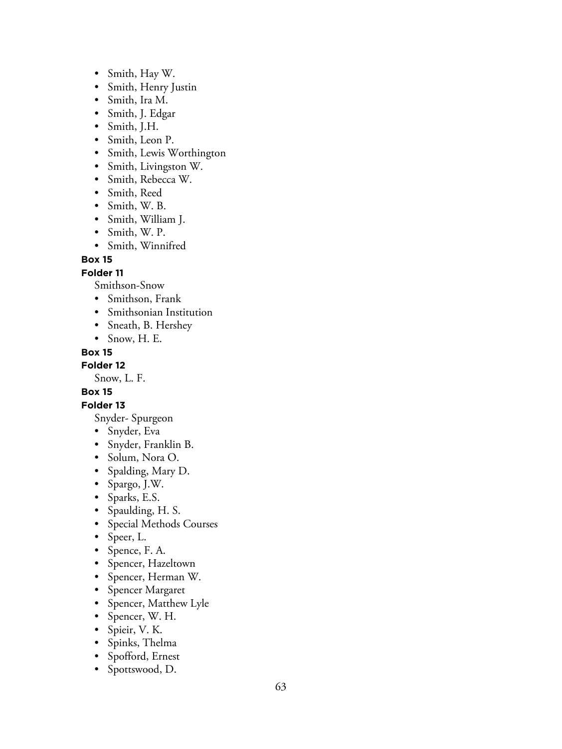- Smith, Hay W.
- Smith, Henry Justin
- Smith, Ira M.
- Smith, J. Edgar
- Smith, J.H.
- Smith, Leon P.
- Smith, Lewis Worthington
- Smith, Livingston W.
- Smith, Rebecca W.
- Smith, Reed
- Smith, W. B.
- Smith, William J.
- Smith, W. P.
- Smith, Winnifred

**Box 15**

**Folder 11**

Smithson-Snow

- Smithson, Frank
- Smithsonian Institution
- Sneath, B. Hershey
- Snow, H. E.

**Box 15**

**Folder 12**

Snow, L. F.

**Box 15**

**Folder 13**

Snyder- Spurgeon

- Snyder, Eva
- Snyder, Franklin B.
- Solum, Nora O.
- Spalding, Mary D.
- Spargo, J.W.
- Sparks, E.S.
- Spaulding, H. S.
- Special Methods Courses
- Speer, L.
- Spence, F. A.
- Spencer, Hazeltown
- Spencer, Herman W.
- Spencer Margaret
- Spencer, Matthew Lyle
- Spencer, W. H.
- Spieir, V. K.
- Spinks, Thelma
- Spofford, Ernest
- Spottswood, D.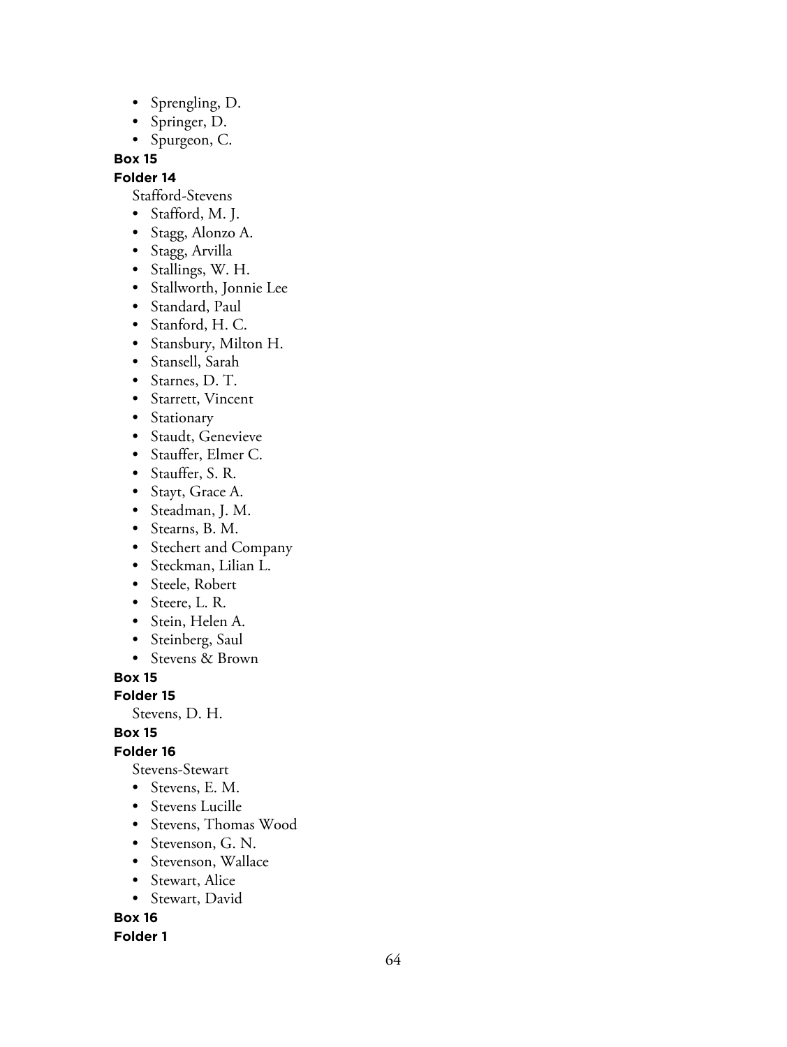- Sprengling, D.
- Springer, D.
- Spurgeon, C.

**Box 15**

**Folder 14**

Stafford-Stevens

- Stafford, M. J.
- Stagg, Alonzo A.
- Stagg, Arvilla
- Stallings, W. H.
- Stallworth, Jonnie Lee
- Standard, Paul
- Stanford, H. C.
- Stansbury, Milton H.
- Stansell, Sarah
- Starnes, D. T.
- Starrett, Vincent
- Stationary
- Staudt, Genevieve
- Stauffer, Elmer C.
- Stauffer, S. R.
- Stayt, Grace A.
- Steadman, J. M.
- Stearns, B. M.
- Stechert and Company
- Steckman, Lilian L.
- Steele, Robert
- Steere, L. R.
- Stein, Helen A.
- Steinberg, Saul
- Stevens & Brown

**Box 15**

**Folder 15**

Stevens, D. H.

**Box 15**

**Folder 16**

Stevens-Stewart

- Stevens, E. M.
- Stevens Lucille
- Stevens, Thomas Wood
- Stevenson, G. N.
- Stevenson, Wallace
- Stewart, Alice
- Stewart, David

**Box 16**

**Folder 1**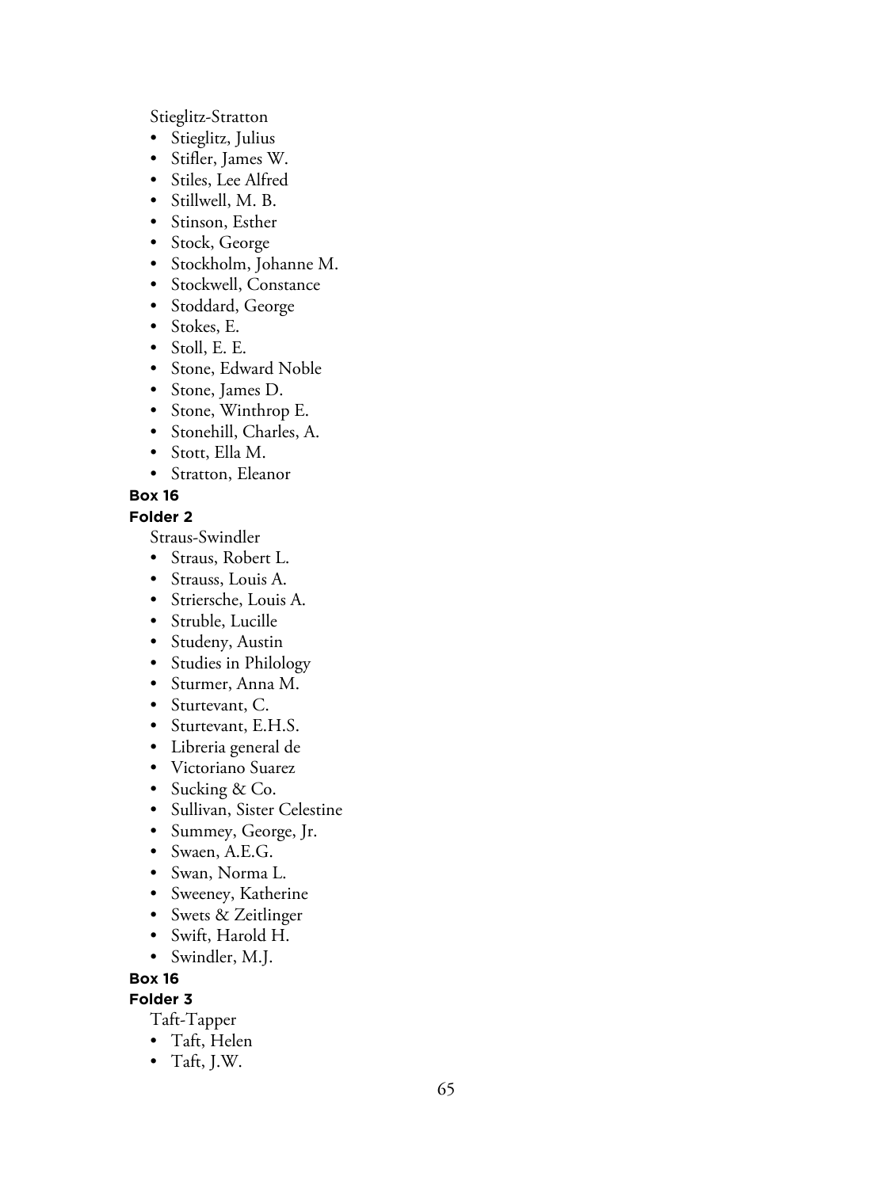Stieglitz-Stratton

- Stieglitz, Julius
- Stifler, James W.
- Stiles, Lee Alfred
- Stillwell, M. B.
- Stinson, Esther
- Stock, George
- Stockholm, Johanne M.
- Stockwell, Constance
- Stoddard, George
- Stokes, E.
- Stoll, E. E.
- Stone, Edward Noble
- Stone, James D.
- Stone, Winthrop E.
- Stonehill, Charles, A.
- Stott, Ella M.
- Stratton, Eleanor

**Box 16**

**Folder 2**

Straus-Swindler

- Straus, Robert L.
- Strauss, Louis A.
- Striersche, Louis A.
- Struble, Lucille
- Studeny, Austin
- Studies in Philology
- Sturmer, Anna M.
- Sturtevant, C.
- Sturtevant, E.H.S.
- Libreria general de
- Victoriano Suarez
- Sucking & Co.
- Sullivan, Sister Celestine
- Summey, George, Jr.
- Swaen, A.E.G.
- Swan, Norma L.
- Sweeney, Katherine
- Swets & Zeitlinger
- Swift, Harold H.
- Swindler, M.J.

**Box 16**

**Folder 3**

Taft-Tapper

- Taft, Helen
- Taft, J.W.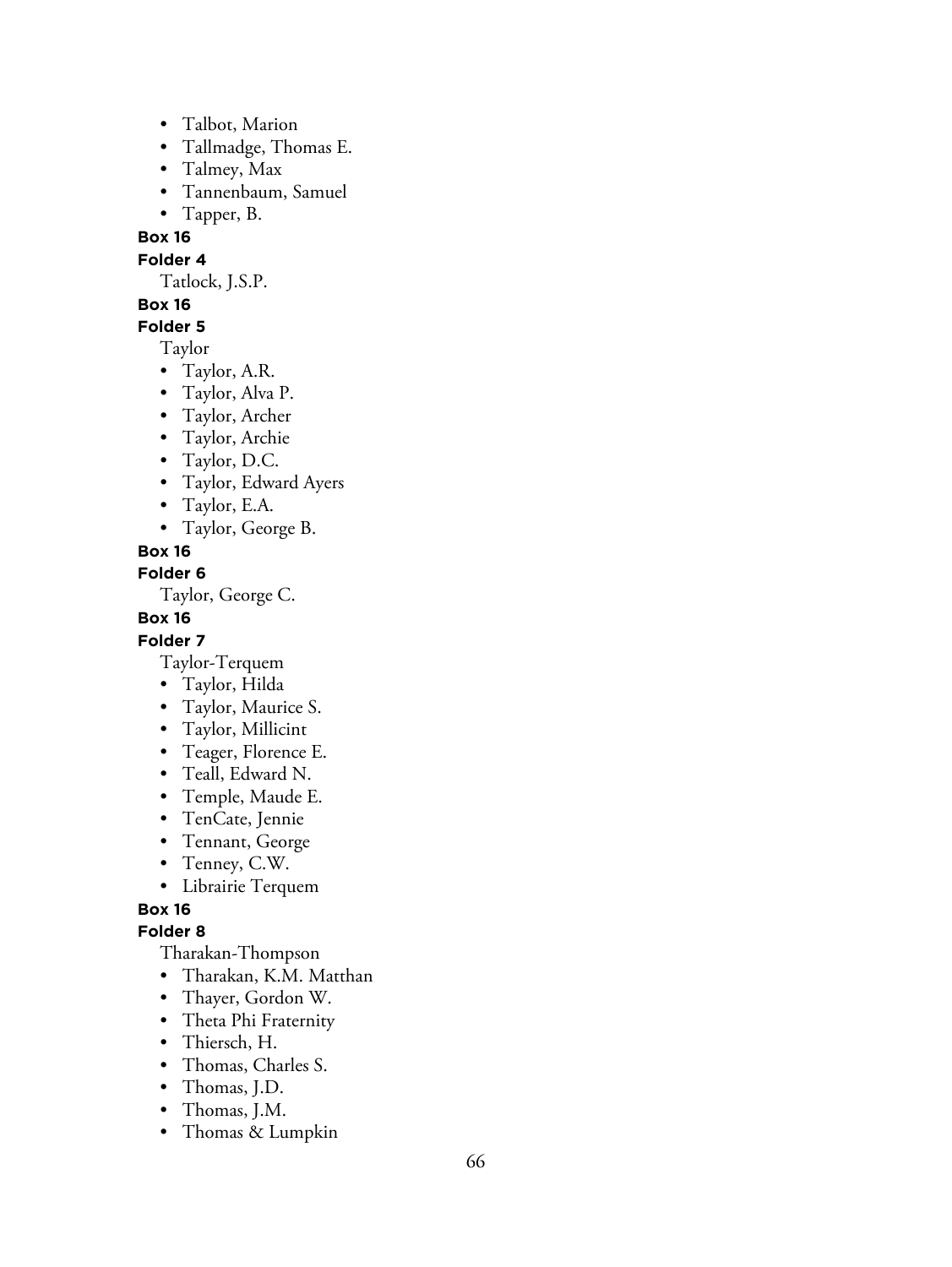- Talbot, Marion
- Tallmadge, Thomas E.
- Talmey, Max
- Tannenbaum, Samuel
- Tapper, B.

**Box 16**

**Folder 4**

Tatlock, J.S.P.

**Box 16**

**Folder 5**

Taylor

- Taylor, A.R.
- Taylor, Alva P.
- Taylor, Archer
- Taylor, Archie
- Taylor, D.C.
- Taylor, Edward Ayers
- Taylor, E.A.
- Taylor, George B.

**Box 16**

**Folder 6**

Taylor, George C.

**Box 16**

**Folder 7**

Taylor-Terquem

- Taylor, Hilda
- Taylor, Maurice S.
- Taylor, Millicint
- Teager, Florence E.
- Teall, Edward N.
- Temple, Maude E.
- TenCate, Jennie
- Tennant, George
- Tenney, C.W.
- Librairie Terquem

**Box 16**

**Folder 8**

Tharakan-Thompson

- Tharakan, K.M. Matthan
- Thayer, Gordon W.
- Theta Phi Fraternity
- Thiersch, H.
- Thomas, Charles S.
- Thomas, J.D.
- Thomas, J.M.
- Thomas & Lumpkin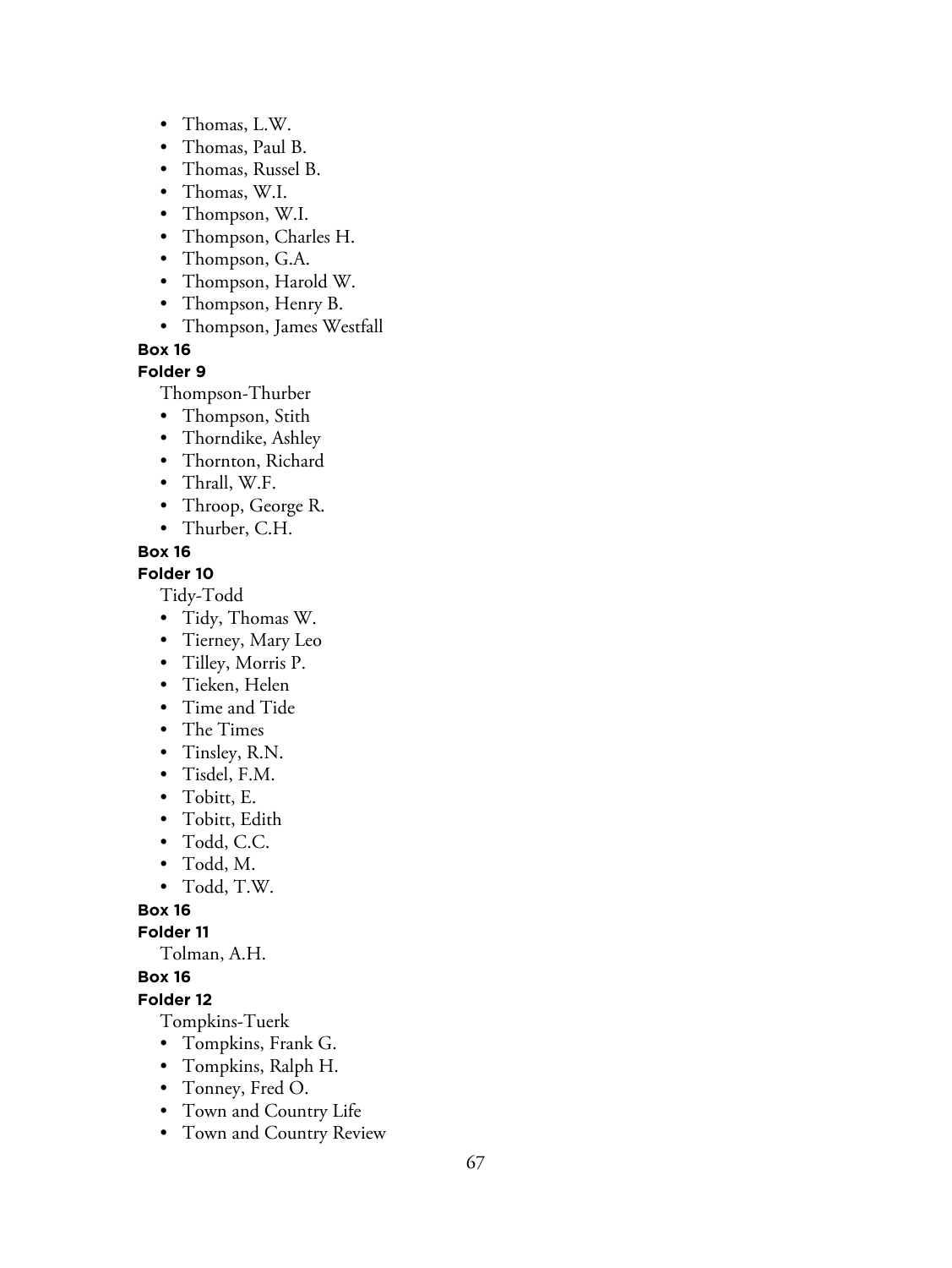- Thomas, L.W.
- Thomas, Paul B.
- Thomas, Russel B.
- Thomas, W.I.
- Thompson, W.I.
- Thompson, Charles H.
- Thompson, G.A.
- Thompson, Harold W.
- Thompson, Henry B.
- Thompson, James Westfall

**Box 16**

**Folder 9**

Thompson-Thurber

- Thompson, Stith
- Thorndike, Ashley
- Thornton, Richard
- Thrall, W.F.
- Throop, George R.
- Thurber, C.H.

**Box 16**

**Folder 10**

Tidy-Todd

- Tidy, Thomas W.
- Tierney, Mary Leo
- Tilley, Morris P.
- Tieken, Helen
- Time and Tide
- The Times
- Tinsley, R.N.
- Tisdel, F.M.
- Tobitt, E.
- Tobitt, Edith
- Todd, C.C.
- Todd, M.
- Todd, T.W.

**Box 16**

**Folder 11**

Tolman, A.H.

**Box 16**

**Folder 12**

Tompkins-Tuerk

- Tompkins, Frank G.
- Tompkins, Ralph H.
- Tonney, Fred O.
- Town and Country Life
- Town and Country Review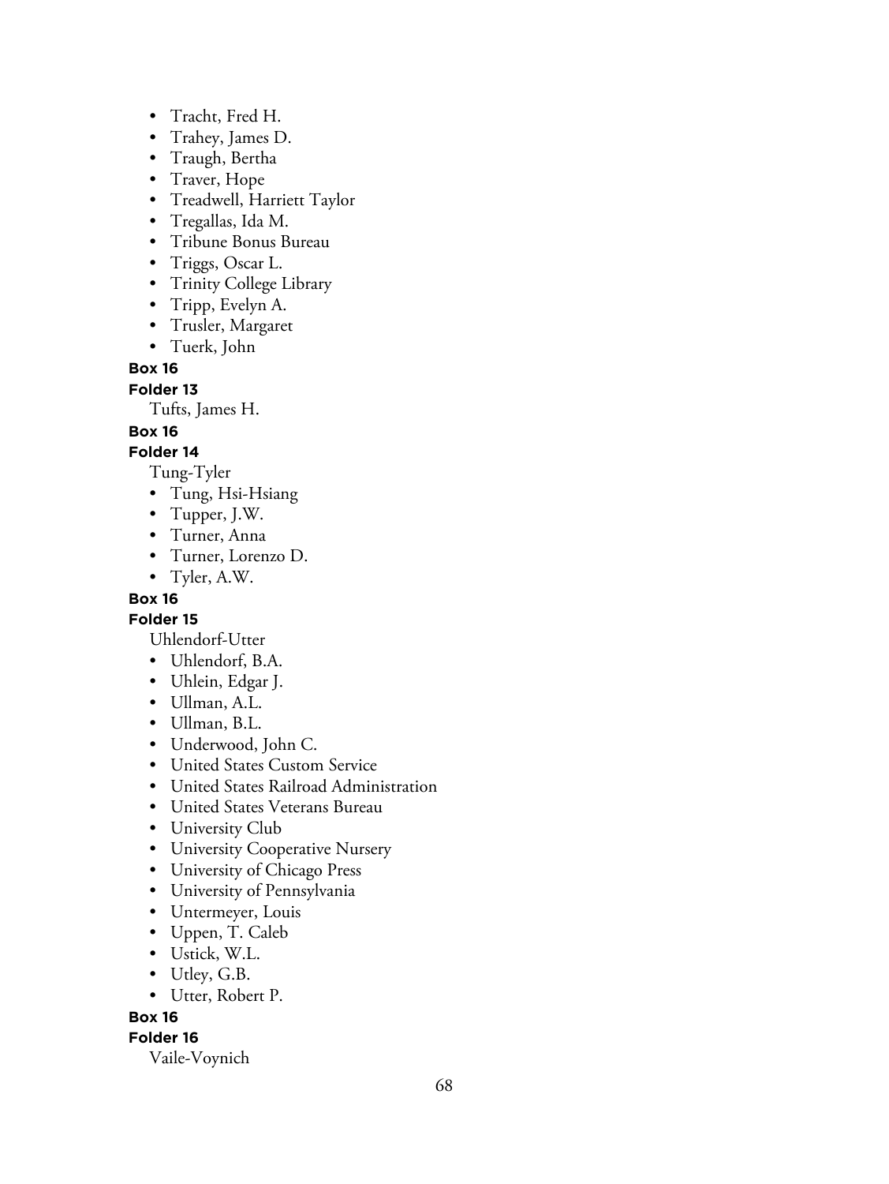- Tracht, Fred H.
- Trahey, James D.
- Traugh, Bertha
- Traver, Hope
- Treadwell, Harriett Taylor
- Tregallas, Ida M.
- Tribune Bonus Bureau
- Triggs, Oscar L.
- Trinity College Library
- Tripp, Evelyn A.
- Trusler, Margaret
- Tuerk, John

**Box 16**

**Folder 13**

Tufts, James H.

**Box 16**

**Folder 14**

Tung-Tyler

- Tung, Hsi-Hsiang
- Tupper, J.W.
- Turner, Anna
- Turner, Lorenzo D.
- Tyler, A.W.

**Box 16**

**Folder 15**

Uhlendorf-Utter

- Uhlendorf, B.A.
- Uhlein, Edgar J.
- Ullman, A.L.
- Ullman, B.L.
- Underwood, John C.
- United States Custom Service
- United States Railroad Administration
- United States Veterans Bureau
- University Club
- University Cooperative Nursery
- University of Chicago Press
- University of Pennsylvania
- Untermeyer, Louis
- Uppen, T. Caleb
- Ustick, W.L.
- Utley, G.B.
- Utter, Robert P.

**Box 16**

**Folder 16**

Vaile-Voynich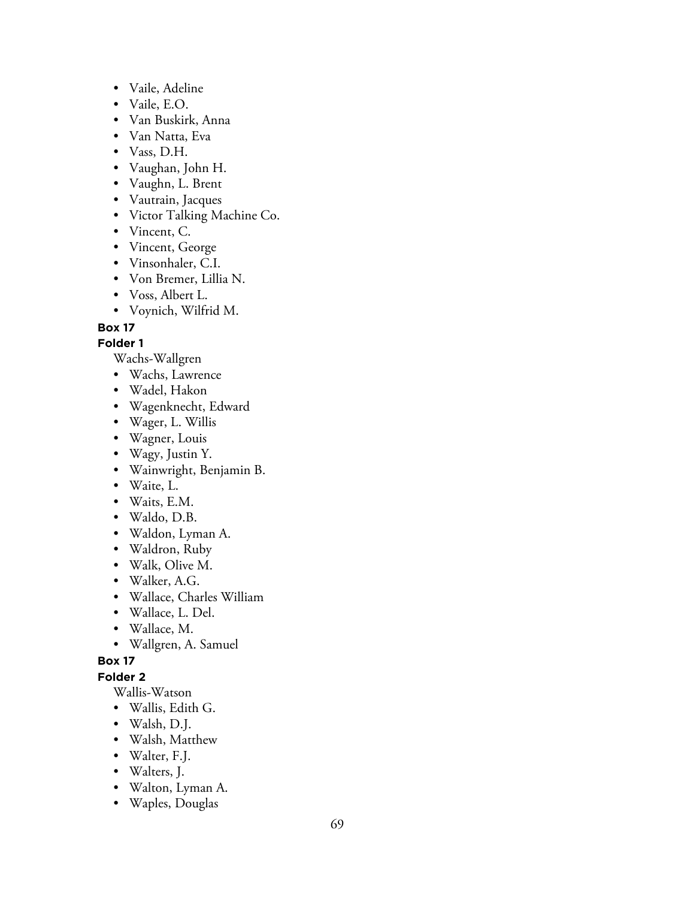- Vaile, Adeline
- Vaile, E.O.
- Van Buskirk, Anna
- Van Natta, Eva
- Vass, D.H.
- Vaughan, John H.
- Vaughn, L. Brent
- Vautrain, Jacques
- Victor Talking Machine Co.
- Vincent, C.
- Vincent, George
- Vinsonhaler, C.I.
- Von Bremer, Lillia N.
- Voss, Albert L.
- Voynich, Wilfrid M.

**Box 17**

**Folder 1**

Wachs-Wallgren

- Wachs, Lawrence
- Wadel, Hakon
- Wagenknecht, Edward
- Wager, L. Willis
- Wagner, Louis
- Wagy, Justin Y.
- Wainwright, Benjamin B.
- Waite, L.
- Waits, E.M.
- Waldo, D.B.
- Waldon, Lyman A.
- Waldron, Ruby
- Walk, Olive M.
- Walker, A.G.
- Wallace, Charles William
- Wallace, L. Del.
- Wallace, M.
- Wallgren, A. Samuel

**Box 17**

**Folder 2**

Wallis-Watson

- Wallis, Edith G.
- Walsh, D.J.
- Walsh, Matthew
- Walter, F.J.
- Walters, J.
- Walton, Lyman A.
- Waples, Douglas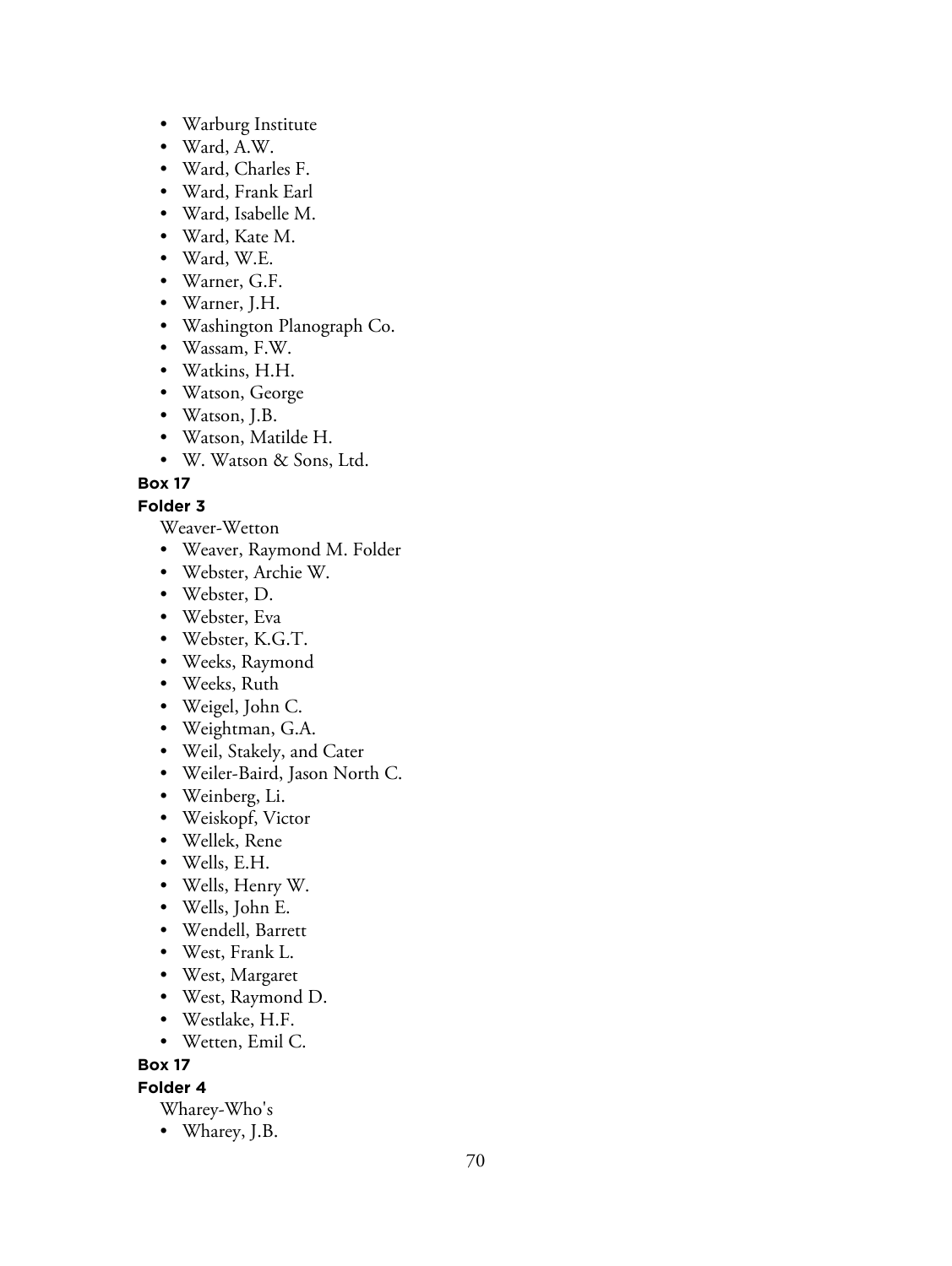- Warburg Institute
- Ward, A.W.
- Ward, Charles F.
- Ward, Frank Earl
- Ward, Isabelle M.
- Ward, Kate M.
- Ward, W.E.
- Warner, G.F.
- Warner, J.H.
- Washington Planograph Co.
- Wassam, F.W.
- Watkins, H.H.
- Watson, George
- Watson, J.B.
- Watson, Matilde H.
- W. Watson & Sons, Ltd.

**Box 17**

**Folder 3**

Weaver-Wetton

- Weaver, Raymond M. Folder
- Webster, Archie W.
- Webster, D.
- Webster, Eva
- Webster, K.G.T.
- Weeks, Raymond
- Weeks, Ruth
- Weigel, John C.
- Weightman, G.A.
- Weil, Stakely, and Cater
- Weiler-Baird, Jason North C.
- Weinberg, Li.
- Weiskopf, Victor
- Wellek, Rene
- Wells, E.H.
- Wells, Henry W.
- Wells, John E.
- Wendell, Barrett
- West, Frank L.
- West, Margaret
- West, Raymond D.
- Westlake, H.F.
- Wetten, Emil C.

**Box 17**

**Folder 4**

Wharey-Who's

- Wharey, J.B.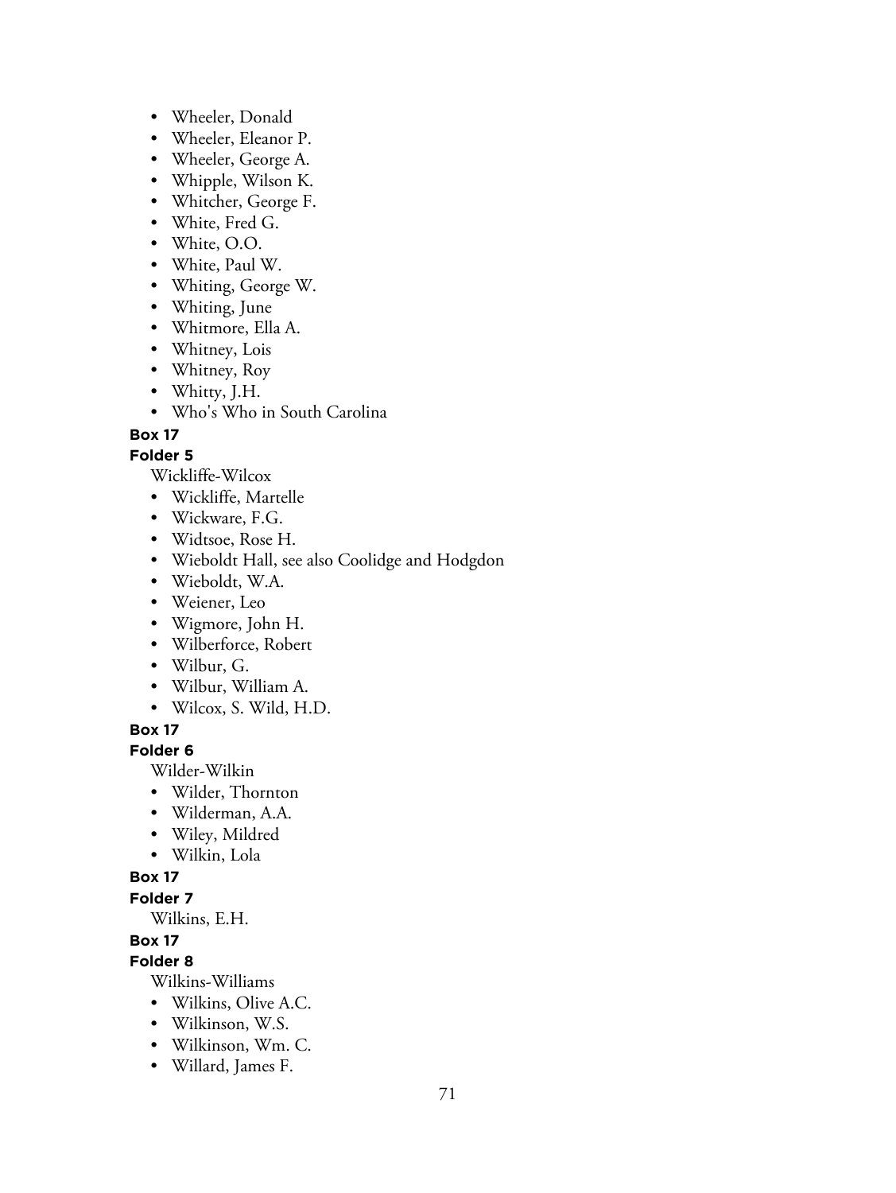- Wheeler, Donald
- Wheeler, Eleanor P.
- Wheeler, George A.
- Whipple, Wilson K.
- Whitcher, George F.
- White, Fred G.
- White, O.O.
- White, Paul W.
- Whiting, George W.
- Whiting, June
- Whitmore, Ella A.
- Whitney, Lois
- Whitney, Roy
- Whitty, J.H.
- Who's Who in South Carolina

**Box 17**

**Folder 5**

Wickliffe-Wilcox

- Wickliffe, Martelle
- Wickware, F.G.
- Widtsoe, Rose H.
- Wieboldt Hall, see also Coolidge and Hodgdon
- Wieboldt, W.A.
- Weiener, Leo
- Wigmore, John H.
- Wilberforce, Robert
- Wilbur, G.
- Wilbur, William A.
- Wilcox, S. Wild, H.D.

**Box 17**

**Folder 6**

Wilder-Wilkin

- Wilder, Thornton
- Wilderman, A.A.
- Wiley, Mildred
- Wilkin, Lola

**Box 17**

**Folder 7**

Wilkins, E.H.

**Box 17**

**Folder 8**

Wilkins-Williams

- Wilkins, Olive A.C.
- Wilkinson, W.S.
- Wilkinson, Wm. C.
- Willard, James F.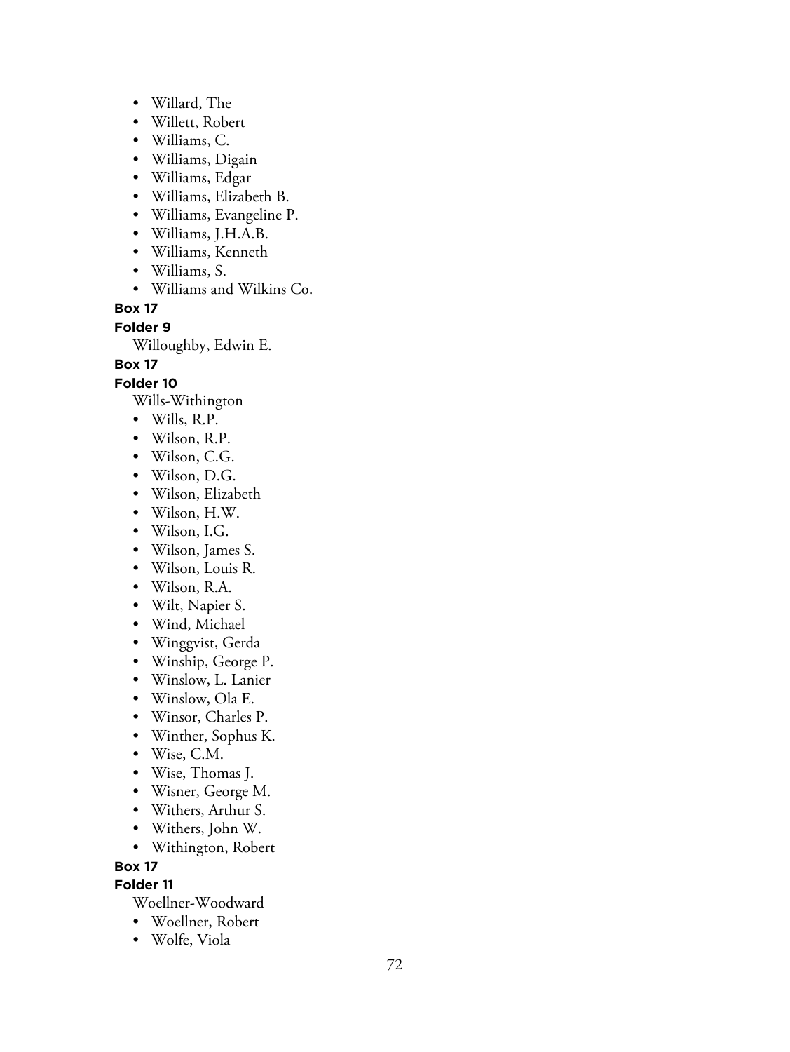- Willard, The
- Willett, Robert
- Williams, C.
- Williams, Digain
- Williams, Edgar
- Williams, Elizabeth B.
- Williams, Evangeline P.
- Williams, J.H.A.B.
- Williams, Kenneth
- Williams, S.
- Williams and Wilkins Co.

**Box 17**

**Folder 9**

Willoughby, Edwin E.

**Box 17**

**Folder 10**

Wills-Withington

- Wills, R.P.
- Wilson, R.P.
- Wilson, C.G.
- Wilson, D.G.
- Wilson, Elizabeth
- Wilson, H.W.
- Wilson, I.G.
- Wilson, James S.
- Wilson, Louis R.
- Wilson, R.A.
- Wilt, Napier S.
- Wind, Michael
- Winggvist, Gerda
- Winship, George P.
- Winslow, L. Lanier
- Winslow, Ola E.
- Winsor, Charles P.
- Winther, Sophus K.
- Wise, C.M.
- Wise, Thomas J.
- Wisner, George M.
- Withers, Arthur S.
- Withers, John W.
- Withington, Robert

**Box 17**

**Folder 11**

Woellner-Woodward

- Woellner, Robert
- Wolfe, Viola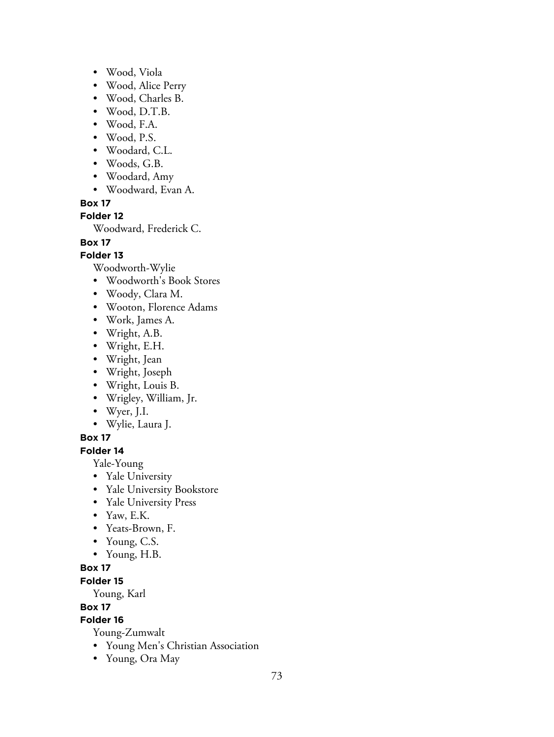- Wood, Viola
- Wood, Alice Perry
- Wood, Charles B.
- Wood, D.T.B.
- Wood, F.A.
- Wood, P.S.
- Woodard, C.L.
- Woods, G.B.
- Woodard, Amy
- Woodward, Evan A.

**Box 17**

**Folder 12**

Woodward, Frederick C.

**Box 17**

**Folder 13**

Woodworth-Wylie

- Woodworth's Book Stores
- Woody, Clara M.
- Wooton, Florence Adams
- Work, James A.
- Wright, A.B.
- Wright, E.H.
- Wright, Jean
- Wright, Joseph
- Wright, Louis B.
- Wrigley, William, Jr.
- Wyer, J.I.
- Wylie, Laura J.

**Box 17**

**Folder 14**

Yale-Young

- Yale University
- Yale University Bookstore
- Yale University Press
- Yaw, E.K.
- Yeats-Brown, F.
- Young, C.S.
- Young, H.B.

**Box 17**

**Folder 15**

Young, Karl

**Box 17**

**Folder 16**

Young-Zumwalt

- Young Men's Christian Association
- Young, Ora May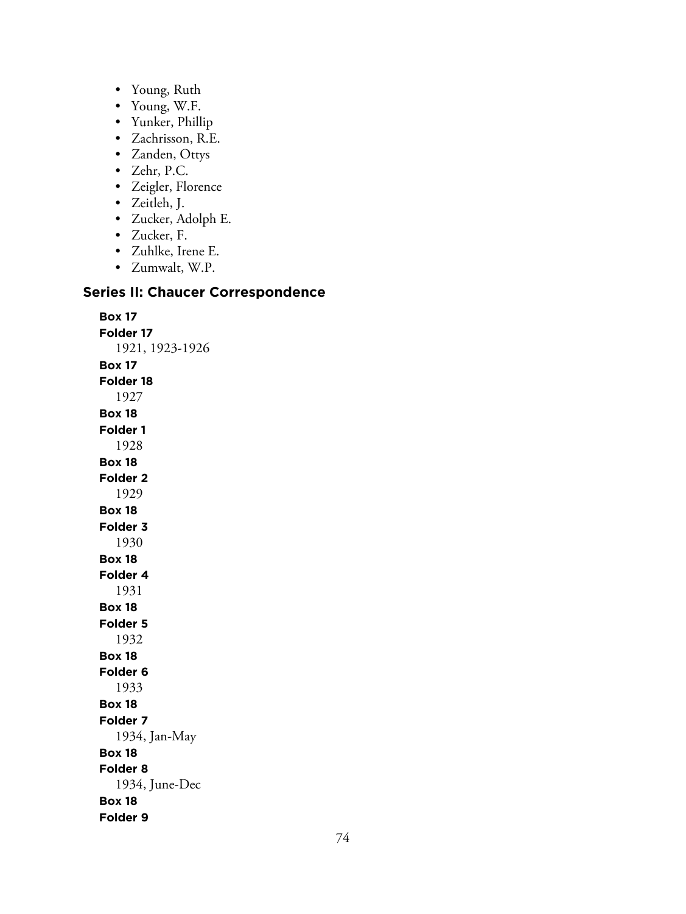- Young, Ruth
- Young, W.F.
- Yunker, Phillip
- Zachrisson, R.E.
- Zanden, Ottys
- Zehr, P.C.
- Zeigler, Florence
- Zeitleh, J.
- Zucker, Adolph E.
- Zucker, F.
- Zuhlke, Irene E.
- Zumwalt, W.P.

## Series II: Chaucer Correspondence

**Box 17**
**Folder 17**
1921, 1923-1926

**Box 17**
**Folder 18**
1927

**Box 18**
**Folder 1**
1928

**Box 18**
**Folder 2**
1929

**Box 18**
**Folder 3**
1930

**Box 18**
**Folder 4**
1931

**Box 18**
**Folder 5**
1932

**Box 18**
**Folder 6**
1933

**Box 18**
**Folder 7**
1934, Jan-May

**Box 18**
**Folder 8**
1934, June-Dec

**Box 18**
**Folder 9**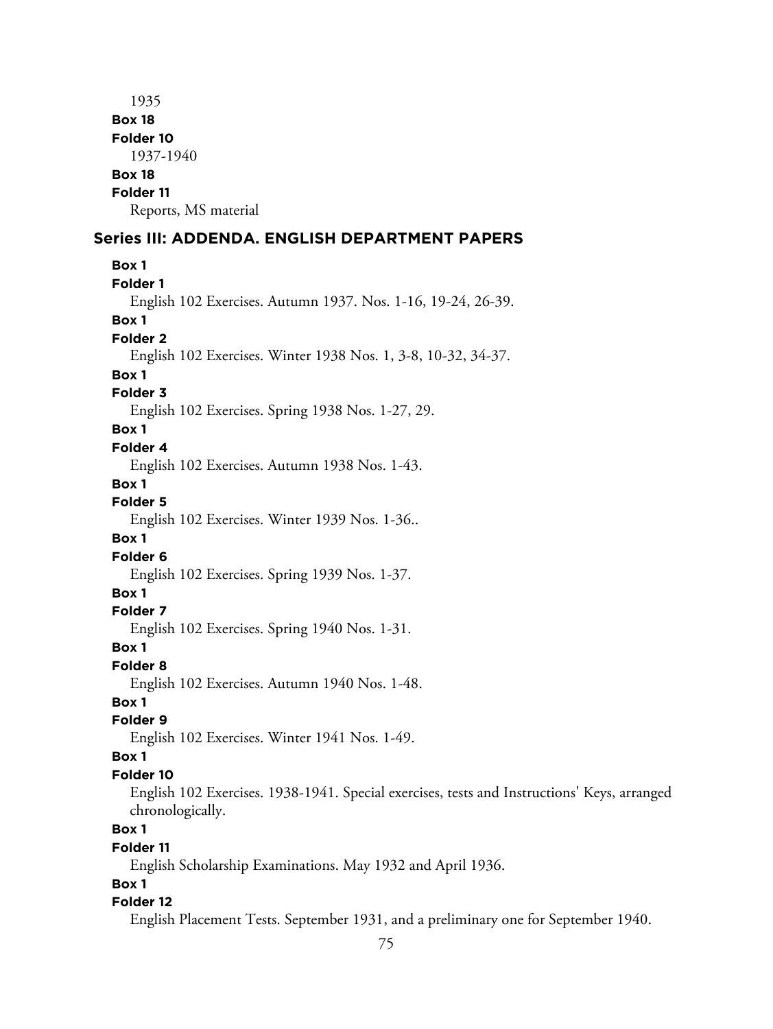1935

**Box 18**

**Folder 10**

1937-1940

**Box 18**

**Folder 11**

Reports, MS material

## Series III: ADDENDA. ENGLISH DEPARTMENT PAPERS

**Box 1**

**Folder 1**

English 102 Exercises. Autumn 1937. Nos. 1-16, 19-24, 26-39.

**Box 1**

**Folder 2**

English 102 Exercises. Winter 1938 Nos. 1, 3-8, 10-32, 34-37.

**Box 1**

**Folder 3**

English 102 Exercises. Spring 1938 Nos. 1-27, 29.

**Box 1**

**Folder 4**

English 102 Exercises. Autumn 1938 Nos. 1-43.

**Box 1**

**Folder 5**

English 102 Exercises. Winter 1939 Nos. 1-36..

**Box 1**

**Folder 6**

English 102 Exercises. Spring 1939 Nos. 1-37.

**Box 1**

**Folder 7**

English 102 Exercises. Spring 1940 Nos. 1-31.

**Box 1**

**Folder 8**

English 102 Exercises. Autumn 1940 Nos. 1-48.

**Box 1**

**Folder 9**

English 102 Exercises. Winter 1941 Nos. 1-49.

**Box 1**

**Folder 10**

English 102 Exercises. 1938-1941. Special exercises, tests and Instructions' Keys, arranged chronologically.

**Box 1**

**Folder 11**

English Scholarship Examinations. May 1932 and April 1936.

**Box 1**

**Folder 12**

English Placement Tests. September 1931, and a preliminary one for September 1940.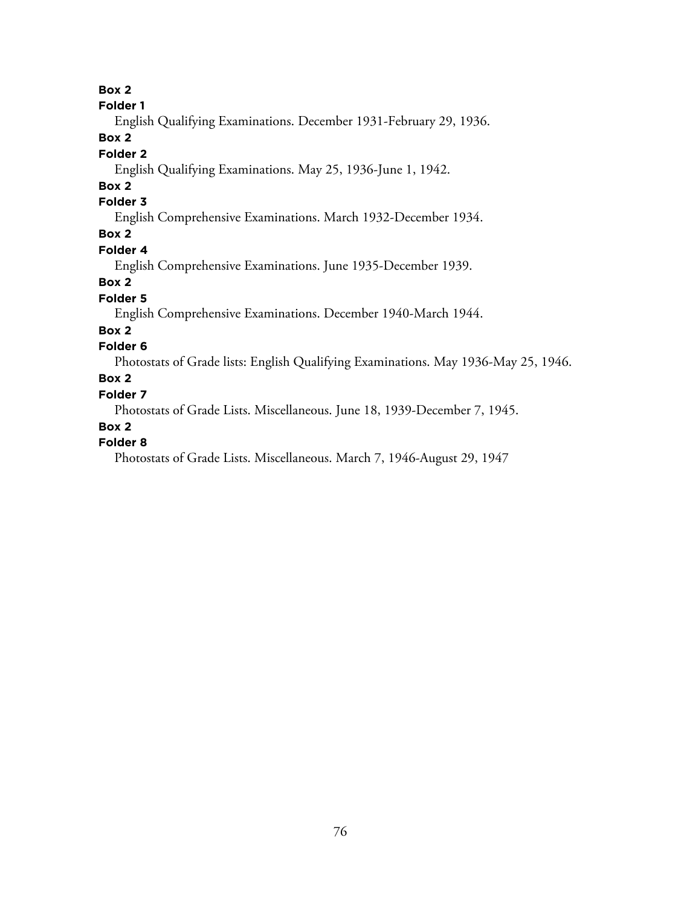**Box 2**
**Folder 1**
English Qualifying Examinations. December 1931-February 29, 1936.

**Box 2**
**Folder 2**
English Qualifying Examinations. May 25, 1936-June 1, 1942.

**Box 2**
**Folder 3**
English Comprehensive Examinations. March 1932-December 1934.

**Box 2**
**Folder 4**
English Comprehensive Examinations. June 1935-December 1939.

**Box 2**
**Folder 5**
English Comprehensive Examinations. December 1940-March 1944.

**Box 2**
**Folder 6**
Photostats of Grade lists: English Qualifying Examinations. May 1936-May 25, 1946.

**Box 2**
**Folder 7**
Photostats of Grade Lists. Miscellaneous. June 18, 1939-December 7, 1945.

**Box 2**
**Folder 8**
Photostats of Grade Lists. Miscellaneous. March 7, 1946-August 29, 1947